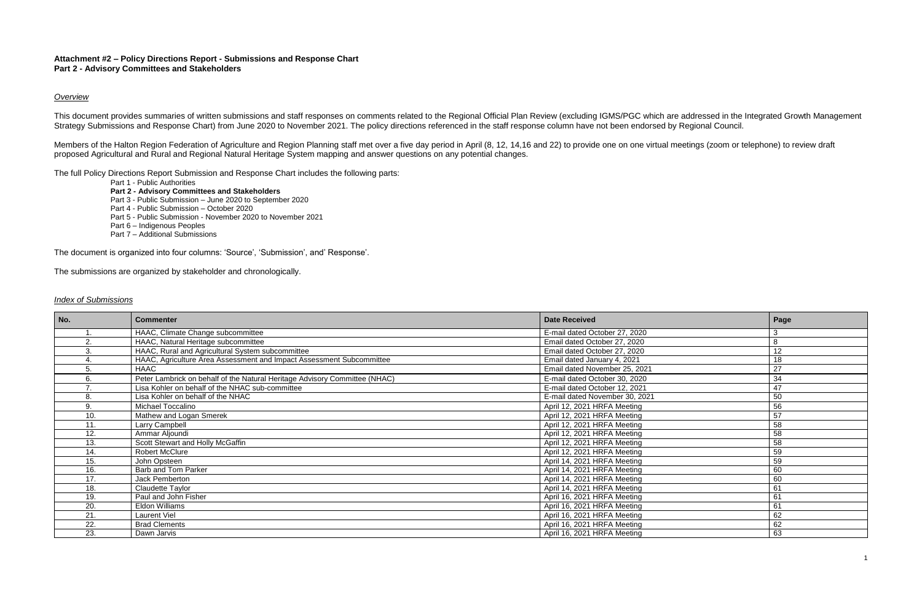**Attachment #2 – Policy Directions Report - Submissions and Response Chart**
**Part 2 - Advisory Committees and Stakeholders**

*Overview*

This document provides summaries of written submissions and staff responses on comments related to the Regional Official Plan Review (excluding IGMS/PGC which are addressed in the Integrated Growth Management Strategy Submissions and Response Chart) from June 2020 to November 2021. The policy directions referenced in the staff response column have not been endorsed by Regional Council.

Members of the Halton Region Federation of Agriculture and Region Planning staff met over a five day period in April (8, 12, 14,16 and 22) to provide one on one virtual meetings (zoom or telephone) to review draft proposed Agricultural and Rural and Regional Natural Heritage System mapping and answer questions on any potential changes.

The full Policy Directions Report Submission and Response Chart includes the following parts:

- Part 1 - Public Authorities
- **Part 2 - Advisory Committees and Stakeholders**
- Part 3 - Public Submission – June 2020 to September 2020
- Part 4 - Public Submission – October 2020
- Part 5 - Public Submission - November 2020 to November 2021
- Part 6 – Indigenous Peoples
- Part 7 – Additional Submissions

The document is organized into four columns: 'Source', 'Submission', and' Response'.

The submissions are organized by stakeholder and chronologically.

*Index of Submissions*

| No. | Commenter | Date Received | Page |
|---|---|---|---|
| 1. | HAAC, Climate Change subcommittee | E-mail dated October 27, 2020 | 3 |
| 2. | HAAC, Natural Heritage subcommittee | Email dated October 27, 2020 | 8 |
| 3. | HAAC, Rural and Agricultural System subcommittee | Email dated October 27, 2020 | 12 |
| 4. | HAAC, Agriculture Area Assessment and Impact Assessment Subcommittee | Email dated January 4, 2021 | 18 |
| 5. | HAAC | Email dated November 25, 2021 | 27 |
| 6. | Peter Lambrick on behalf of the Natural Heritage Advisory Committee (NHAC) | E-mail dated October 30, 2020 | 34 |
| 7. | Lisa Kohler on behalf of the NHAC sub-committee | E-mail dated October 12, 2021 | 47 |
| 8. | Lisa Kohler on behalf of the NHAC | E-mail dated November 30, 2021 | 50 |
| 9. | Michael Toccalino | April 12, 2021 HRFA Meeting | 56 |
| 10. | Mathew and Logan Smerek | April 12, 2021 HRFA Meeting | 57 |
| 11. | Larry Campbell | April 12, 2021 HRFA Meeting | 58 |
| 12. | Ammar Aljoundi | April 12, 2021 HRFA Meeting | 58 |
| 13. | Scott Stewart and Holly McGaffin | April 12, 2021 HRFA Meeting | 58 |
| 14. | Robert McClure | April 12, 2021 HRFA Meeting | 59 |
| 15. | John Opsteen | April 14, 2021 HRFA Meeting | 59 |
| 16. | Barb and Tom Parker | April 14, 2021 HRFA Meeting | 60 |
| 17. | Jack Pemberton | April 14, 2021 HRFA Meeting | 60 |
| 18. | Claudette Taylor | April 14, 2021 HRFA Meeting | 61 |
| 19. | Paul and John Fisher | April 16, 2021 HRFA Meeting | 61 |
| 20. | Eldon Williams | April 16, 2021 HRFA Meeting | 61 |
| 21. | Laurent Viel | April 16, 2021 HRFA Meeting | 62 |
| 22. | Brad Clements | April 16, 2021 HRFA Meeting | 62 |
| 23. | Dawn Jarvis | April 16, 2021 HRFA Meeting | 63 |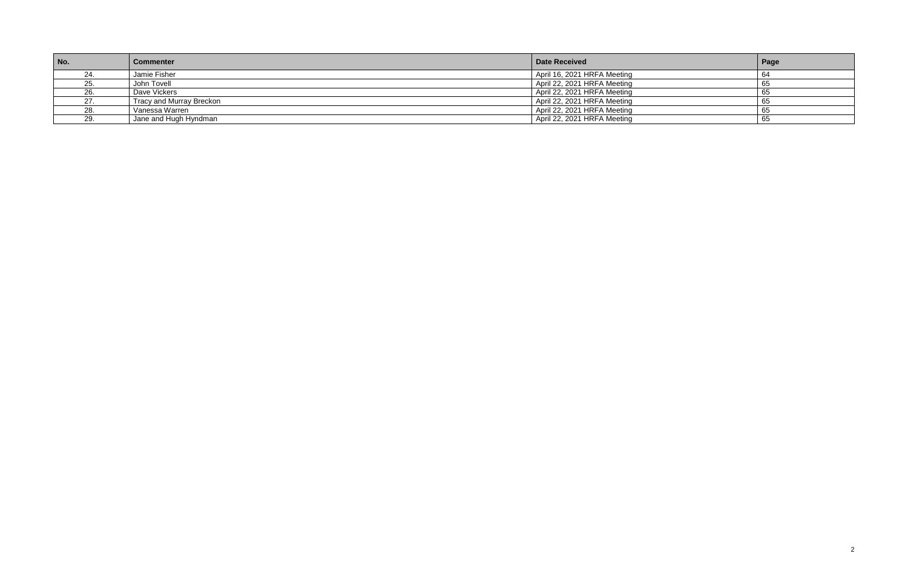| No. | Commenter | Date Received | Page |
|---|---|---|---|
| 24. | Jamie Fisher | April 16, 2021 HRFA Meeting | 64 |
| 25. | John Tovell | April 22, 2021 HRFA Meeting | 65 |
| 26. | Dave Vickers | April 22, 2021 HRFA Meeting | 65 |
| 27. | Tracy and Murray Breckon | April 22, 2021 HRFA Meeting | 65 |
| 28. | Vanessa Warren | April 22, 2021 HRFA Meeting | 65 |
| 29. | Jane and Hugh Hyndman | April 22, 2021 HRFA Meeting | 65 |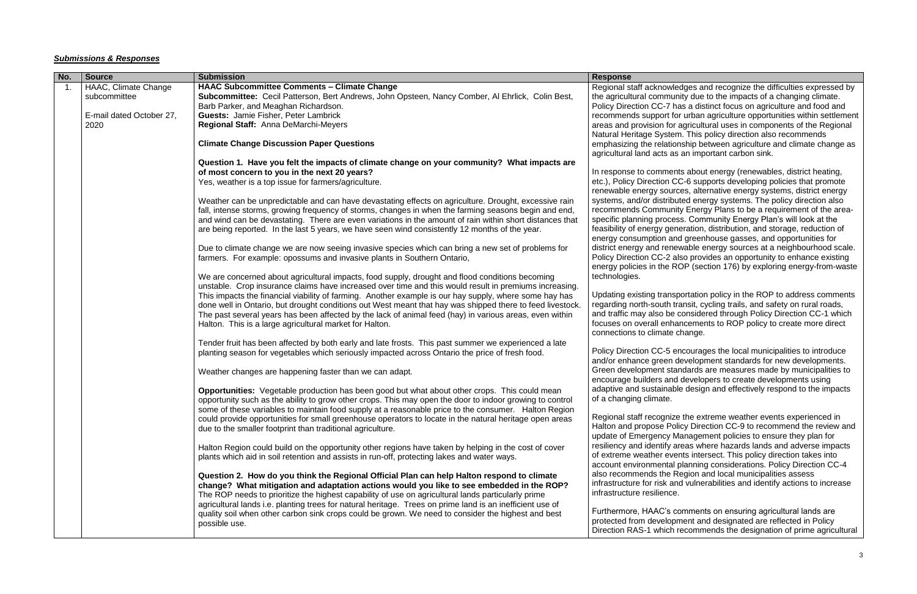## *Submissions & Responses*

| No. | Source | Submission | Response |
|---|---|---|---|
| 1. | HAAC, Climate Change subcommittee<br><br>E-mail dated October 27, 2020 | **HAAC Subcommittee Comments – Climate Change**<br>**Subcommittee:** Cecil Patterson, Bert Andrews, John Opsteen, Nancy Comber, Al Ehrlick, Colin Best, Barb Parker, and Meaghan Richardson.<br>**Guests:** Jamie Fisher, Peter Lambrick<br>**Regional Staff:** Anna DeMarchi-Meyers<br><br>**Climate Change Discussion Paper Questions**<br><br>**Question 1. Have you felt the impacts of climate change on your community? What impacts are of most concern to you in the next 20 years?**<br>Yes, weather is a top issue for farmers/agriculture.<br><br>Weather can be unpredictable and can have devastating effects on agriculture. Drought, excessive rain fall, intense storms, growing frequency of storms, changes in when the farming seasons begin and end, and wind can be devastating. There are even variations in the amount of rain within short distances that are being reported. In the last 5 years, we have seen wind consistently 12 months of the year.<br><br>Due to climate change we are now seeing invasive species which can bring a new set of problems for farmers. For example: opossums and invasive plants in Southern Ontario,<br><br>We are concerned about agricultural impacts, food supply, drought and flood conditions becoming unstable. Crop insurance claims have increased over time and this would result in premiums increasing. This impacts the financial viability of farming. Another example is our hay supply, where some hay has done well in Ontario, but drought conditions out West meant that hay was shipped there to feed livestock. The past several years has been affected by the lack of animal feed (hay) in various areas, even within Halton. This is a large agricultural market for Halton.<br><br>Tender fruit has been affected by both early and late frosts. This past summer we experienced a late planting season for vegetables which seriously impacted across Ontario the price of fresh food.<br><br>Weather changes are happening faster than we can adapt.<br><br>**Opportunities:** Vegetable production has been good but what about other crops. This could mean opportunity such as the ability to grow other crops. This may open the door to indoor growing to control some of these variables to maintain food supply at a reasonable price to the consumer. Halton Region could provide opportunities for small greenhouse operators to locate in the natural heritage open areas due to the smaller footprint than traditional agriculture.<br><br>Halton Region could build on the opportunity other regions have taken by helping in the cost of cover plants which aid in soil retention and assists in run-off, protecting lakes and water ways.<br><br>**Question 2. How do you think the Regional Official Plan can help Halton respond to climate change? What mitigation and adaptation actions would you like to see embedded in the ROP?**<br>The ROP needs to prioritize the highest capability of use on agricultural lands particularly prime agricultural lands i.e. planting trees for natural heritage. Trees on prime land is an inefficient use of quality soil when other carbon sink crops could be grown. We need to consider the highest and best possible use. | Regional staff acknowledges and recognize the difficulties expressed by the agricultural community due to the impacts of a changing climate. Policy Direction CC-7 has a distinct focus on agriculture and food and recommends support for urban agriculture opportunities within settlement areas and provision for agricultural uses in components of the Regional Natural Heritage System. This policy direction also recommends emphasizing the relationship between agriculture and climate change as agricultural land acts as an important carbon sink.<br><br>In response to comments about energy (renewables, district heating, etc.), Policy Direction CC-6 supports developing policies that promote renewable energy sources, alternative energy systems, district energy systems, and/or distributed energy systems. The policy direction also recommends Community Energy Plans to be a requirement of the area-specific planning process. Community Energy Plan's will look at the feasibility of energy generation, distribution, and storage, reduction of energy consumption and greenhouse gasses, and opportunities for district energy and renewable energy sources at a neighbourhood scale. Policy Direction CC-2 also provides an opportunity to enhance existing energy policies in the ROP (section 176) by exploring energy-from-waste technologies.<br><br>Updating existing transportation policy in the ROP to address comments regarding north-south transit, cycling trails, and safety on rural roads, and traffic may also be considered through Policy Direction CC-1 which focuses on overall enhancements to ROP policy to create more direct connections to climate change.<br><br>Policy Direction CC-5 encourages the local municipalities to introduce and/or enhance green development standards for new developments. Green development standards are measures made by municipalities to encourage builders and developers to create developments using adaptive and sustainable design and effectively respond to the impacts of a changing climate.<br><br>Regional staff recognize the extreme weather events experienced in Halton and propose Policy Direction CC-9 to recommend the review and update of Emergency Management policies to ensure they plan for resiliency and identify areas where hazards lands and adverse impacts of extreme weather events intersect. This policy direction takes into account environmental planning considerations. Policy Direction CC-4 also recommends the Region and local municipalities assess infrastructure for risk and vulnerabilities and identify actions to increase infrastructure resilience.<br><br>Furthermore, HAAC's comments on ensuring agricultural lands are protected from development and designated are reflected in Policy Direction RAS-1 which recommends the designation of prime agricultural |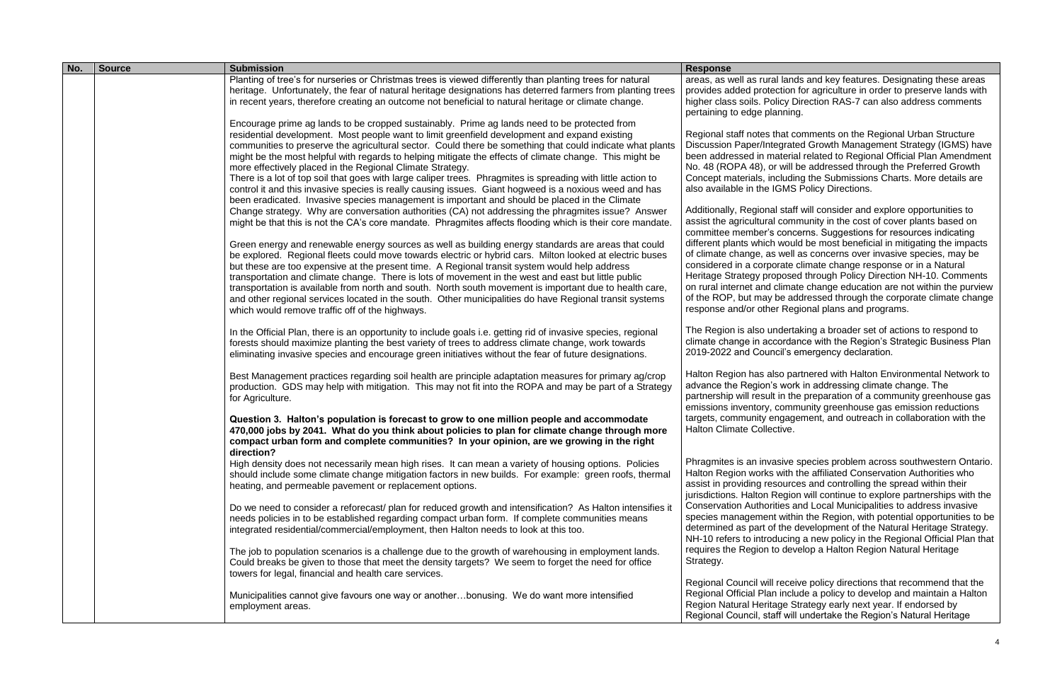| No. | Source | Submission | Response |
|---|---|---|---|
| | | Planting of tree's for nurseries or Christmas trees is viewed differently than planting trees for natural heritage. Unfortunately, the fear of natural heritage designations has deterred farmers from planting trees in recent years, therefore creating an outcome not beneficial to natural heritage or climate change.<br><br>Encourage prime ag lands to be cropped sustainably. Prime ag lands need to be protected from residential development. Most people want to limit greenfield development and expand existing communities to preserve the agricultural sector. Could there be something that could indicate what plants might be the most helpful with regards to helping mitigate the effects of climate change. This might be more effectively placed in the Regional Climate Strategy.<br>There is a lot of top soil that goes with large caliper trees. Phragmites is spreading with little action to control it and this invasive species is really causing issues. Giant hogweed is a noxious weed and has been eradicated. Invasive species management is important and should be placed in the Climate Change strategy. Why are conversation authorities (CA) not addressing the phragmites issue? Answer might be that this is not the CA's core mandate. Phragmites affects flooding which is their core mandate.<br><br>Green energy and renewable energy sources as well as building energy standards are areas that could be explored. Regional fleets could move towards electric or hybrid cars. Milton looked at electric buses but these are too expensive at the present time. A Regional transit system would help address transportation and climate change. There is lots of movement in the west and east but little public transportation is available from north and south. North south movement is important due to health care, and other regional services located in the south. Other municipalities do have Regional transit systems which would remove traffic off of the highways.<br><br>In the Official Plan, there is an opportunity to include goals i.e. getting rid of invasive species, regional forests should maximize planting the best variety of trees to address climate change, work towards eliminating invasive species and encourage green initiatives without the fear of future designations.<br><br>Best Management practices regarding soil health are principle adaptation measures for primary ag/crop production. GDS may help with mitigation. This may not fit into the ROPA and may be part of a Strategy for Agriculture.<br><br>**Question 3. Halton's population is forecast to grow to one million people and accommodate 470,000 jobs by 2041. What do you think about policies to plan for climate change through more compact urban form and complete communities? In your opinion, are we growing in the right direction?**<br>High density does not necessarily mean high rises. It can mean a variety of housing options. Policies should include some climate change mitigation factors in new builds. For example: green roofs, thermal heating, and permeable pavement or replacement options.<br><br>Do we need to consider a reforecast/ plan for reduced growth and intensification? As Halton intensifies it needs policies in to be established regarding compact urban form. If complete communities means integrated residential/commercial/employment, then Halton needs to look at this too.<br><br>The job to population scenarios is a challenge due to the growth of warehousing in employment lands. Could breaks be given to those that meet the density targets? We seem to forget the need for office towers for legal, financial and health care services.<br><br>Municipalities cannot give favours one way or another…bonusing. We do want more intensified employment areas. | areas, as well as rural lands and key features. Designating these areas provides added protection for agriculture in order to preserve lands with higher class soils. Policy Direction RAS-7 can also address comments pertaining to edge planning.<br><br>Regional staff notes that comments on the Regional Urban Structure Discussion Paper/Integrated Growth Management Strategy (IGMS) have been addressed in material related to Regional Official Plan Amendment No. 48 (ROPA 48), or will be addressed through the Preferred Growth Concept materials, including the Submissions Charts. More details are also available in the IGMS Policy Directions.<br><br>Additionally, Regional staff will consider and explore opportunities to assist the agricultural community in the cost of cover plants based on committee member's concerns. Suggestions for resources indicating different plants which would be most beneficial in mitigating the impacts of climate change, as well as concerns over invasive species, may be considered in a corporate climate change response or in a Natural Heritage Strategy proposed through Policy Direction NH-10. Comments on rural internet and climate change education are not within the purview of the ROP, but may be addressed through the corporate climate change response and/or other Regional plans and programs.<br><br>The Region is also undertaking a broader set of actions to respond to climate change in accordance with the Region's Strategic Business Plan 2019-2022 and Council's emergency declaration.<br><br>Halton Region has also partnered with Halton Environmental Network to advance the Region's work in addressing climate change. The partnership will result in the preparation of a community greenhouse gas emissions inventory, community greenhouse gas emission reductions targets, community engagement, and outreach in collaboration with the Halton Climate Collective.<br><br>Phragmites is an invasive species problem across southwestern Ontario. Halton Region works with the affiliated Conservation Authorities who assist in providing resources and controlling the spread within their jurisdictions. Halton Region will continue to explore partnerships with the Conservation Authorities and Local Municipalities to address invasive species management within the Region, with potential opportunities to be determined as part of the development of the Natural Heritage Strategy. NH-10 refers to introducing a new policy in the Regional Official Plan that requires the Region to develop a Halton Region Natural Heritage Strategy.<br><br>Regional Council will receive policy directions that recommend that the Regional Official Plan include a policy to develop and maintain a Halton Region Natural Heritage Strategy early next year. If endorsed by Regional Council, staff will undertake the Region's Natural Heritage |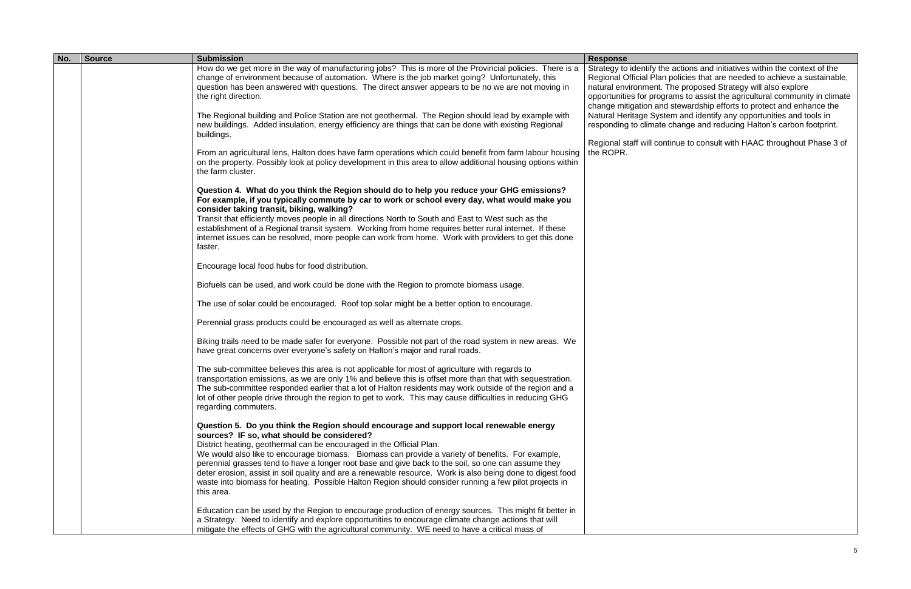| No. | Source | Submission | Response |
|---|---|---|---|
| | | How do we get more in the way of manufacturing jobs? This is more of the Provincial policies. There is a change of environment because of automation. Where is the job market going? Unfortunately, this question has been answered with questions. The direct answer appears to be no we are not moving in the right direction.<br><br>The Regional building and Police Station are not geothermal. The Region should lead by example with new buildings. Added insulation, energy efficiency are things that can be done with existing Regional buildings.<br><br>From an agricultural lens, Halton does have farm operations which could benefit from farm labour housing on the property. Possibly look at policy development in this area to allow additional housing options within the farm cluster.<br><br>**Question 4. What do you think the Region should do to help you reduce your GHG emissions? For example, if you typically commute by car to work or school every day, what would make you consider taking transit, biking, walking?**<br>Transit that efficiently moves people in all directions North to South and East to West such as the establishment of a Regional transit system. Working from home requires better rural internet. If these internet issues can be resolved, more people can work from home. Work with providers to get this done faster.<br><br>Encourage local food hubs for food distribution.<br><br>Biofuels can be used, and work could be done with the Region to promote biomass usage.<br><br>The use of solar could be encouraged. Roof top solar might be a better option to encourage.<br><br>Perennial grass products could be encouraged as well as alternate crops.<br><br>Biking trails need to be made safer for everyone. Possible not part of the road system in new areas. We have great concerns over everyone's safety on Halton's major and rural roads.<br><br>The sub-committee believes this area is not applicable for most of agriculture with regards to transportation emissions, as we are only 1% and believe this is offset more than that with sequestration. The sub-committee responded earlier that a lot of Halton residents may work outside of the region and a lot of other people drive through the region to get to work. This may cause difficulties in reducing GHG regarding commuters.<br><br>**Question 5. Do you think the Region should encourage and support local renewable energy sources? IF so, what should be considered?**<br>District heating, geothermal can be encouraged in the Official Plan.<br>We would also like to encourage biomass. Biomass can provide a variety of benefits. For example, perennial grasses tend to have a longer root base and give back to the soil, so one can assume they deter erosion, assist in soil quality and are a renewable resource. Work is also being done to digest food waste into biomass for heating. Possible Halton Region should consider running a few pilot projects in this area.<br><br>Education can be used by the Region to encourage production of energy sources. This might fit better in a Strategy. Need to identify and explore opportunities to encourage climate change actions that will mitigate the effects of GHG with the agricultural community. WE need to have a critical mass of | Strategy to identify the actions and initiatives within the context of the Regional Official Plan policies that are needed to achieve a sustainable, natural environment. The proposed Strategy will also explore opportunities for programs to assist the agricultural community in climate change mitigation and stewardship efforts to protect and enhance the Natural Heritage System and identify any opportunities and tools in responding to climate change and reducing Halton's carbon footprint.<br><br>Regional staff will continue to consult with HAAC throughout Phase 3 of the ROPR. |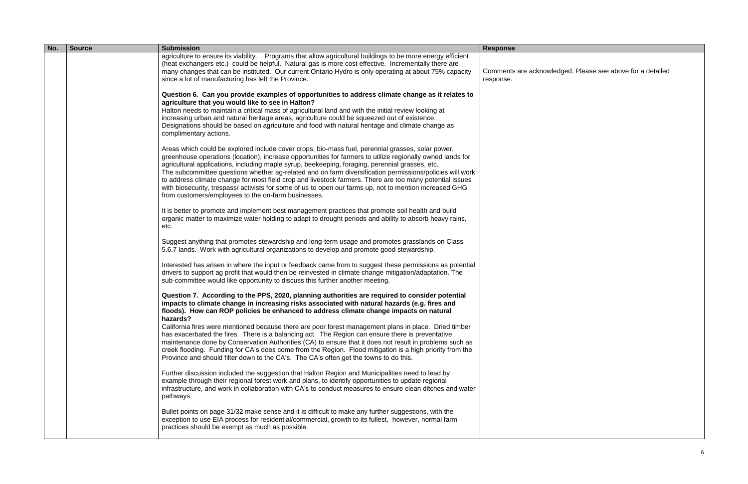| No. | Source | Submission | Response |
| --- | --- | --- | --- |
| | | agriculture to ensure its viability. Programs that allow agricultural buildings to be more energy efficient (heat exchangers etc.) could be helpful. Natural gas is more cost effective. Incrementally there are many changes that can be instituted. Our current Ontario Hydro is only operating at about 75% capacity since a lot of manufacturing has left the Province.<br><br>**Question 6. Can you provide examples of opportunities to address climate change as it relates to agriculture that you would like to see in Halton?**<br>Halton needs to maintain a critical mass of agricultural land and with the initial review looking at increasing urban and natural heritage areas, agriculture could be squeezed out of existence. Designations should be based on agriculture and food with natural heritage and climate change as complimentary actions.<br><br>Areas which could be explored include cover crops, bio-mass fuel, perennial grasses, solar power, greenhouse operations (location), increase opportunities for farmers to utilize regionally owned lands for agricultural applications, including maple syrup, beekeeping, foraging, perennial grasses, etc.<br>The subcommittee questions whether ag-related and on farm diversification permissions/policies will work to address climate change for most field crop and livestock farmers. There are too many potential issues with biosecurity, trespass/ activists for some of us to open our farms up, not to mention increased GHG from customers/employees to the on-farm businesses.<br><br>It is better to promote and implement best management practices that promote soil health and build organic matter to maximize water holding to adapt to drought periods and ability to absorb heavy rains, etc.<br><br>Suggest anything that promotes stewardship and long-term usage and promotes grasslands on Class 5.6.7 lands. Work with agricultural organizations to develop and promote good stewardship.<br><br>Interested has arisen in where the input or feedback came from to suggest these permissions as potential drivers to support ag profit that would then be reinvested in climate change mitigation/adaptation. The sub-committee would like opportunity to discuss this further another meeting.<br><br>**Question 7. According to the PPS, 2020, planning authorities are required to consider potential impacts to climate change in increasing risks associated with natural hazards (e.g. fires and floods). How can ROP policies be enhanced to address climate change impacts on natural hazards?**<br>California fires were mentioned because there are poor forest management plans in place. Dried timber has exacerbated the fires. There is a balancing act. The Region can ensure there is preventative maintenance done by Conservation Authorities (CA) to ensure that it does not result in problems such as creek flooding. Funding for CA's does come from the Region. Flood mitigation is a high priority from the Province and should filter down to the CA's. The CA's often get the towns to do this.<br><br>Further discussion included the suggestion that Halton Region and Municipalities need to lead by example through their regional forest work and plans, to identify opportunities to update regional infrastructure, and work in collaboration with CA's to conduct measures to ensure clean ditches and water pathways.<br><br>Bullet points on page 31/32 make sense and it is difficult to make any further suggestions, with the exception to use EIA process for residential/commercial, growth to its fullest, however, normal farm practices should be exempt as much as possible. | Comments are acknowledged. Please see above for a detailed response. |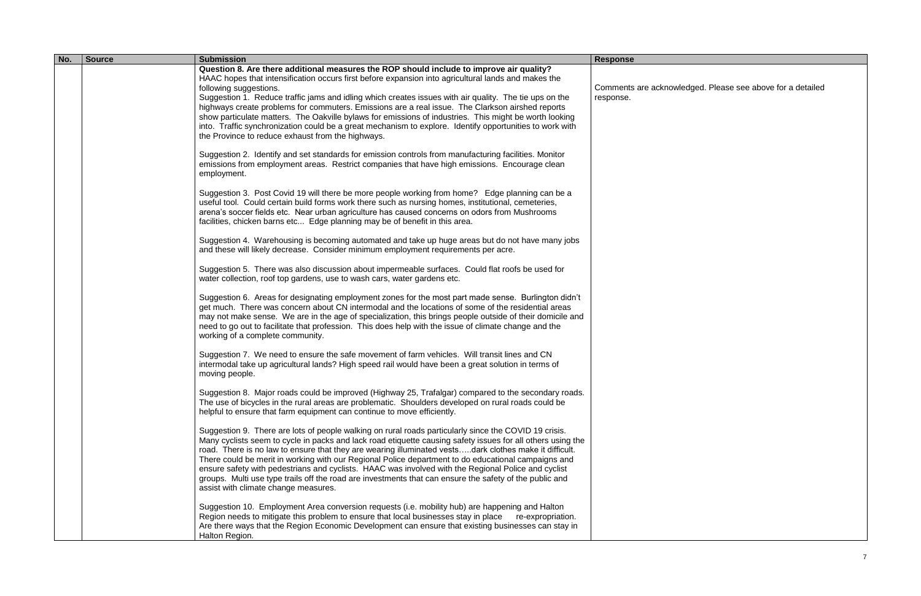| No. | Source | Submission | Response |
|---|---|---|---|
| | | **Question 8. Are there additional measures the ROP should include to improve air quality?**<br>HAAC hopes that intensification occurs first before expansion into agricultural lands and makes the following suggestions.<br>Suggestion 1. Reduce traffic jams and idling which creates issues with air quality. The tie ups on the highways create problems for commuters. Emissions are a real issue. The Clarkson airshed reports show particulate matters. The Oakville bylaws for emissions of industries. This might be worth looking into. Traffic synchronization could be a great mechanism to explore. Identify opportunities to work with the Province to reduce exhaust from the highways.<br><br>Suggestion 2. Identify and set standards for emission controls from manufacturing facilities. Monitor emissions from employment areas. Restrict companies that have high emissions. Encourage clean employment.<br><br>Suggestion 3. Post Covid 19 will there be more people working from home? Edge planning can be a useful tool. Could certain build forms work there such as nursing homes, institutional, cemeteries, arena's soccer fields etc. Near urban agriculture has caused concerns on odors from Mushrooms facilities, chicken barns etc... Edge planning may be of benefit in this area.<br><br>Suggestion 4. Warehousing is becoming automated and take up huge areas but do not have many jobs and these will likely decrease. Consider minimum employment requirements per acre.<br><br>Suggestion 5. There was also discussion about impermeable surfaces. Could flat roofs be used for water collection, roof top gardens, use to wash cars, water gardens etc.<br><br>Suggestion 6. Areas for designating employment zones for the most part made sense. Burlington didn't get much. There was concern about CN intermodal and the locations of some of the residential areas may not make sense. We are in the age of specialization, this brings people outside of their domicile and need to go out to facilitate that profession. This does help with the issue of climate change and the working of a complete community.<br><br>Suggestion 7. We need to ensure the safe movement of farm vehicles. Will transit lines and CN intermodal take up agricultural lands? High speed rail would have been a great solution in terms of moving people.<br><br>Suggestion 8. Major roads could be improved (Highway 25, Trafalgar) compared to the secondary roads. The use of bicycles in the rural areas are problematic. Shoulders developed on rural roads could be helpful to ensure that farm equipment can continue to move efficiently.<br><br>Suggestion 9. There are lots of people walking on rural roads particularly since the COVID 19 crisis. Many cyclists seem to cycle in packs and lack road etiquette causing safety issues for all others using the road. There is no law to ensure that they are wearing illuminated vests…..dark clothes make it difficult. There could be merit in working with our Regional Police department to do educational campaigns and ensure safety with pedestrians and cyclists. HAAC was involved with the Regional Police and cyclist groups. Multi use type trails off the road are investments that can ensure the safety of the public and assist with climate change measures.<br><br>Suggestion 10. Employment Area conversion requests (i.e. mobility hub) are happening and Halton Region needs to mitigate this problem to ensure that local businesses stay in place re-expropriation. Are there ways that the Region Economic Development can ensure that existing businesses can stay in Halton Region. | Comments are acknowledged. Please see above for a detailed response. |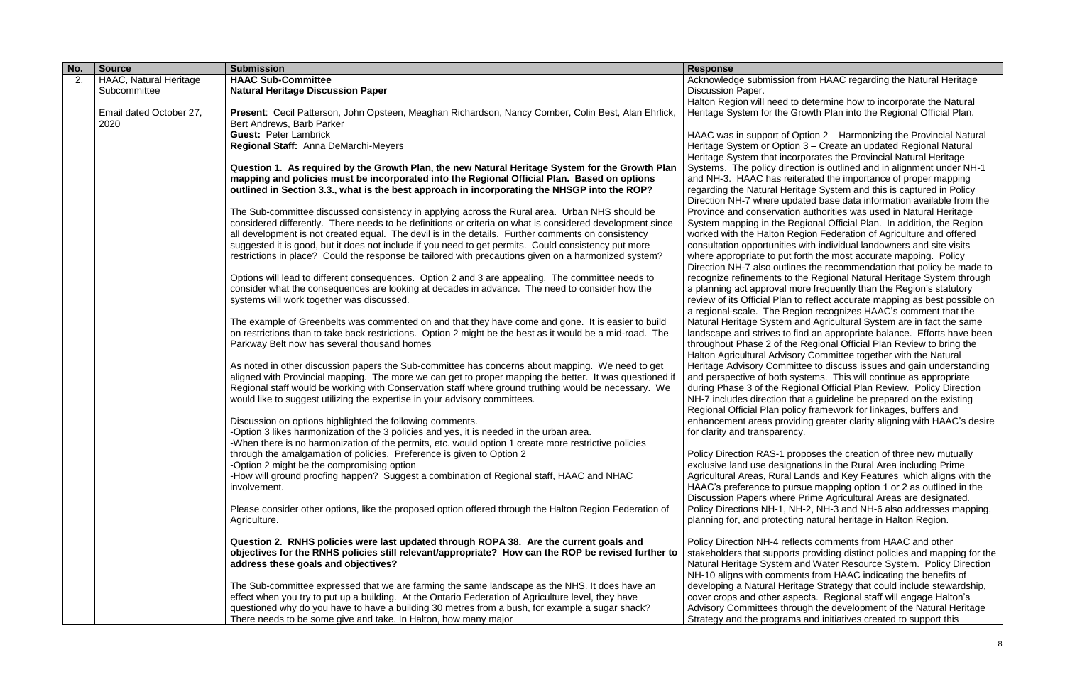| No. | Source | Submission | Response |
|---|---|---|---|
| 2. | HAAC, Natural Heritage Subcommittee<br><br>Email dated October 27, 2020 | **HAAC Sub-Committee**<br>**Natural Heritage Discussion Paper**<br><br>**Present**: Cecil Patterson, John Opsteen, Meaghan Richardson, Nancy Comber, Colin Best, Alan Ehrlick, Bert Andrews, Barb Parker<br>**Guest:** Peter Lambrick<br>**Regional Staff:** Anna DeMarchi-Meyers<br><br>**Question 1. As required by the Growth Plan, the new Natural Heritage System for the Growth Plan mapping and policies must be incorporated into the Regional Official Plan. Based on options outlined in Section 3.3., what is the best approach in incorporating the NHSGP into the ROP?**<br><br>The Sub-committee discussed consistency in applying across the Rural area. Urban NHS should be considered differently. There needs to be definitions or criteria on what is considered development since all development is not created equal. The devil is in the details. Further comments on consistency suggested it is good, but it does not include if you need to get permits. Could consistency put more restrictions in place? Could the response be tailored with precautions given on a harmonized system?<br><br>Options will lead to different consequences. Option 2 and 3 are appealing. The committee needs to consider what the consequences are looking at decades in advance. The need to consider how the systems will work together was discussed.<br><br>The example of Greenbelts was commented on and that they have come and gone. It is easier to build on restrictions than to take back restrictions. Option 2 might be the best as it would be a mid-road. The Parkway Belt now has several thousand homes<br><br>As noted in other discussion papers the Sub-committee has concerns about mapping. We need to get aligned with Provincial mapping. The more we can get to proper mapping the better. It was questioned if Regional staff would be working with Conservation staff where ground truthing would be necessary. We would like to suggest utilizing the expertise in your advisory committees.<br><br>Discussion on options highlighted the following comments.<br>-Option 3 likes harmonization of the 3 policies and yes, it is needed in the urban area.<br>-When there is no harmonization of the permits, etc. would option 1 create more restrictive policies through the amalgamation of policies. Preference is given to Option 2<br>-Option 2 might be the compromising option<br>-How will ground proofing happen? Suggest a combination of Regional staff, HAAC and NHAC involvement.<br><br>Please consider other options, like the proposed option offered through the Halton Region Federation of Agriculture.<br><br>**Question 2. RNHS policies were last updated through ROPA 38. Are the current goals and objectives for the RNHS policies still relevant/appropriate? How can the ROP be revised further to address these goals and objectives?**<br><br>The Sub-committee expressed that we are farming the same landscape as the NHS. It does have an effect when you try to put up a building. At the Ontario Federation of Agriculture level, they have questioned why do you have to have a building 30 metres from a bush, for example a sugar shack? There needs to be some give and take. In Halton, how many major | Acknowledge submission from HAAC regarding the Natural Heritage Discussion Paper.<br>Halton Region will need to determine how to incorporate the Natural Heritage System for the Growth Plan into the Regional Official Plan.<br><br>HAAC was in support of Option 2 – Harmonizing the Provincial Natural Heritage System or Option 3 – Create an updated Regional Natural Heritage System that incorporates the Provincial Natural Heritage Systems. The policy direction is outlined and in alignment under NH-1 and NH-3. HAAC has reiterated the importance of proper mapping regarding the Natural Heritage System and this is captured in Policy Direction NH-7 where updated base data information available from the Province and conservation authorities was used in Natural Heritage System mapping in the Regional Official Plan. In addition, the Region worked with the Halton Region Federation of Agriculture and offered consultation opportunities with individual landowners and site visits where appropriate to put forth the most accurate mapping. Policy Direction NH-7 also outlines the recommendation that policy be made to recognize refinements to the Regional Natural Heritage System through a planning act approval more frequently than the Region's statutory review of its Official Plan to reflect accurate mapping as best possible on a regional-scale. The Region recognizes HAAC's comment that the Natural Heritage System and Agricultural System are in fact the same landscape and strives to find an appropriate balance. Efforts have been throughout Phase 2 of the Regional Official Plan Review to bring the Halton Agricultural Advisory Committee together with the Natural Heritage Advisory Committee to discuss issues and gain understanding and perspective of both systems. This will continue as appropriate during Phase 3 of the Regional Official Plan Review. Policy Direction NH-7 includes direction that a guideline be prepared on the existing Regional Official Plan policy framework for linkages, buffers and enhancement areas providing greater clarity aligning with HAAC's desire for clarity and transparency.<br><br>Policy Direction RAS-1 proposes the creation of three new mutually exclusive land use designations in the Rural Area including Prime Agricultural Areas, Rural Lands and Key Features which aligns with the HAAC's preference to pursue mapping option 1 or 2 as outlined in the Discussion Papers where Prime Agricultural Areas are designated. Policy Directions NH-1, NH-2, NH-3 and NH-6 also addresses mapping, planning for, and protecting natural heritage in Halton Region.<br><br>Policy Direction NH-4 reflects comments from HAAC and other stakeholders that supports providing distinct policies and mapping for the Natural Heritage System and Water Resource System. Policy Direction NH-10 aligns with comments from HAAC indicating the benefits of developing a Natural Heritage Strategy that could include stewardship, cover crops and other aspects. Regional staff will engage Halton's Advisory Committees through the development of the Natural Heritage Strategy and the programs and initiatives created to support this |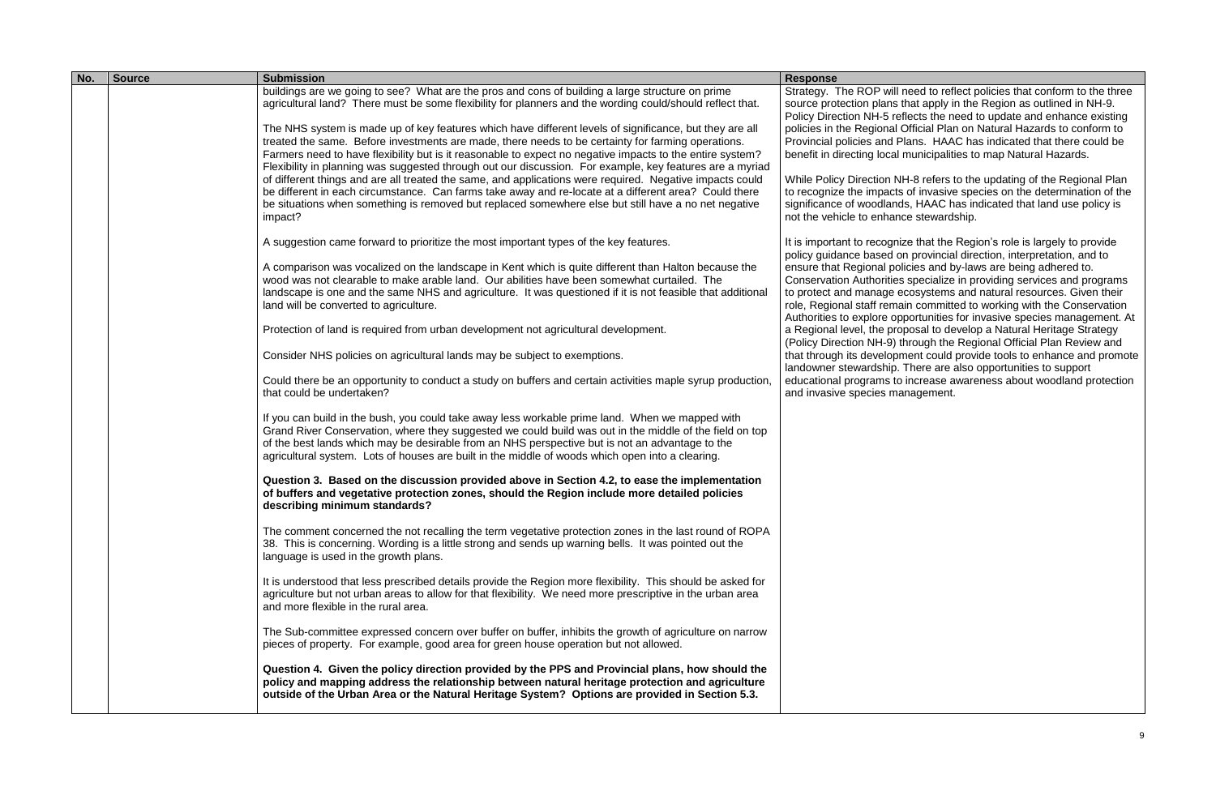| No. | Source | Submission | Response |
|---|---|---|---|
| | | buildings are we going to see? What are the pros and cons of building a large structure on prime agricultural land? There must be some flexibility for planners and the wording could/should reflect that.<br><br>The NHS system is made up of key features which have different levels of significance, but they are all treated the same. Before investments are made, there needs to be certainty for farming operations. Farmers need to have flexibility but is it reasonable to expect no negative impacts to the entire system? Flexibility in planning was suggested through out our discussion. For example, key features are a myriad of different things and are all treated the same, and applications were required. Negative impacts could be different in each circumstance. Can farms take away and re-locate at a different area? Could there be situations when something is removed but replaced somewhere else but still have a no net negative impact?<br><br>A suggestion came forward to prioritize the most important types of the key features.<br><br>A comparison was vocalized on the landscape in Kent which is quite different than Halton because the wood was not clearable to make arable land. Our abilities have been somewhat curtailed. The landscape is one and the same NHS and agriculture. It was questioned if it is not feasible that additional land will be converted to agriculture.<br><br>Protection of land is required from urban development not agricultural development.<br><br>Consider NHS policies on agricultural lands may be subject to exemptions.<br><br>Could there be an opportunity to conduct a study on buffers and certain activities maple syrup production, that could be undertaken?<br><br>If you can build in the bush, you could take away less workable prime land. When we mapped with Grand River Conservation, where they suggested we could build was out in the middle of the field on top of the best lands which may be desirable from an NHS perspective but is not an advantage to the agricultural system. Lots of houses are built in the middle of woods which open into a clearing.<br><br>**Question 3. Based on the discussion provided above in Section 4.2, to ease the implementation of buffers and vegetative protection zones, should the Region include more detailed policies describing minimum standards?**<br><br>The comment concerned the not recalling the term vegetative protection zones in the last round of ROPA 38. This is concerning. Wording is a little strong and sends up warning bells. It was pointed out the language is used in the growth plans.<br><br>It is understood that less prescribed details provide the Region more flexibility. This should be asked for agriculture but not urban areas to allow for that flexibility. We need more prescriptive in the urban area and more flexible in the rural area.<br><br>The Sub-committee expressed concern over buffer on buffer, inhibits the growth of agriculture on narrow pieces of property. For example, good area for green house operation but not allowed.<br><br>**Question 4. Given the policy direction provided by the PPS and Provincial plans, how should the policy and mapping address the relationship between natural heritage protection and agriculture outside of the Urban Area or the Natural Heritage System? Options are provided in Section 5.3.** | Strategy. The ROP will need to reflect policies that conform to the three source protection plans that apply in the Region as outlined in NH-9. Policy Direction NH-5 reflects the need to update and enhance existing policies in the Regional Official Plan on Natural Hazards to conform to Provincial policies and Plans. HAAC has indicated that there could be benefit in directing local municipalities to map Natural Hazards.<br><br>While Policy Direction NH-8 refers to the updating of the Regional Plan to recognize the impacts of invasive species on the determination of the significance of woodlands, HAAC has indicated that land use policy is not the vehicle to enhance stewardship.<br><br>It is important to recognize that the Region's role is largely to provide policy guidance based on provincial direction, interpretation, and to ensure that Regional policies and by-laws are being adhered to. Conservation Authorities specialize in providing services and programs to protect and manage ecosystems and natural resources. Given their role, Regional staff remain committed to working with the Conservation Authorities to explore opportunities for invasive species management. At a Regional level, the proposal to develop a Natural Heritage Strategy (Policy Direction NH-9) through the Regional Official Plan Review and that through its development could provide tools to enhance and promote landowner stewardship. There are also opportunities to support educational programs to increase awareness about woodland protection and invasive species management. |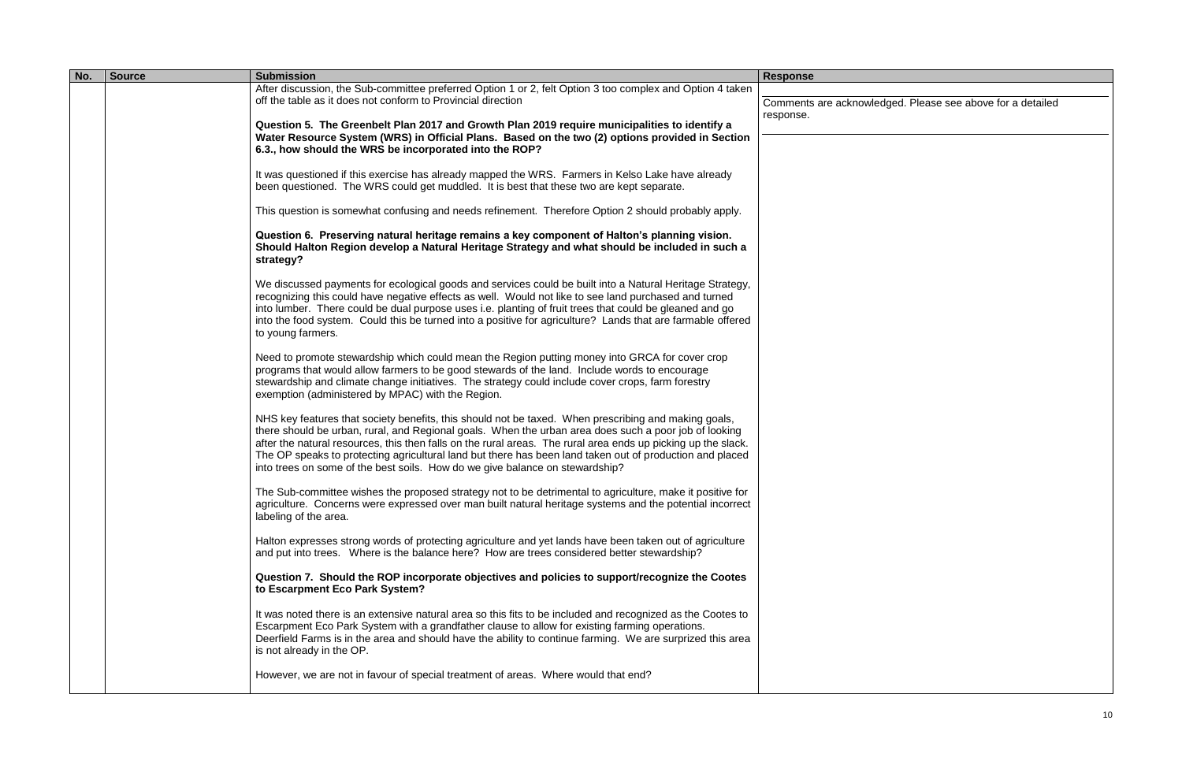| No. | Source | Submission | Response |
|---|---|---|---|
| | | After discussion, the Sub-committee preferred Option 1 or 2, felt Option 3 too complex and Option 4 taken off the table as it does not conform to Provincial direction<br><br>**Question 5. The Greenbelt Plan 2017 and Growth Plan 2019 require municipalities to identify a Water Resource System (WRS) in Official Plans. Based on the two (2) options provided in Section 6.3., how should the WRS be incorporated into the ROP?**<br><br>It was questioned if this exercise has already mapped the WRS. Farmers in Kelso Lake have already been questioned. The WRS could get muddled. It is best that these two are kept separate.<br><br>This question is somewhat confusing and needs refinement. Therefore Option 2 should probably apply.<br><br>**Question 6. Preserving natural heritage remains a key component of Halton's planning vision. Should Halton Region develop a Natural Heritage Strategy and what should be included in such a strategy?**<br><br>We discussed payments for ecological goods and services could be built into a Natural Heritage Strategy, recognizing this could have negative effects as well. Would not like to see land purchased and turned into lumber. There could be dual purpose uses i.e. planting of fruit trees that could be gleaned and go into the food system. Could this be turned into a positive for agriculture? Lands that are farmable offered to young farmers.<br><br>Need to promote stewardship which could mean the Region putting money into GRCA for cover crop programs that would allow farmers to be good stewards of the land. Include words to encourage stewardship and climate change initiatives. The strategy could include cover crops, farm forestry exemption (administered by MPAC) with the Region.<br><br>NHS key features that society benefits, this should not be taxed. When prescribing and making goals, there should be urban, rural, and Regional goals. When the urban area does such a poor job of looking after the natural resources, this then falls on the rural areas. The rural area ends up picking up the slack. The OP speaks to protecting agricultural land but there has been land taken out of production and placed into trees on some of the best soils. How do we give balance on stewardship?<br><br>The Sub-committee wishes the proposed strategy not to be detrimental to agriculture, make it positive for agriculture. Concerns were expressed over man built natural heritage systems and the potential incorrect labeling of the area.<br><br>Halton expresses strong words of protecting agriculture and yet lands have been taken out of agriculture and put into trees. Where is the balance here? How are trees considered better stewardship?<br><br>**Question 7. Should the ROP incorporate objectives and policies to support/recognize the Cootes to Escarpment Eco Park System?**<br><br>It was noted there is an extensive natural area so this fits to be included and recognized as the Cootes to Escarpment Eco Park System with a grandfather clause to allow for existing farming operations. Deerfield Farms is in the area and should have the ability to continue farming. We are surprized this area is not already in the OP.<br><br>However, we are not in favour of special treatment of areas. Where would that end? | Comments are acknowledged. Please see above for a detailed response. |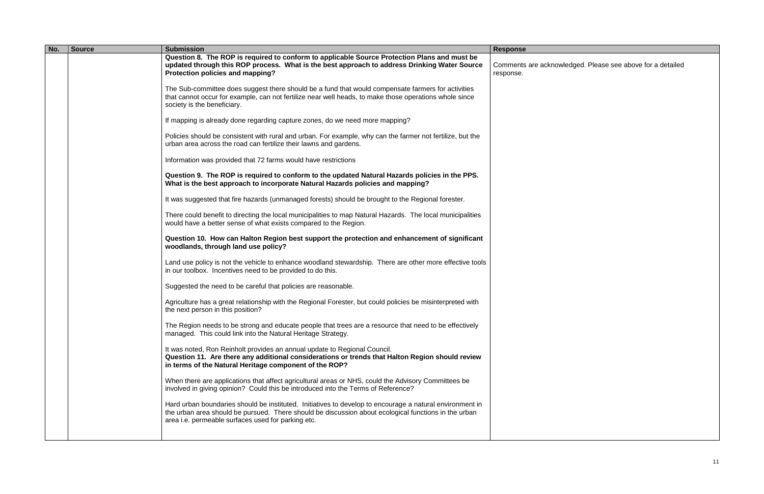| No. | Source | Submission | Response |
| --- | --- | --- | --- |
| | | **Question 8. The ROP is required to conform to applicable Source Protection Plans and must be updated through this ROP process. What is the best approach to address Drinking Water Source Protection policies and mapping?**<br><br>The Sub-committee does suggest there should be a fund that would compensate farmers for activities that cannot occur for example, can not fertilize near well heads, to make those operations whole since society is the beneficiary.<br><br>If mapping is already done regarding capture zones, do we need more mapping?<br><br>Policies should be consistent with rural and urban. For example, why can the farmer not fertilize, but the urban area across the road can fertilize their lawns and gardens.<br><br>Information was provided that 72 farms would have restrictions<br><br>**Question 9. The ROP is required to conform to the updated Natural Hazards policies in the PPS. What is the best approach to incorporate Natural Hazards policies and mapping?**<br><br>It was suggested that fire hazards (unmanaged forests) should be brought to the Regional forester.<br><br>There could benefit to directing the local municipalities to map Natural Hazards. The local municipalities would have a better sense of what exists compared to the Region.<br><br>**Question 10. How can Halton Region best support the protection and enhancement of significant woodlands, through land use policy?**<br><br>Land use policy is not the vehicle to enhance woodland stewardship. There are other more effective tools in our toolbox. Incentives need to be provided to do this.<br><br>Suggested the need to be careful that policies are reasonable.<br><br>Agriculture has a great relationship with the Regional Forester, but could policies be misinterpreted with the next person in this position?<br><br>The Region needs to be strong and educate people that trees are a resource that need to be effectively managed. This could link into the Natural Heritage Strategy.<br><br>It was noted, Ron Reinholt provides an annual update to Regional Council.<br>**Question 11. Are there any additional considerations or trends that Halton Region should review in terms of the Natural Heritage component of the ROP?**<br><br>When there are applications that affect agricultural areas or NHS, could the Advisory Committees be involved in giving opinion? Could this be introduced into the Terms of Reference?<br><br>Hard urban boundaries should be instituted. Initiatives to develop to encourage a natural environment in the urban area should be pursued. There should be discussion about ecological functions in the urban area i.e. permeable surfaces used for parking etc. | Comments are acknowledged. Please see above for a detailed response. |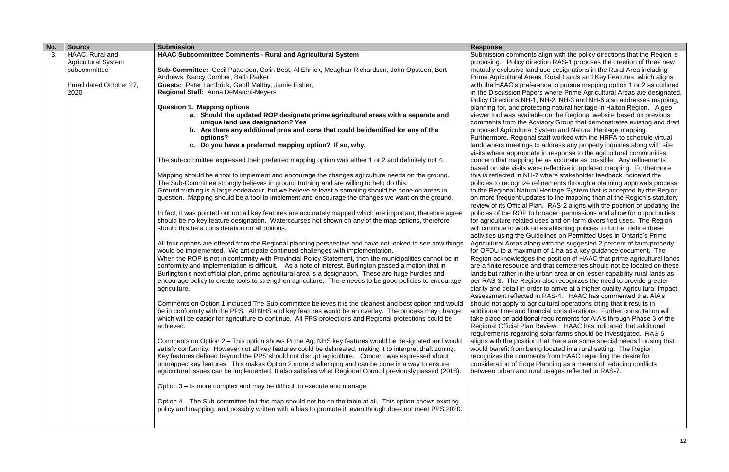| No. | Source | Submission | Response |
|---|---|---|---|
| 3. | HAAC, Rural and Agricultural System subcommittee<br><br>Email dated October 27, 2020 | **HAAC Subcommittee Comments - Rural and Agricultural System**<br><br>**Sub-Committee:** Cecil Patterson, Colin Best, Al Ehrlick, Meaghan Richardson, John Opsteen, Bert Andrews, Nancy Comber, Barb Parker<br>**Guests:** Peter Lambrick, Geoff Maltby, Jamie Fisher,<br>**Regional Staff:** Anna DeMarchi-Meyers<br><br>**Question 1. Mapping options**<br>**a. Should the updated ROP designate prime agricultural areas with a separate and unique land use designation? Yes**<br>**b. Are there any additional pros and cons that could be identified for any of the options?**<br>**c. Do you have a preferred mapping option? If so, why.**<br><br>The sub-committee expressed their preferred mapping option was either 1 or 2 and definitely not 4.<br><br>Mapping should be a tool to implement and encourage the changes agriculture needs on the ground. The Sub-Committee strongly believes in ground truthing and are willing to help do this. Ground truthing is a large endeavour, but we believe at least a sampling should be done on areas in question. Mapping should be a tool to implement and encourage the changes we want on the ground.<br><br>In fact, it was pointed out not all key features are accurately mapped which are important, therefore agree should be no key feature designation. Watercourses not shown on any of the map options, therefore should this be a consideration on all options.<br><br>All four options are offered from the Regional planning perspective and have not looked to see how things would be implemented. We anticipate continued challenges with implementation.<br>When the ROP is not in conformity with Provincial Policy Statement, then the municipalities cannot be in conformity and implementation is difficult. As a note of interest, Burlington passed a motion that in Burlington's next official plan, prime agricultural area is a designation. These are huge hurdles and encourage policy to create tools to strengthen agriculture. There needs to be good policies to encourage agriculture.<br><br>Comments on Option 1 included The Sub-committee believes it is the cleanest and best option and would be in conformity with the PPS. All NHS and key features would be an overlay. The process may change which will be easier for agriculture to continue. All PPS protections and Regional protections could be achieved.<br><br>Comments on Option 2 – This option shows Prime Ag, NHS key features would be designated and would satisfy conformity. However not all key features could be delineated, making it to interpret draft zoning. Key features defined beyond the PPS should not disrupt agriculture. Concern was expressed about unmapped key features. This makes Option 2 more challenging and can be done in a way to ensure agricultural issues can be implemented. It also satisfies what Regional Council previously passed (2018).<br><br>Option 3 – Is more complex and may be difficult to execute and manage.<br><br>Option 4 – The Sub-committee felt this map should not be on the table at all. This option shows existing policy and mapping, and possibly written with a bias to promote it, even though does not meet PPS 2020. | Submission comments align with the policy directions that the Region is proposing. Policy direction RAS-1 proposes the creation of three new mutually exclusive land use designations in the Rural Area including Prime Agricultural Areas, Rural Lands and Key Features which aligns with the HAAC's preference to pursue mapping option 1 or 2 as outlined in the Discussion Papers where Prime Agricultural Areas are designated. Policy Directions NH-1, NH-2, NH-3 and NH-6 also addresses mapping, planning for, and protecting natural heritage in Halton Region. A geo viewer tool was available on the Regional website based on previous comments from the Advisory Group that demonstrates existing and draft proposed Agricultural System and Natural Heritage mapping. Furthermore, Regional staff worked with the HRFA to schedule virtual landowners meetings to address any property inquiries along with site visits where appropriate in response to the agricultural communities concern that mapping be as accurate as possible. Any refinements based on site visits were reflective in updated mapping. Furthermore this is reflected in NH-7 where stakeholder feedback indicated the policies to recognize refinements through a planning approvals process to the Regional Natural Heritage System that is accepted by the Region on more frequent updates to the mapping than at the Region's statutory review of its Official Plan. RAS-2 aligns with the position of updating the policies of the ROP to broaden permissions and allow for opportunities for agriculture-related uses and on-farm diversified uses. The Region will continue to work on establishing policies to further define these activities using the Guidelines on Permitted Uses in Ontario's Prime Agricultural Areas along with the suggested 2 percent of farm property for OFDU to a maximum of 1 ha as a key guidance document. The Region acknowledges the position of HAAC that prime agricultural lands are a finite resource and that cemeteries should not be located on these lands but rather in the urban area or on lesser capability rural lands as per RAS-3. The Region also recognizes the need to provide greater clarity and detail in order to arrive at a higher quality Agricultural Impact Assessment reflected in RAS-4. HAAC has commented that AIA's should not apply to agricultural operations citing that it results in additional time and financial considerations. Further consultation will take place on additional requirements for AIA's through Phase 3 of the Regional Official Plan Review. HAAC has indicated that additional requirements regarding solar farms should be investigated. RAS-5 aligns with the position that there are some special needs housing that would benefit from being located in a rural setting. The Region recognizes the comments from HAAC regarding the desire for consideration of Edge Planning as a means of reducing conflicts between urban and rural usages reflected in RAS-7. |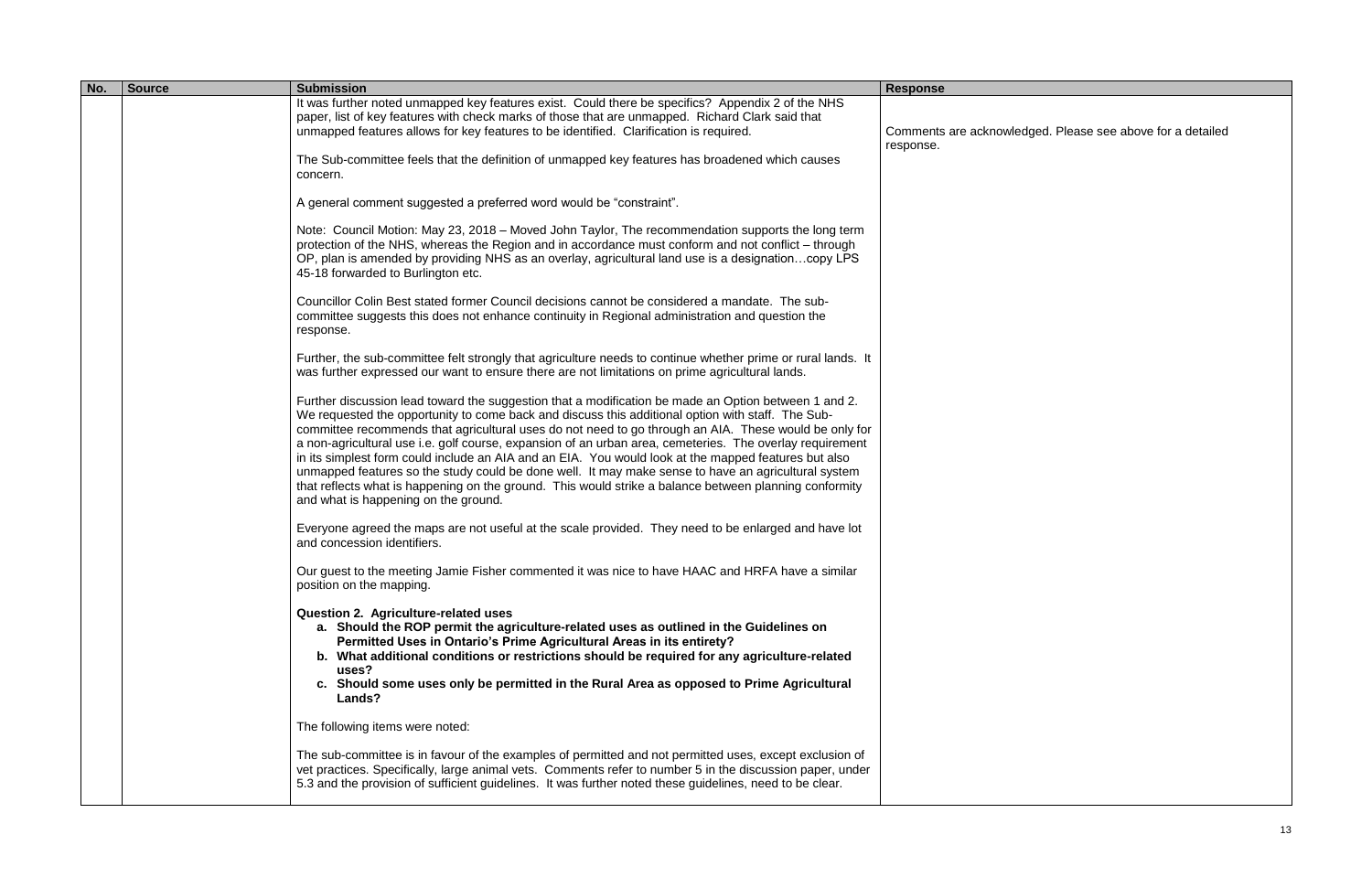| No. | Source | Submission | Response |
|---|---|---|---|
| | | It was further noted unmapped key features exist. Could there be specifics? Appendix 2 of the NHS paper, list of key features with check marks of those that are unmapped. Richard Clark said that unmapped features allows for key features to be identified. Clarification is required.<br><br>The Sub-committee feels that the definition of unmapped key features has broadened which causes concern.<br><br>A general comment suggested a preferred word would be "constraint".<br><br>Note: Council Motion: May 23, 2018 – Moved John Taylor, The recommendation supports the long term protection of the NHS, whereas the Region and in accordance must conform and not conflict – through OP, plan is amended by providing NHS as an overlay, agricultural land use is a designation…copy LPS 45-18 forwarded to Burlington etc.<br><br>Councillor Colin Best stated former Council decisions cannot be considered a mandate. The sub-committee suggests this does not enhance continuity in Regional administration and question the response.<br><br>Further, the sub-committee felt strongly that agriculture needs to continue whether prime or rural lands. It was further expressed our want to ensure there are not limitations on prime agricultural lands.<br><br>Further discussion lead toward the suggestion that a modification be made an Option between 1 and 2. We requested the opportunity to come back and discuss this additional option with staff. The Sub-committee recommends that agricultural uses do not need to go through an AIA. These would be only for a non-agricultural use i.e. golf course, expansion of an urban area, cemeteries. The overlay requirement in its simplest form could include an AIA and an EIA. You would look at the mapped features but also unmapped features so the study could be done well. It may make sense to have an agricultural system that reflects what is happening on the ground. This would strike a balance between planning conformity and what is happening on the ground.<br><br>Everyone agreed the maps are not useful at the scale provided. They need to be enlarged and have lot and concession identifiers.<br><br>Our guest to the meeting Jamie Fisher commented it was nice to have HAAC and HRFA have a similar position on the mapping.<br><br>**Question 2. Agriculture-related uses**<br>**a. Should the ROP permit the agriculture-related uses as outlined in the Guidelines on Permitted Uses in Ontario's Prime Agricultural Areas in its entirety?**<br>**b. What additional conditions or restrictions should be required for any agriculture-related uses?**<br>**c. Should some uses only be permitted in the Rural Area as opposed to Prime Agricultural Lands?**<br><br>The following items were noted:<br><br>The sub-committee is in favour of the examples of permitted and not permitted uses, except exclusion of vet practices. Specifically, large animal vets. Comments refer to number 5 in the discussion paper, under 5.3 and the provision of sufficient guidelines. It was further noted these guidelines, need to be clear. | Comments are acknowledged. Please see above for a detailed response. |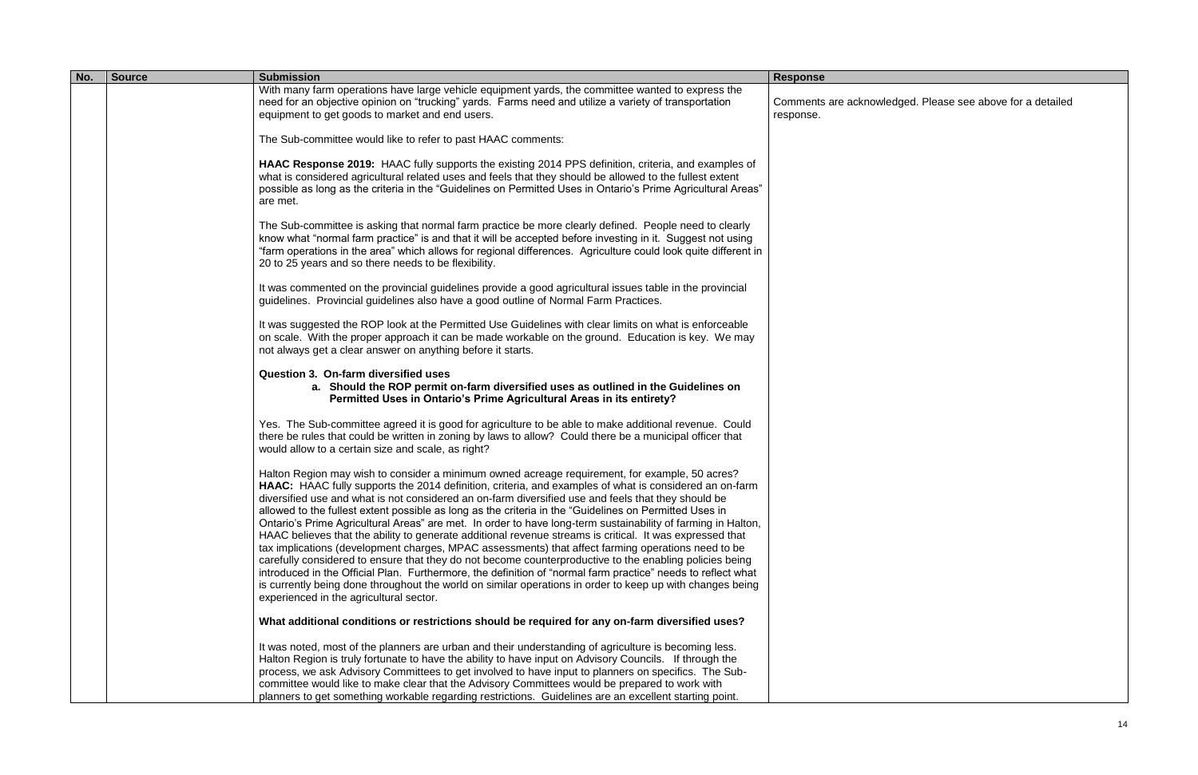| No. | Source | Submission | Response |
|---|---|---|---|
| | | With many farm operations have large vehicle equipment yards, the committee wanted to express the need for an objective opinion on "trucking" yards. Farms need and utilize a variety of transportation equipment to get goods to market and end users.<br><br>The Sub-committee would like to refer to past HAAC comments:<br><br>**HAAC Response 2019:** HAAC fully supports the existing 2014 PPS definition, criteria, and examples of what is considered agricultural related uses and feels that they should be allowed to the fullest extent possible as long as the criteria in the "Guidelines on Permitted Uses in Ontario's Prime Agricultural Areas" are met.<br><br>The Sub-committee is asking that normal farm practice be more clearly defined. People need to clearly know what "normal farm practice" is and that it will be accepted before investing in it. Suggest not using "farm operations in the area" which allows for regional differences. Agriculture could look quite different in 20 to 25 years and so there needs to be flexibility.<br><br>It was commented on the provincial guidelines provide a good agricultural issues table in the provincial guidelines. Provincial guidelines also have a good outline of Normal Farm Practices.<br><br>It was suggested the ROP look at the Permitted Use Guidelines with clear limits on what is enforceable on scale. With the proper approach it can be made workable on the ground. Education is key. We may not always get a clear answer on anything before it starts.<br><br>**Question 3. On-farm diversified uses**<br>**a. Should the ROP permit on-farm diversified uses as outlined in the Guidelines on Permitted Uses in Ontario's Prime Agricultural Areas in its entirety?**<br><br>Yes. The Sub-committee agreed it is good for agriculture to be able to make additional revenue. Could there be rules that could be written in zoning by laws to allow? Could there be a municipal officer that would allow to a certain size and scale, as right?<br><br>Halton Region may wish to consider a minimum owned acreage requirement, for example, 50 acres?<br>**HAAC:** HAAC fully supports the 2014 definition, criteria, and examples of what is considered an on-farm diversified use and what is not considered an on-farm diversified use and feels that they should be allowed to the fullest extent possible as long as the criteria in the "Guidelines on Permitted Uses in Ontario's Prime Agricultural Areas" are met. In order to have long-term sustainability of farming in Halton, HAAC believes that the ability to generate additional revenue streams is critical. It was expressed that tax implications (development charges, MPAC assessments) that affect farming operations need to be carefully considered to ensure that they do not become counterproductive to the enabling policies being introduced in the Official Plan. Furthermore, the definition of "normal farm practice" needs to reflect what is currently being done throughout the world on similar operations in order to keep up with changes being experienced in the agricultural sector.<br><br>**What additional conditions or restrictions should be required for any on-farm diversified uses?**<br><br>It was noted, most of the planners are urban and their understanding of agriculture is becoming less. Halton Region is truly fortunate to have the ability to have input on Advisory Councils. If through the process, we ask Advisory Committees to get involved to have input to planners on specifics. The Sub-committee would like to make clear that the Advisory Committees would be prepared to work with planners to get something workable regarding restrictions. Guidelines are an excellent starting point. | Comments are acknowledged. Please see above for a detailed response. |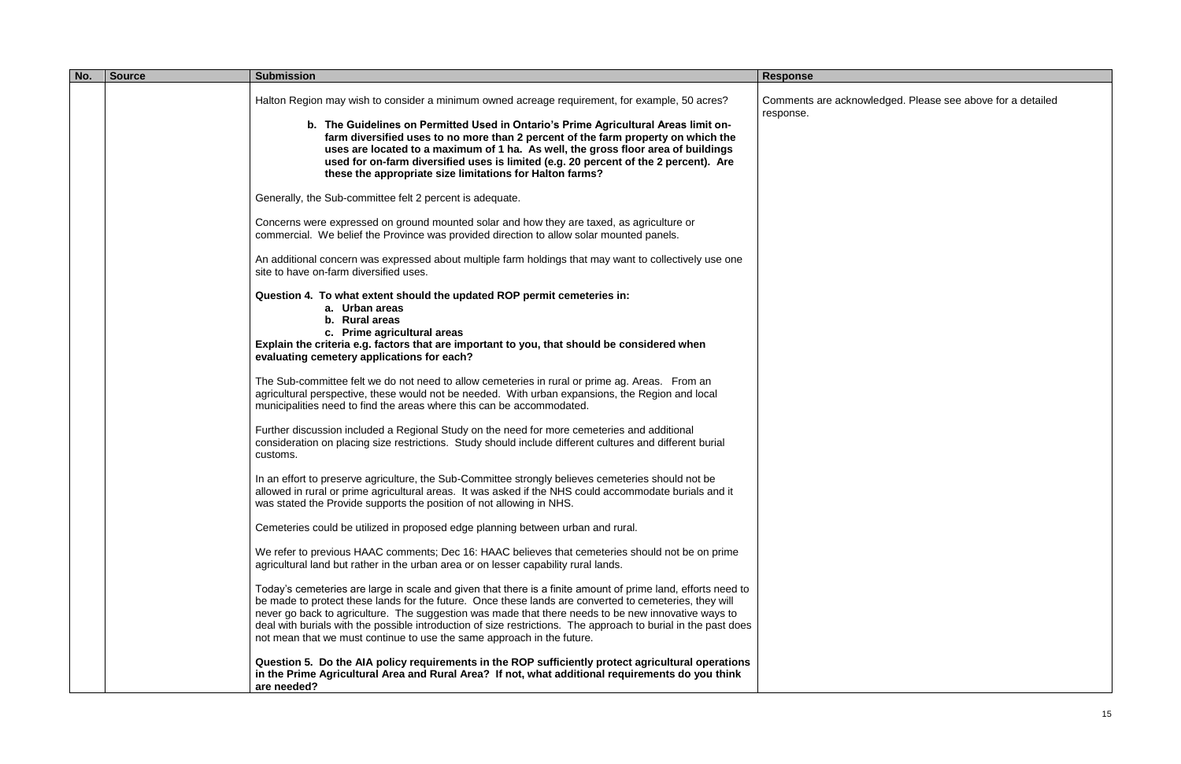| No. | Source | Submission | Response |
|---|---|---|---|
| | | Halton Region may wish to consider a minimum owned acreage requirement, for example, 50 acres?<br><br>**b. The Guidelines on Permitted Used in Ontario's Prime Agricultural Areas limit on-farm diversified uses to no more than 2 percent of the farm property on which the uses are located to a maximum of 1 ha. As well, the gross floor area of buildings used for on-farm diversified uses is limited (e.g. 20 percent of the 2 percent). Are these the appropriate size limitations for Halton farms?**<br><br>Generally, the Sub-committee felt 2 percent is adequate.<br><br>Concerns were expressed on ground mounted solar and how they are taxed, as agriculture or commercial. We belief the Province was provided direction to allow solar mounted panels.<br><br>An additional concern was expressed about multiple farm holdings that may want to collectively use one site to have on-farm diversified uses.<br><br>**Question 4. To what extent should the updated ROP permit cemeteries in:**<br>**a. Urban areas**<br>**b. Rural areas**<br>**c. Prime agricultural areas**<br>**Explain the criteria e.g. factors that are important to you, that should be considered when evaluating cemetery applications for each?**<br><br>The Sub-committee felt we do not need to allow cemeteries in rural or prime ag. Areas. From an agricultural perspective, these would not be needed. With urban expansions, the Region and local municipalities need to find the areas where this can be accommodated.<br><br>Further discussion included a Regional Study on the need for more cemeteries and additional consideration on placing size restrictions. Study should include different cultures and different burial customs.<br><br>In an effort to preserve agriculture, the Sub-Committee strongly believes cemeteries should not be allowed in rural or prime agricultural areas. It was asked if the NHS could accommodate burials and it was stated the Provide supports the position of not allowing in NHS.<br><br>Cemeteries could be utilized in proposed edge planning between urban and rural.<br><br>We refer to previous HAAC comments; Dec 16: HAAC believes that cemeteries should not be on prime agricultural land but rather in the urban area or on lesser capability rural lands.<br><br>Today's cemeteries are large in scale and given that there is a finite amount of prime land, efforts need to be made to protect these lands for the future. Once these lands are converted to cemeteries, they will never go back to agriculture. The suggestion was made that there needs to be new innovative ways to deal with burials with the possible introduction of size restrictions. The approach to burial in the past does not mean that we must continue to use the same approach in the future.<br><br>**Question 5. Do the AIA policy requirements in the ROP sufficiently protect agricultural operations in the Prime Agricultural Area and Rural Area? If not, what additional requirements do you think are needed?** | Comments are acknowledged. Please see above for a detailed response. |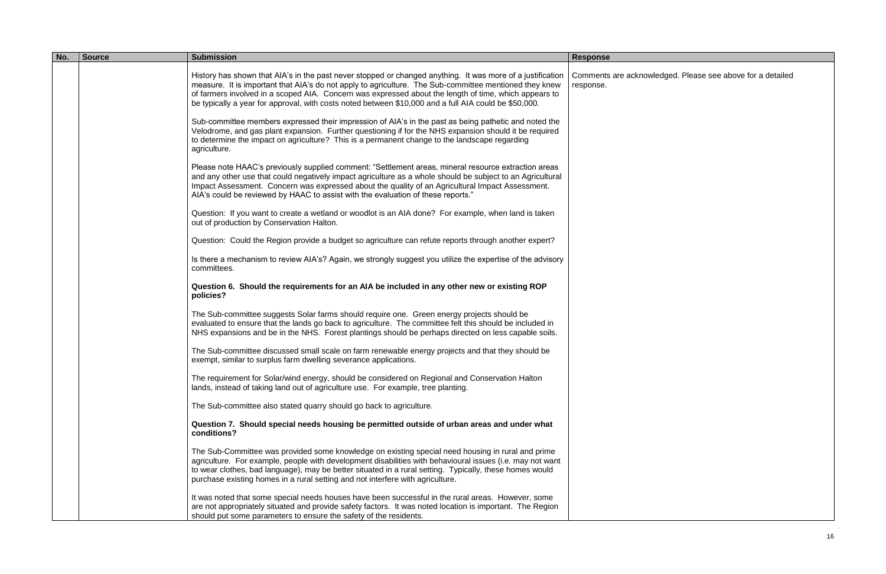| No. | Source | Submission | Response |
|---|---|---|---|
| | | History has shown that AIA's in the past never stopped or changed anything. It was more of a justification measure. It is important that AIA's do not apply to agriculture. The Sub-committee mentioned they knew of farmers involved in a scoped AIA. Concern was expressed about the length of time, which appears to be typically a year for approval, with costs noted between $10,000 and a full AIA could be $50,000.<br><br>Sub-committee members expressed their impression of AIA's in the past as being pathetic and noted the Velodrome, and gas plant expansion. Further questioning if for the NHS expansion should it be required to determine the impact on agriculture? This is a permanent change to the landscape regarding agriculture.<br><br>Please note HAAC's previously supplied comment: "Settlement areas, mineral resource extraction areas and any other use that could negatively impact agriculture as a whole should be subject to an Agricultural Impact Assessment. Concern was expressed about the quality of an Agricultural Impact Assessment. AIA's could be reviewed by HAAC to assist with the evaluation of these reports."<br><br>Question: If you want to create a wetland or woodlot is an AIA done? For example, when land is taken out of production by Conservation Halton.<br><br>Question: Could the Region provide a budget so agriculture can refute reports through another expert?<br><br>Is there a mechanism to review AIA's? Again, we strongly suggest you utilize the expertise of the advisory committees.<br><br>**Question 6. Should the requirements for an AIA be included in any other new or existing ROP policies?**<br><br>The Sub-committee suggests Solar farms should require one. Green energy projects should be evaluated to ensure that the lands go back to agriculture. The committee felt this should be included in NHS expansions and be in the NHS. Forest plantings should be perhaps directed on less capable soils.<br><br>The Sub-committee discussed small scale on farm renewable energy projects and that they should be exempt, similar to surplus farm dwelling severance applications.<br><br>The requirement for Solar/wind energy, should be considered on Regional and Conservation Halton lands, instead of taking land out of agriculture use. For example, tree planting.<br><br>The Sub-committee also stated quarry should go back to agriculture.<br><br>**Question 7. Should special needs housing be permitted outside of urban areas and under what conditions?**<br><br>The Sub-Committee was provided some knowledge on existing special need housing in rural and prime agriculture. For example, people with development disabilities with behavioural issues (i.e. may not want to wear clothes, bad language), may be better situated in a rural setting. Typically, these homes would purchase existing homes in a rural setting and not interfere with agriculture.<br><br>It was noted that some special needs houses have been successful in the rural areas. However, some are not appropriately situated and provide safety factors. It was noted location is important. The Region should put some parameters to ensure the safety of the residents. | Comments are acknowledged. Please see above for a detailed response. |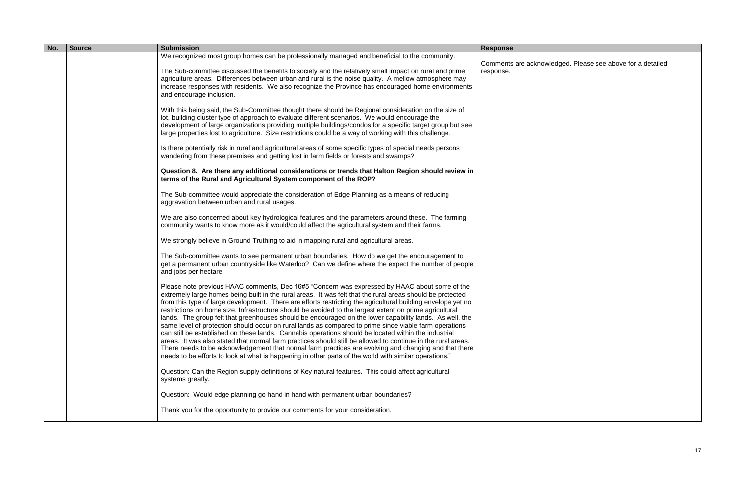| No. | Source | Submission | Response |
|---|---|---|---|
| | | We recognized most group homes can be professionally managed and beneficial to the community.<br><br>The Sub-committee discussed the benefits to society and the relatively small impact on rural and prime agriculture areas. Differences between urban and rural is the noise quality. A mellow atmosphere may increase responses with residents. We also recognize the Province has encouraged home environments and encourage inclusion.<br><br>With this being said, the Sub-Committee thought there should be Regional consideration on the size of lot, building cluster type of approach to evaluate different scenarios. We would encourage the development of large organizations providing multiple buildings/condos for a specific target group but see large properties lost to agriculture. Size restrictions could be a way of working with this challenge.<br><br>Is there potentially risk in rural and agricultural areas of some specific types of special needs persons wandering from these premises and getting lost in farm fields or forests and swamps?<br><br>**Question 8. Are there any additional considerations or trends that Halton Region should review in terms of the Rural and Agricultural System component of the ROP?**<br><br>The Sub-committee would appreciate the consideration of Edge Planning as a means of reducing aggravation between urban and rural usages.<br><br>We are also concerned about key hydrological features and the parameters around these. The farming community wants to know more as it would/could affect the agricultural system and their farms.<br><br>We strongly believe in Ground Truthing to aid in mapping rural and agricultural areas.<br><br>The Sub-committee wants to see permanent urban boundaries. How do we get the encouragement to get a permanent urban countryside like Waterloo? Can we define where the expect the number of people and jobs per hectare.<br><br>Please note previous HAAC comments, Dec 16#5 "Concern was expressed by HAAC about some of the extremely large homes being built in the rural areas. It was felt that the rural areas should be protected from this type of large development. There are efforts restricting the agricultural building envelope yet no restrictions on home size. Infrastructure should be avoided to the largest extent on prime agricultural lands. The group felt that greenhouses should be encouraged on the lower capability lands. As well, the same level of protection should occur on rural lands as compared to prime since viable farm operations can still be established on these lands. Cannabis operations should be located within the industrial areas. It was also stated that normal farm practices should still be allowed to continue in the rural areas. There needs to be acknowledgement that normal farm practices are evolving and changing and that there needs to be efforts to look at what is happening in other parts of the world with similar operations."<br><br>Question: Can the Region supply definitions of Key natural features. This could affect agricultural systems greatly.<br><br>Question: Would edge planning go hand in hand with permanent urban boundaries?<br><br>Thank you for the opportunity to provide our comments for your consideration. | Comments are acknowledged. Please see above for a detailed response. |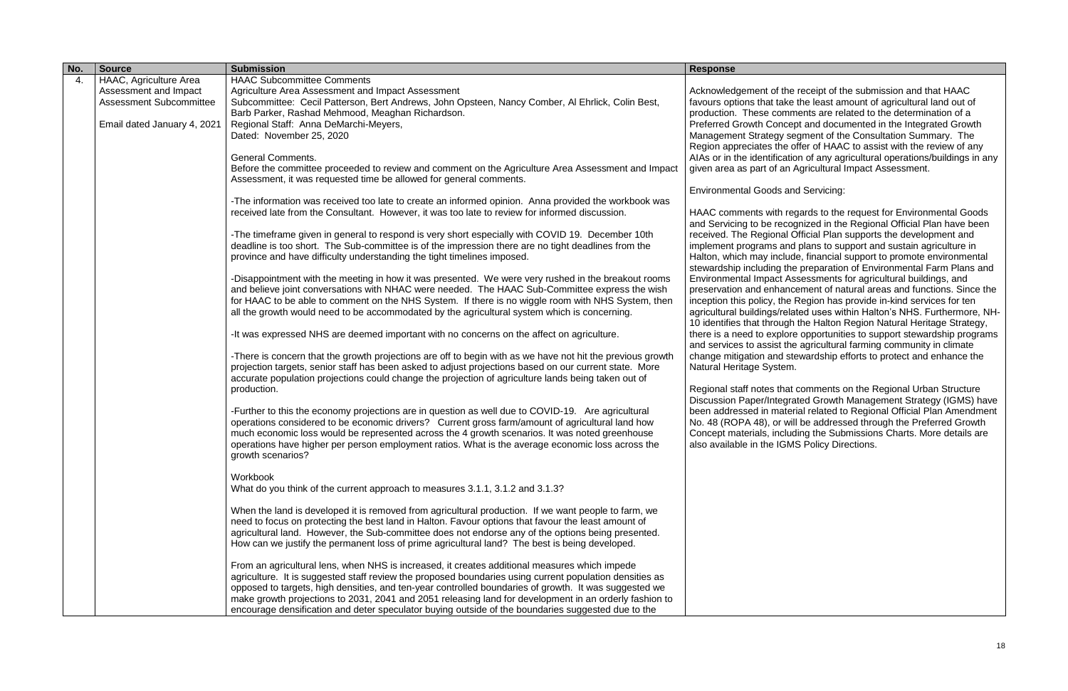| No. | Source | Submission | Response |
|---|---|---|---|
| 4. | HAAC, Agriculture Area Assessment and Impact Assessment Subcommittee<br><br>Email dated January 4, 2021 | HAAC Subcommittee Comments<br>Agriculture Area Assessment and Impact Assessment<br>Subcommittee: Cecil Patterson, Bert Andrews, John Opsteen, Nancy Comber, Al Ehrlick, Colin Best, Barb Parker, Rashad Mehmood, Meaghan Richardson.<br>Regional Staff: Anna DeMarchi-Meyers,<br>Dated: November 25, 2020<br><br>General Comments.<br>Before the committee proceeded to review and comment on the Agriculture Area Assessment and Impact Assessment, it was requested time be allowed for general comments.<br><br>-The information was received too late to create an informed opinion. Anna provided the workbook was received late from the Consultant. However, it was too late to review for informed discussion.<br><br>-The timeframe given in general to respond is very short especially with COVID 19. December 10th deadline is too short. The Sub-committee is of the impression there are no tight deadlines from the province and have difficulty understanding the tight timelines imposed.<br><br>-Disappointment with the meeting in how it was presented. We were very rushed in the breakout rooms and believe joint conversations with NHAC were needed. The HAAC Sub-Committee express the wish for HAAC to be able to comment on the NHS System. If there is no wiggle room with NHS System, then all the growth would need to be accommodated by the agricultural system which is concerning.<br><br>-It was expressed NHS are deemed important with no concerns on the affect on agriculture.<br><br>-There is concern that the growth projections are off to begin with as we have not hit the previous growth projection targets, senior staff has been asked to adjust projections based on our current state. More accurate population projections could change the projection of agriculture lands being taken out of production.<br><br>-Further to this the economy projections are in question as well due to COVID-19. Are agricultural operations considered to be economic drivers? Current gross farm/amount of agricultural land how much economic loss would be represented across the 4 growth scenarios. It was noted greenhouse operations have higher per person employment ratios. What is the average economic loss across the growth scenarios?<br><br>Workbook<br>What do you think of the current approach to measures 3.1.1, 3.1.2 and 3.1.3?<br><br>When the land is developed it is removed from agricultural production. If we want people to farm, we need to focus on protecting the best land in Halton. Favour options that favour the least amount of agricultural land. However, the Sub-committee does not endorse any of the options being presented. How can we justify the permanent loss of prime agricultural land? The best is being developed.<br><br>From an agricultural lens, when NHS is increased, it creates additional measures which impede agriculture. It is suggested staff review the proposed boundaries using current population densities as opposed to targets, high densities, and ten-year controlled boundaries of growth. It was suggested we make growth projections to 2031, 2041 and 2051 releasing land for development in an orderly fashion to encourage densification and deter speculator buying outside of the boundaries suggested due to the | Acknowledgement of the receipt of the submission and that HAAC favours options that take the least amount of agricultural land out of production. These comments are related to the determination of a Preferred Growth Concept and documented in the Integrated Growth Management Strategy segment of the Consultation Summary. The Region appreciates the offer of HAAC to assist with the review of any AIAs or in the identification of any agricultural operations/buildings in any given area as part of an Agricultural Impact Assessment.<br><br>Environmental Goods and Servicing:<br><br>HAAC comments with regards to the request for Environmental Goods and Servicing to be recognized in the Regional Official Plan have been received. The Regional Official Plan supports the development and implement programs and plans to support and sustain agriculture in Halton, which may include, financial support to promote environmental stewardship including the preparation of Environmental Farm Plans and Environmental Impact Assessments for agricultural buildings, and preservation and enhancement of natural areas and functions. Since the inception this policy, the Region has provide in-kind services for ten agricultural buildings/related uses within Halton's NHS. Furthermore, NH-10 identifies that through the Halton Region Natural Heritage Strategy, there is a need to explore opportunities to support stewardship programs and services to assist the agricultural farming community in climate change mitigation and stewardship efforts to protect and enhance the Natural Heritage System.<br><br>Regional staff notes that comments on the Regional Urban Structure Discussion Paper/Integrated Growth Management Strategy (IGMS) have been addressed in material related to Regional Official Plan Amendment No. 48 (ROPA 48), or will be addressed through the Preferred Growth Concept materials, including the Submissions Charts. More details are also available in the IGMS Policy Directions. |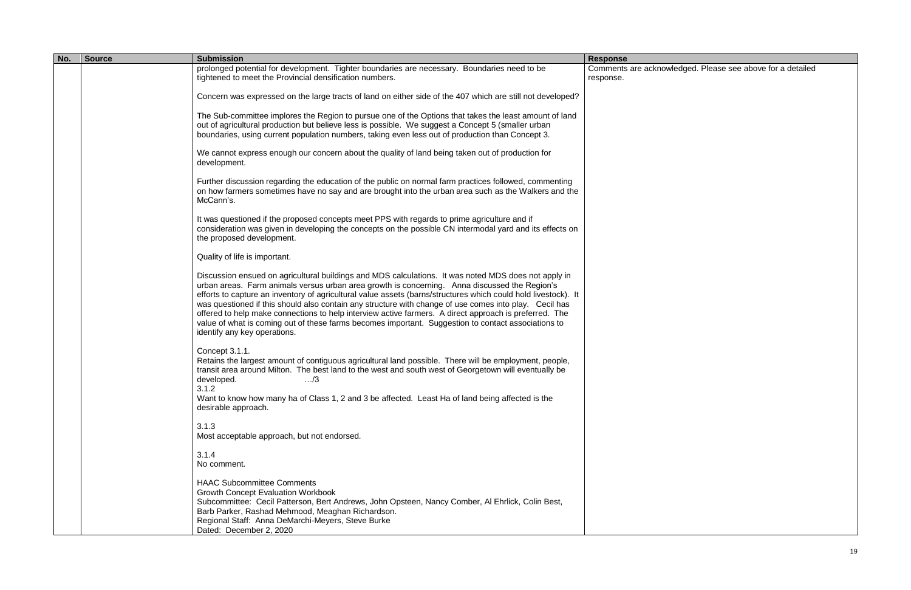| No. | Source | Submission | Response |
|---|---|---|---|
| | | prolonged potential for development. Tighter boundaries are necessary. Boundaries need to be tightened to meet the Provincial densification numbers.<br><br>Concern was expressed on the large tracts of land on either side of the 407 which are still not developed?<br><br>The Sub-committee implores the Region to pursue one of the Options that takes the least amount of land out of agricultural production but believe less is possible. We suggest a Concept 5 (smaller urban boundaries, using current population numbers, taking even less out of production than Concept 3.<br><br>We cannot express enough our concern about the quality of land being taken out of production for development.<br><br>Further discussion regarding the education of the public on normal farm practices followed, commenting on how farmers sometimes have no say and are brought into the urban area such as the Walkers and the McCann's.<br><br>It was questioned if the proposed concepts meet PPS with regards to prime agriculture and if consideration was given in developing the concepts on the possible CN intermodal yard and its effects on the proposed development.<br><br>Quality of life is important.<br><br>Discussion ensued on agricultural buildings and MDS calculations. It was noted MDS does not apply in urban areas. Farm animals versus urban area growth is concerning. Anna discussed the Region's efforts to capture an inventory of agricultural value assets (barns/structures which could hold livestock). It was questioned if this should also contain any structure with change of use comes into play. Cecil has offered to help make connections to help interview active farmers. A direct approach is preferred. The value of what is coming out of these farms becomes important. Suggestion to contact associations to identify any key operations.<br><br>Concept 3.1.1.<br>Retains the largest amount of contiguous agricultural land possible. There will be employment, people, transit area around Milton. The best land to the west and south west of Georgetown will eventually be developed. …/3<br>3.1.2<br>Want to know how many ha of Class 1, 2 and 3 be affected. Least Ha of land being affected is the desirable approach.<br><br>3.1.3<br>Most acceptable approach, but not endorsed.<br><br>3.1.4<br>No comment.<br><br>HAAC Subcommittee Comments<br>Growth Concept Evaluation Workbook<br>Subcommittee: Cecil Patterson, Bert Andrews, John Opsteen, Nancy Comber, Al Ehrlick, Colin Best, Barb Parker, Rashad Mehmood, Meaghan Richardson.<br>Regional Staff: Anna DeMarchi-Meyers, Steve Burke<br>Dated: December 2, 2020 | Comments are acknowledged. Please see above for a detailed response. |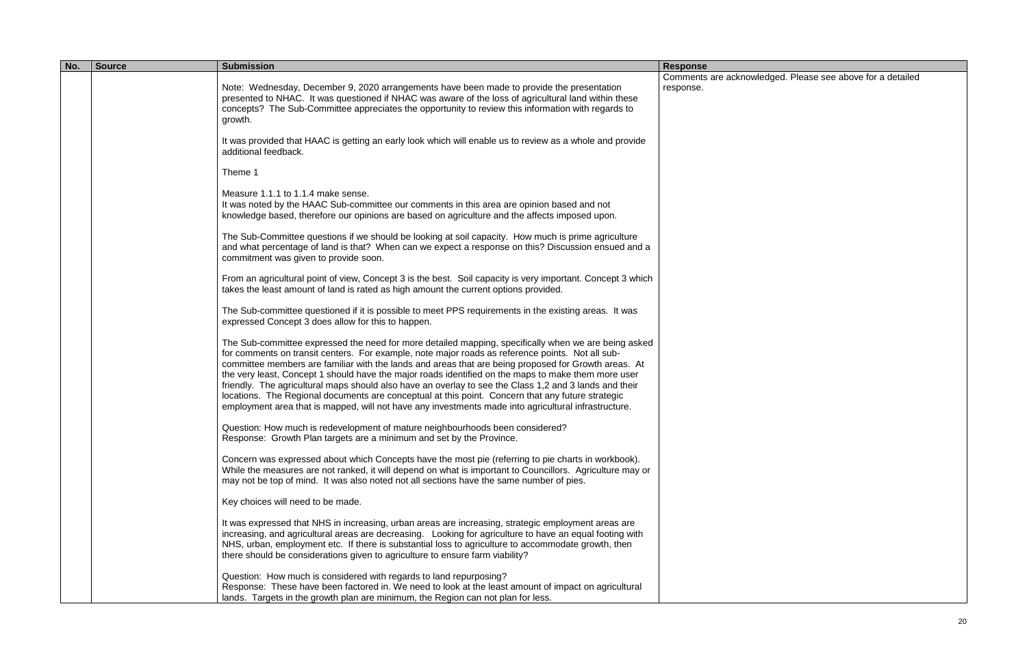| No. | Source | Submission | Response |
|---|---|---|---|
| | | Note: Wednesday, December 9, 2020 arrangements have been made to provide the presentation presented to NHAC. It was questioned if NHAC was aware of the loss of agricultural land within these concepts? The Sub-Committee appreciates the opportunity to review this information with regards to growth.<br><br>It was provided that HAAC is getting an early look which will enable us to review as a whole and provide additional feedback.<br><br>Theme 1<br><br>Measure 1.1.1 to 1.1.4 make sense.<br>It was noted by the HAAC Sub-committee our comments in this area are opinion based and not knowledge based, therefore our opinions are based on agriculture and the affects imposed upon.<br><br>The Sub-Committee questions if we should be looking at soil capacity. How much is prime agriculture and what percentage of land is that? When can we expect a response on this? Discussion ensued and a commitment was given to provide soon.<br><br>From an agricultural point of view, Concept 3 is the best. Soil capacity is very important. Concept 3 which takes the least amount of land is rated as high amount the current options provided.<br><br>The Sub-committee questioned if it is possible to meet PPS requirements in the existing areas. It was expressed Concept 3 does allow for this to happen.<br><br>The Sub-committee expressed the need for more detailed mapping, specifically when we are being asked for comments on transit centers. For example, note major roads as reference points. Not all sub-committee members are familiar with the lands and areas that are being proposed for Growth areas. At the very least, Concept 1 should have the major roads identified on the maps to make them more user friendly. The agricultural maps should also have an overlay to see the Class 1,2 and 3 lands and their locations. The Regional documents are conceptual at this point. Concern that any future strategic employment area that is mapped, will not have any investments made into agricultural infrastructure.<br><br>Question: How much is redevelopment of mature neighbourhoods been considered?<br>Response: Growth Plan targets are a minimum and set by the Province.<br><br>Concern was expressed about which Concepts have the most pie (referring to pie charts in workbook). While the measures are not ranked, it will depend on what is important to Councillors. Agriculture may or may not be top of mind. It was also noted not all sections have the same number of pies.<br><br>Key choices will need to be made.<br><br>It was expressed that NHS in increasing, urban areas are increasing, strategic employment areas are increasing, and agricultural areas are decreasing. Looking for agriculture to have an equal footing with NHS, urban, employment etc. If there is substantial loss to agriculture to accommodate growth, then there should be considerations given to agriculture to ensure farm viability?<br><br>Question: How much is considered with regards to land repurposing?<br>Response: These have been factored in. We need to look at the least amount of impact on agricultural lands. Targets in the growth plan are minimum, the Region can not plan for less. | Comments are acknowledged. Please see above for a detailed response. |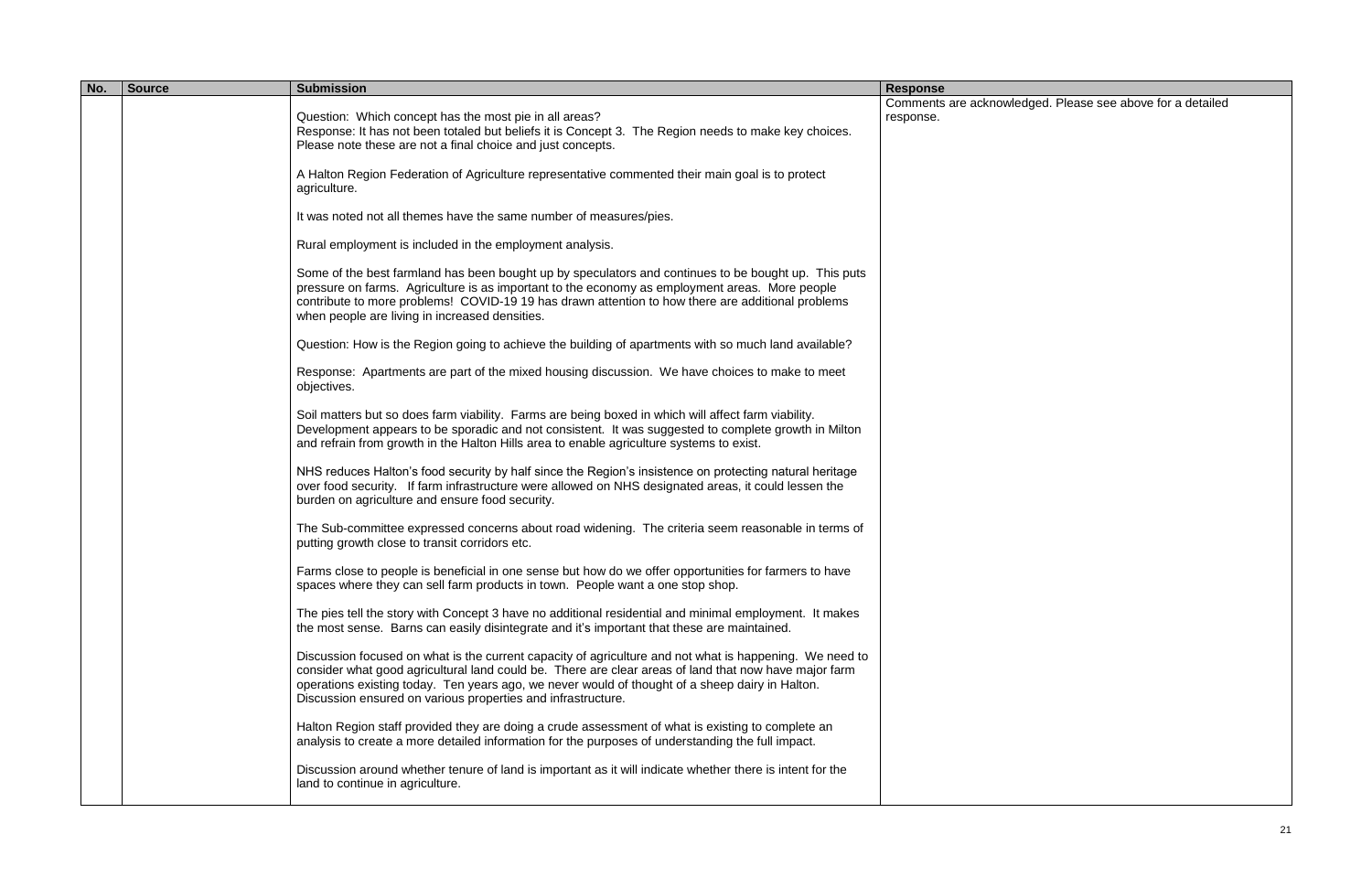| No. | Source | Submission | Response |
| --- | --- | --- | --- |
| | | Question: Which concept has the most pie in all areas?<br>Response: It has not been totaled but beliefs it is Concept 3. The Region needs to make key choices. Please note these are not a final choice and just concepts.<br><br>A Halton Region Federation of Agriculture representative commented their main goal is to protect agriculture.<br><br>It was noted not all themes have the same number of measures/pies.<br><br>Rural employment is included in the employment analysis.<br><br>Some of the best farmland has been bought up by speculators and continues to be bought up. This puts pressure on farms. Agriculture is as important to the economy as employment areas. More people contribute to more problems! COVID-19 19 has drawn attention to how there are additional problems when people are living in increased densities.<br><br>Question: How is the Region going to achieve the building of apartments with so much land available?<br><br>Response: Apartments are part of the mixed housing discussion. We have choices to make to meet objectives.<br><br>Soil matters but so does farm viability. Farms are being boxed in which will affect farm viability. Development appears to be sporadic and not consistent. It was suggested to complete growth in Milton and refrain from growth in the Halton Hills area to enable agriculture systems to exist.<br><br>NHS reduces Halton's food security by half since the Region's insistence on protecting natural heritage over food security. If farm infrastructure were allowed on NHS designated areas, it could lessen the burden on agriculture and ensure food security.<br><br>The Sub-committee expressed concerns about road widening. The criteria seem reasonable in terms of putting growth close to transit corridors etc.<br><br>Farms close to people is beneficial in one sense but how do we offer opportunities for farmers to have spaces where they can sell farm products in town. People want a one stop shop.<br><br>The pies tell the story with Concept 3 have no additional residential and minimal employment. It makes the most sense. Barns can easily disintegrate and it's important that these are maintained.<br><br>Discussion focused on what is the current capacity of agriculture and not what is happening. We need to consider what good agricultural land could be. There are clear areas of land that now have major farm operations existing today. Ten years ago, we never would of thought of a sheep dairy in Halton. Discussion ensured on various properties and infrastructure.<br><br>Halton Region staff provided they are doing a crude assessment of what is existing to complete an analysis to create a more detailed information for the purposes of understanding the full impact.<br><br>Discussion around whether tenure of land is important as it will indicate whether there is intent for the land to continue in agriculture. | Comments are acknowledged. Please see above for a detailed response. |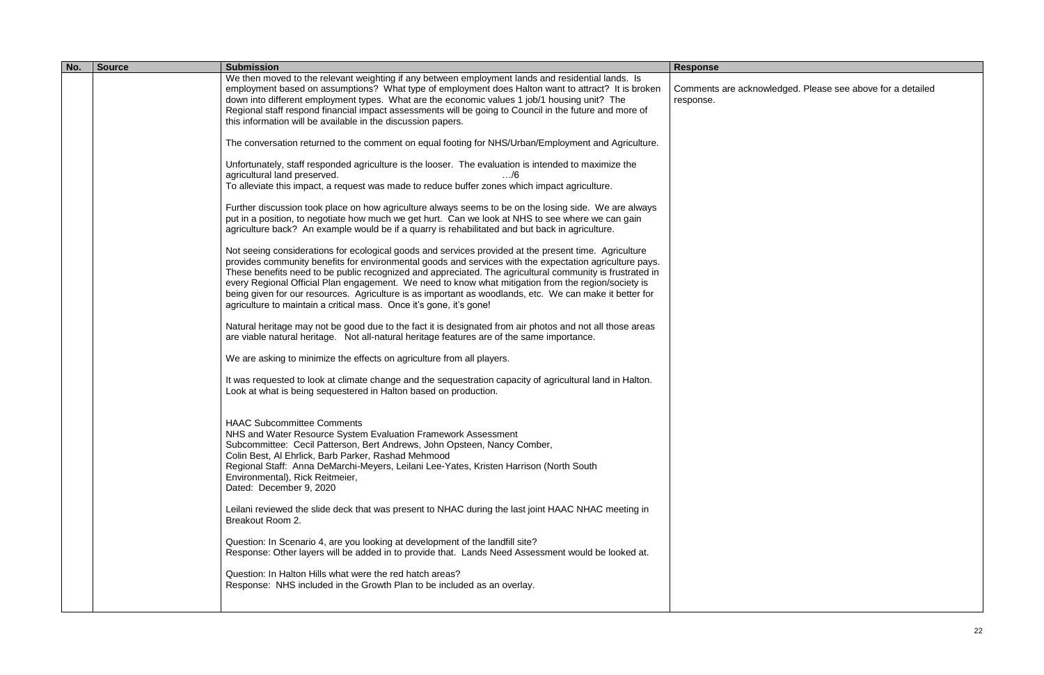| No. | Source | Submission | Response |
|---|---|---|---|
| | | We then moved to the relevant weighting if any between employment lands and residential lands. Is employment based on assumptions? What type of employment does Halton want to attract? It is broken down into different employment types. What are the economic values 1 job/1 housing unit? The Regional staff respond financial impact assessments will be going to Council in the future and more of this information will be available in the discussion papers.<br><br>The conversation returned to the comment on equal footing for NHS/Urban/Employment and Agriculture.<br><br>Unfortunately, staff responded agriculture is the looser. The evaluation is intended to maximize the agricultural land preserved. …/6<br>To alleviate this impact, a request was made to reduce buffer zones which impact agriculture.<br><br>Further discussion took place on how agriculture always seems to be on the losing side. We are always put in a position, to negotiate how much we get hurt. Can we look at NHS to see where we can gain agriculture back? An example would be if a quarry is rehabilitated and but back in agriculture.<br><br>Not seeing considerations for ecological goods and services provided at the present time. Agriculture provides community benefits for environmental goods and services with the expectation agriculture pays. These benefits need to be public recognized and appreciated. The agricultural community is frustrated in every Regional Official Plan engagement. We need to know what mitigation from the region/society is being given for our resources. Agriculture is as important as woodlands, etc. We can make it better for agriculture to maintain a critical mass. Once it's gone, it's gone!<br><br>Natural heritage may not be good due to the fact it is designated from air photos and not all those areas are viable natural heritage. Not all-natural heritage features are of the same importance.<br><br>We are asking to minimize the effects on agriculture from all players.<br><br>It was requested to look at climate change and the sequestration capacity of agricultural land in Halton. Look at what is being sequestered in Halton based on production.<br><br>HAAC Subcommittee Comments<br>NHS and Water Resource System Evaluation Framework Assessment<br>Subcommittee: Cecil Patterson, Bert Andrews, John Opsteen, Nancy Comber, Colin Best, Al Ehrlick, Barb Parker, Rashad Mehmood<br>Regional Staff: Anna DeMarchi-Meyers, Leilani Lee-Yates, Kristen Harrison (North South Environmental), Rick Reitmeier,<br>Dated: December 9, 2020<br><br>Leilani reviewed the slide deck that was present to NHAC during the last joint HAAC NHAC meeting in Breakout Room 2.<br><br>Question: In Scenario 4, are you looking at development of the landfill site?<br>Response: Other layers will be added in to provide that. Lands Need Assessment would be looked at.<br><br>Question: In Halton Hills what were the red hatch areas?<br>Response: NHS included in the Growth Plan to be included as an overlay. | Comments are acknowledged. Please see above for a detailed response. |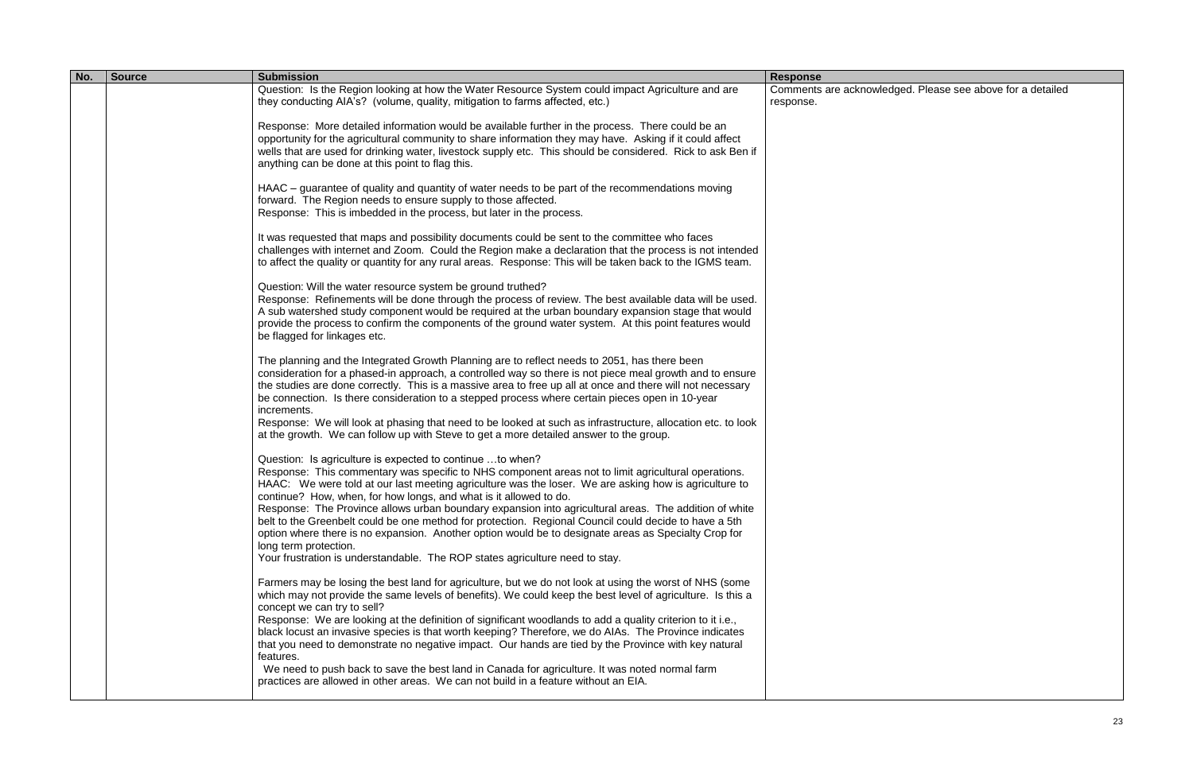| No. | Source | Submission | Response |
| --- | --- | --- | --- |
| | | Question: Is the Region looking at how the Water Resource System could impact Agriculture and are they conducting AIA's? (volume, quality, mitigation to farms affected, etc.)<br><br>Response: More detailed information would be available further in the process. There could be an opportunity for the agricultural community to share information they may have. Asking if it could affect wells that are used for drinking water, livestock supply etc. This should be considered. Rick to ask Ben if anything can be done at this point to flag this.<br><br>HAAC – guarantee of quality and quantity of water needs to be part of the recommendations moving forward. The Region needs to ensure supply to those affected.<br>Response: This is imbedded in the process, but later in the process.<br><br>It was requested that maps and possibility documents could be sent to the committee who faces challenges with internet and Zoom. Could the Region make a declaration that the process is not intended to affect the quality or quantity for any rural areas. Response: This will be taken back to the IGMS team.<br><br>Question: Will the water resource system be ground truthed?<br>Response: Refinements will be done through the process of review. The best available data will be used. A sub watershed study component would be required at the urban boundary expansion stage that would provide the process to confirm the components of the ground water system. At this point features would be flagged for linkages etc.<br><br>The planning and the Integrated Growth Planning are to reflect needs to 2051, has there been consideration for a phased-in approach, a controlled way so there is not piece meal growth and to ensure the studies are done correctly. This is a massive area to free up all at once and there will not necessary be connection. Is there consideration to a stepped process where certain pieces open in 10-year increments.<br>Response: We will look at phasing that need to be looked at such as infrastructure, allocation etc. to look at the growth. We can follow up with Steve to get a more detailed answer to the group.<br><br>Question: Is agriculture is expected to continue …to when?<br>Response: This commentary was specific to NHS component areas not to limit agricultural operations.<br>HAAC: We were told at our last meeting agriculture was the loser. We are asking how is agriculture to continue? How, when, for how longs, and what is it allowed to do.<br>Response: The Province allows urban boundary expansion into agricultural areas. The addition of white belt to the Greenbelt could be one method for protection. Regional Council could decide to have a 5th option where there is no expansion. Another option would be to designate areas as Specialty Crop for long term protection.<br>Your frustration is understandable. The ROP states agriculture need to stay.<br><br>Farmers may be losing the best land for agriculture, but we do not look at using the worst of NHS (some which may not provide the same levels of benefits). We could keep the best level of agriculture. Is this a concept we can try to sell?<br>Response: We are looking at the definition of significant woodlands to add a quality criterion to it i.e., black locust an invasive species is that worth keeping? Therefore, we do AIAs. The Province indicates that you need to demonstrate no negative impact. Our hands are tied by the Province with key natural features.<br>We need to push back to save the best land in Canada for agriculture. It was noted normal farm practices are allowed in other areas. We can not build in a feature without an EIA. | Comments are acknowledged. Please see above for a detailed response. |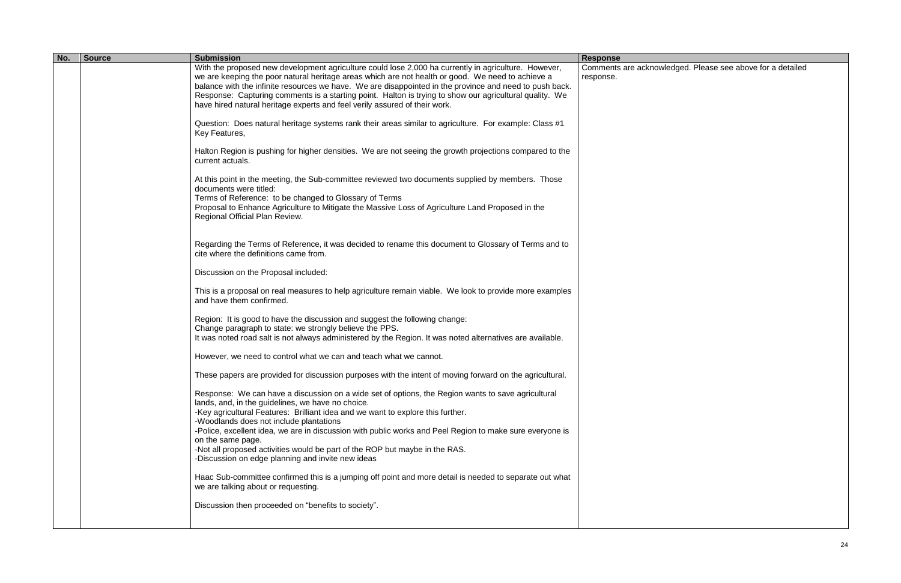| No. | Source | Submission | Response |
|---|---|---|---|
| | | With the proposed new development agriculture could lose 2,000 ha currently in agriculture. However, we are keeping the poor natural heritage areas which are not health or good. We need to achieve a balance with the infinite resources we have. We are disappointed in the province and need to push back. Response: Capturing comments is a starting point. Halton is trying to show our agricultural quality. We have hired natural heritage experts and feel verily assured of their work.<br><br>Question: Does natural heritage systems rank their areas similar to agriculture. For example: Class #1 Key Features,<br><br>Halton Region is pushing for higher densities. We are not seeing the growth projections compared to the current actuals.<br><br>At this point in the meeting, the Sub-committee reviewed two documents supplied by members. Those documents were titled:<br>Terms of Reference: to be changed to Glossary of Terms<br>Proposal to Enhance Agriculture to Mitigate the Massive Loss of Agriculture Land Proposed in the Regional Official Plan Review.<br><br>Regarding the Terms of Reference, it was decided to rename this document to Glossary of Terms and to cite where the definitions came from.<br><br>Discussion on the Proposal included:<br><br>This is a proposal on real measures to help agriculture remain viable. We look to provide more examples and have them confirmed.<br><br>Region: It is good to have the discussion and suggest the following change:<br>Change paragraph to state: we strongly believe the PPS.<br>It was noted road salt is not always administered by the Region. It was noted alternatives are available.<br><br>However, we need to control what we can and teach what we cannot.<br><br>These papers are provided for discussion purposes with the intent of moving forward on the agricultural.<br><br>Response: We can have a discussion on a wide set of options, the Region wants to save agricultural lands, and, in the guidelines, we have no choice.<br>-Key agricultural Features: Brilliant idea and we want to explore this further.<br>-Woodlands does not include plantations<br>-Police, excellent idea, we are in discussion with public works and Peel Region to make sure everyone is on the same page.<br>-Not all proposed activities would be part of the ROP but maybe in the RAS.<br>-Discussion on edge planning and invite new ideas<br><br>Haac Sub-committee confirmed this is a jumping off point and more detail is needed to separate out what we are talking about or requesting.<br><br>Discussion then proceeded on "benefits to society". | Comments are acknowledged. Please see above for a detailed response. |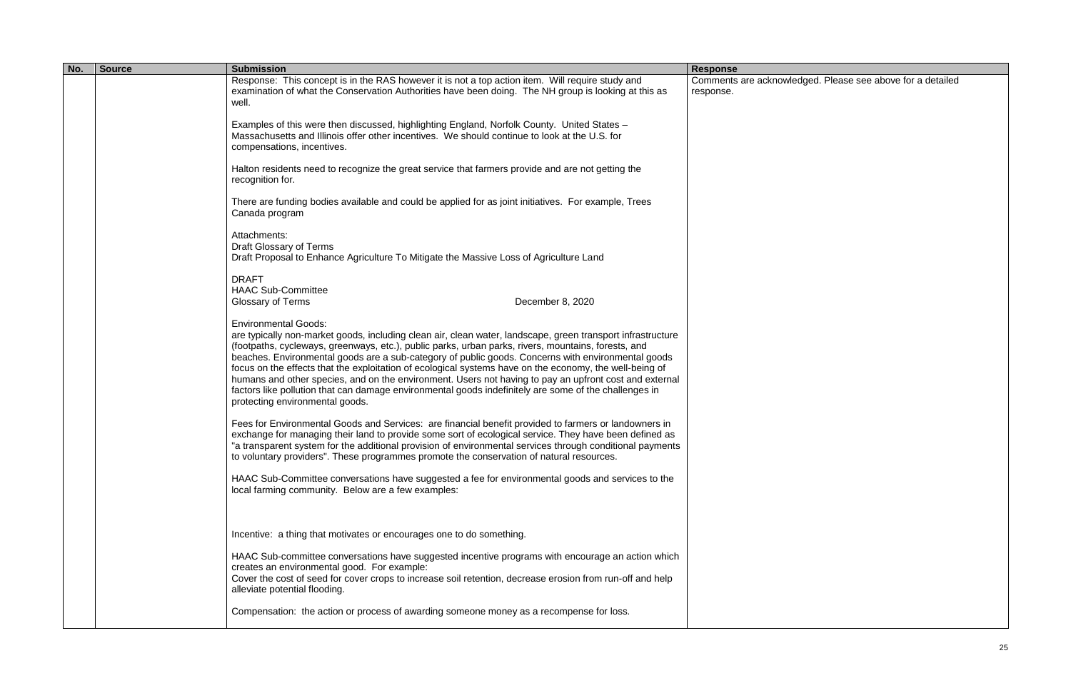| No. | Source | Submission | Response |
|---|---|---|---|
| | | Response: This concept is in the RAS however it is not a top action item. Will require study and examination of what the Conservation Authorities have been doing. The NH group is looking at this as well.<br><br>Examples of this were then discussed, highlighting England, Norfolk County. United States – Massachusetts and Illinois offer other incentives. We should continue to look at the U.S. for compensations, incentives.<br><br>Halton residents need to recognize the great service that farmers provide and are not getting the recognition for.<br><br>There are funding bodies available and could be applied for as joint initiatives. For example, Trees Canada program<br><br>Attachments:<br>Draft Glossary of Terms<br>Draft Proposal to Enhance Agriculture To Mitigate the Massive Loss of Agriculture Land<br><br>DRAFT<br>HAAC Sub-Committee<br>Glossary of Terms December 8, 2020<br><br>Environmental Goods:<br>are typically non-market goods, including clean air, clean water, landscape, green transport infrastructure (footpaths, cycleways, greenways, etc.), public parks, urban parks, rivers, mountains, forests, and beaches. Environmental goods are a sub-category of public goods. Concerns with environmental goods focus on the effects that the exploitation of ecological systems have on the economy, the well-being of humans and other species, and on the environment. Users not having to pay an upfront cost and external factors like pollution that can damage environmental goods indefinitely are some of the challenges in protecting environmental goods.<br><br>Fees for Environmental Goods and Services: are financial benefit provided to farmers or landowners in exchange for managing their land to provide some sort of ecological service. They have been defined as "a transparent system for the additional provision of environmental services through conditional payments to voluntary providers". These programmes promote the conservation of natural resources.<br><br>HAAC Sub-Committee conversations have suggested a fee for environmental goods and services to the local farming community. Below are a few examples:<br><br>Incentive: a thing that motivates or encourages one to do something.<br><br>HAAC Sub-committee conversations have suggested incentive programs with encourage an action which creates an environmental good. For example:<br>Cover the cost of seed for cover crops to increase soil retention, decrease erosion from run-off and help alleviate potential flooding.<br><br>Compensation: the action or process of awarding someone money as a recompense for loss. | Comments are acknowledged. Please see above for a detailed response. |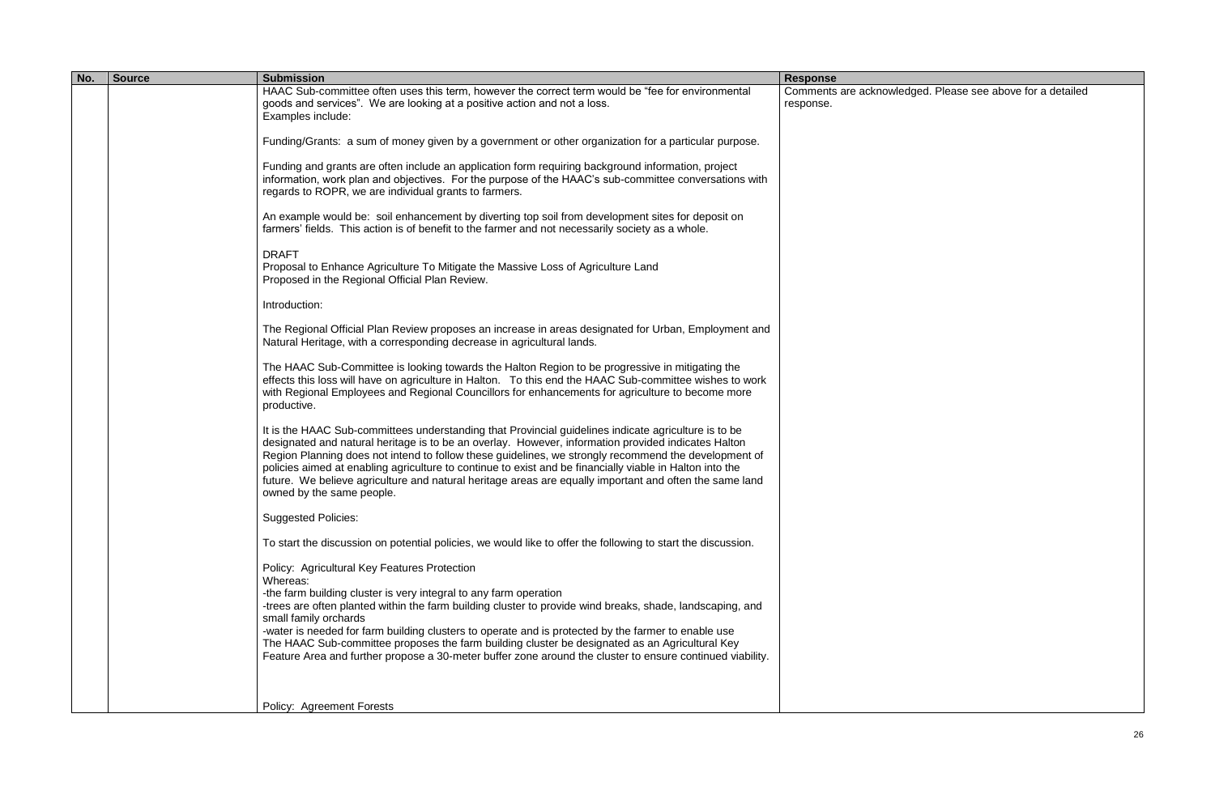| No. | Source | Submission | Response |
|---|---|---|---|
| | | HAAC Sub-committee often uses this term, however the correct term would be "fee for environmental goods and services". We are looking at a positive action and not a loss.<br>Examples include:<br><br>Funding/Grants: a sum of money given by a government or other organization for a particular purpose.<br><br>Funding and grants are often include an application form requiring background information, project information, work plan and objectives. For the purpose of the HAAC's sub-committee conversations with regards to ROPR, we are individual grants to farmers.<br><br>An example would be: soil enhancement by diverting top soil from development sites for deposit on farmers' fields. This action is of benefit to the farmer and not necessarily society as a whole.<br><br>DRAFT<br>Proposal to Enhance Agriculture To Mitigate the Massive Loss of Agriculture Land<br>Proposed in the Regional Official Plan Review.<br><br>Introduction:<br><br>The Regional Official Plan Review proposes an increase in areas designated for Urban, Employment and Natural Heritage, with a corresponding decrease in agricultural lands.<br><br>The HAAC Sub-Committee is looking towards the Halton Region to be progressive in mitigating the effects this loss will have on agriculture in Halton. To this end the HAAC Sub-committee wishes to work with Regional Employees and Regional Councillors for enhancements for agriculture to become more productive.<br><br>It is the HAAC Sub-committees understanding that Provincial guidelines indicate agriculture is to be designated and natural heritage is to be an overlay. However, information provided indicates Halton Region Planning does not intend to follow these guidelines, we strongly recommend the development of policies aimed at enabling agriculture to continue to exist and be financially viable in Halton into the future. We believe agriculture and natural heritage areas are equally important and often the same land owned by the same people.<br><br>Suggested Policies:<br><br>To start the discussion on potential policies, we would like to offer the following to start the discussion.<br><br>Policy: Agricultural Key Features Protection<br>Whereas:<br>-the farm building cluster is very integral to any farm operation<br>-trees are often planted within the farm building cluster to provide wind breaks, shade, landscaping, and small family orchards<br>-water is needed for farm building clusters to operate and is protected by the farmer to enable use<br>The HAAC Sub-committee proposes the farm building cluster be designated as an Agricultural Key Feature Area and further propose a 30-meter buffer zone around the cluster to ensure continued viability.<br><br>Policy: Agreement Forests | Comments are acknowledged. Please see above for a detailed response. |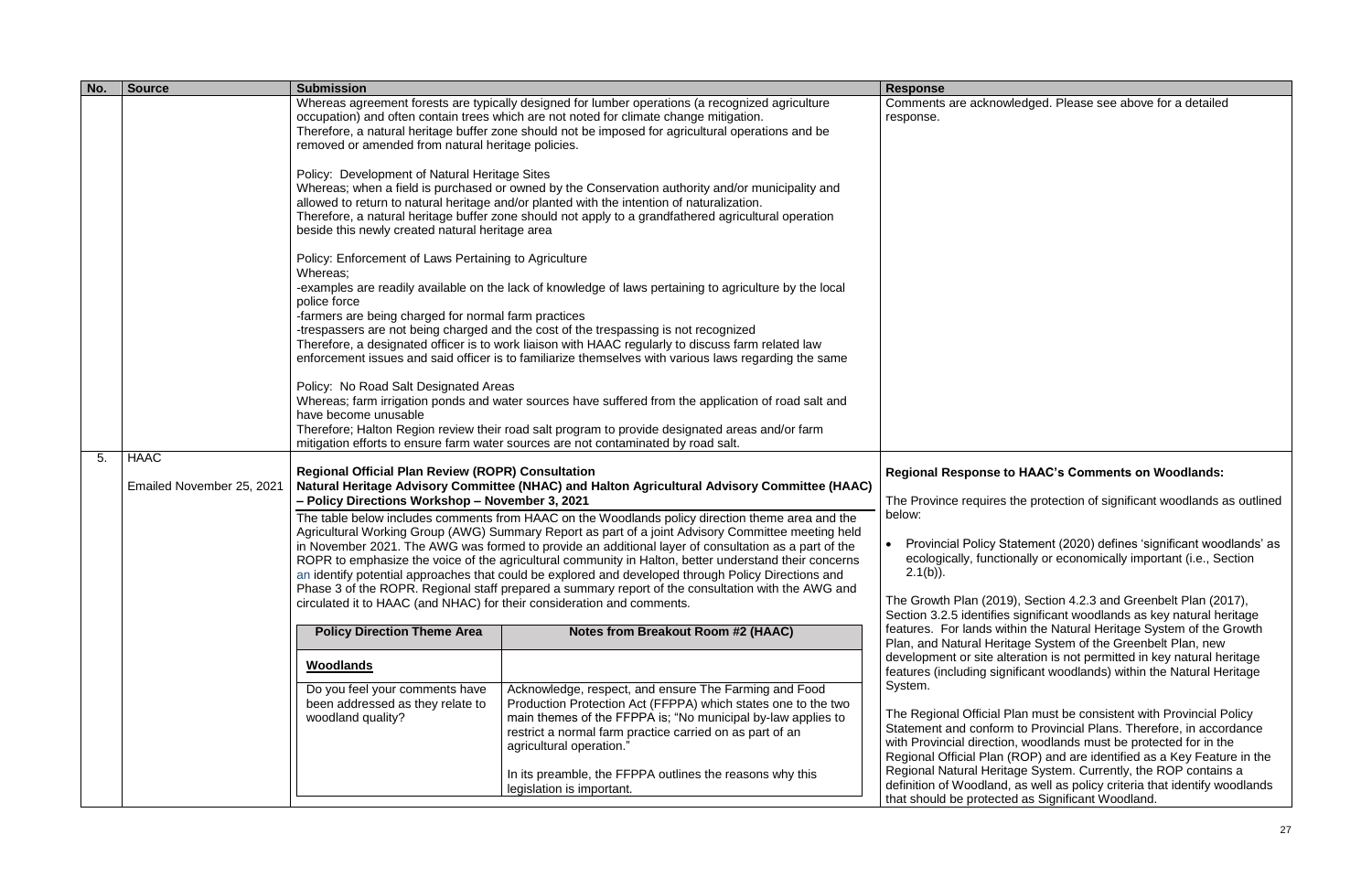| No. | Source | Submission | Response |
|---|---|---|---|
| | | Whereas agreement forests are typically designed for lumber operations (a recognized agriculture occupation) and often contain trees which are not noted for climate change mitigation.<br>Therefore, a natural heritage buffer zone should not be imposed for agricultural operations and be removed or amended from natural heritage policies.<br><br>Policy: Development of Natural Heritage Sites<br>Whereas; when a field is purchased or owned by the Conservation authority and/or municipality and allowed to return to natural heritage and/or planted with the intention of naturalization.<br>Therefore, a natural heritage buffer zone should not apply to a grandfathered agricultural operation beside this newly created natural heritage area<br><br>Policy: Enforcement of Laws Pertaining to Agriculture<br>Whereas;<br>-examples are readily available on the lack of knowledge of laws pertaining to agriculture by the local police force<br>-farmers are being charged for normal farm practices<br>-trespassers are not being charged and the cost of the trespassing is not recognized<br>Therefore, a designated officer is to work liaison with HAAC regularly to discuss farm related law enforcement issues and said officer is to familiarize themselves with various laws regarding the same<br><br>Policy: No Road Salt Designated Areas<br>Whereas; farm irrigation ponds and water sources have suffered from the application of road salt and have become unusable<br>Therefore; Halton Region review their road salt program to provide designated areas and/or farm mitigation efforts to ensure farm water sources are not contaminated by road salt. | Comments are acknowledged. Please see above for a detailed response. |
| 5. | HAAC<br><br>Emailed November 25, 2021 | **Regional Official Plan Review (ROPR) Consultation**<br>**Natural Heritage Advisory Committee (NHAC) and Halton Agricultural Advisory Committee (HAAC) – Policy Directions Workshop – November 3, 2021**<br><br>The table below includes comments from HAAC on the Woodlands policy direction theme area and the Agricultural Working Group (AWG) Summary Report as part of a joint Advisory Committee meeting held in November 2021. The AWG was formed to provide an additional layer of consultation as a part of the ROPR to emphasize the voice of the agricultural community in Halton, better understand their concerns an identify potential approaches that could be explored and developed through Policy Directions and Phase 3 of the ROPR. Regional staff prepared a summary report of the consultation with the AWG and circulated it to HAAC (and NHAC) for their consideration and comments.<br><br>**Policy Direction Theme Area** / **Notes from Breakout Room #2 (HAAC)**<br><br>**Woodlands**<br><br>Do you feel your comments have been addressed as they relate to woodland quality? — Acknowledge, respect, and ensure The Farming and Food Production Protection Act (FFPPA) which states one to the two main themes of the FFPPA is; "No municipal by-law applies to restrict a normal farm practice carried on as part of an agricultural operation."<br><br>In its preamble, the FFPPA outlines the reasons why this legislation is important. | **Regional Response to HAAC's Comments on Woodlands:**<br><br>The Province requires the protection of significant woodlands as outlined below:<br><br>• Provincial Policy Statement (2020) defines 'significant woodlands' as ecologically, functionally or economically important (i.e., Section 2.1(b)).<br><br>The Growth Plan (2019), Section 4.2.3 and Greenbelt Plan (2017), Section 3.2.5 identifies significant woodlands as key natural heritage features. For lands within the Natural Heritage System of the Growth Plan, and Natural Heritage System of the Greenbelt Plan, new development or site alteration is not permitted in key natural heritage features (including significant woodlands) within the Natural Heritage System.<br><br>The Regional Official Plan must be consistent with Provincial Policy Statement and conform to Provincial Plans. Therefore, in accordance with Provincial direction, woodlands must be protected for in the Regional Official Plan (ROP) and are identified as a Key Feature in the Regional Natural Heritage System. Currently, the ROP contains a definition of Woodland, as well as policy criteria that identify woodlands that should be protected as Significant Woodland. |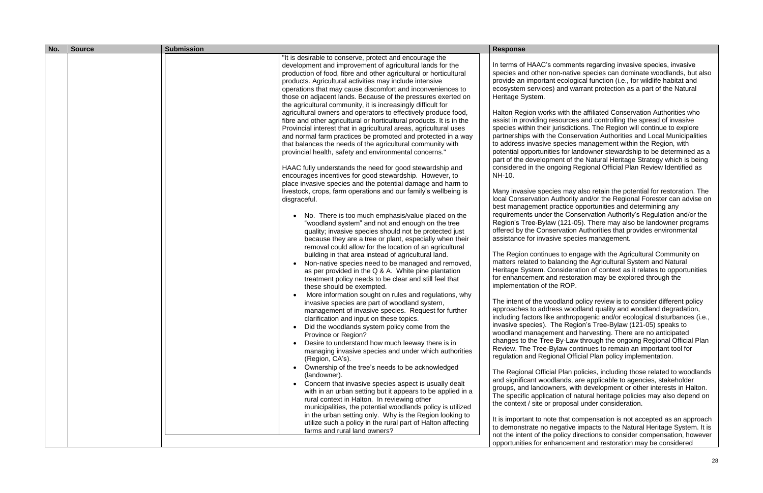| No. | Source | Submission | Response |
|---|---|---|---|
| | | "It is desirable to conserve, protect and encourage the development and improvement of agricultural lands for the production of food, fibre and other agricultural or horticultural products. Agricultural activities may include intensive operations that may cause discomfort and inconveniences to those on adjacent lands. Because of the pressures exerted on the agricultural community, it is increasingly difficult for agricultural owners and operators to effectively produce food, fibre and other agricultural or horticultural products. It is in the Provincial interest that in agricultural areas, agricultural uses and normal farm practices be promoted and protected in a way that balances the needs of the agricultural community with provincial health, safety and environmental concerns."<br><br>HAAC fully understands the need for good stewardship and encourages incentives for good stewardship. However, to place invasive species and the potential damage and harm to livestock, crops, farm operations and our family's wellbeing is disgraceful.<br><br>• No. There is too much emphasis/value placed on the "woodland system" and not enough on the tree quality; invasive species should not be protected just because they are a tree or plant, especially when their removal could allow for the location of an agricultural building in that area instead of agricultural land.<br>• Non-native species need to be managed and removed, as per provided in the Q & A. White pine plantation treatment policy needs to be clear and still feel that these should be exempted.<br>• More information sought on rules and regulations, why invasive species are part of woodland system, management of invasive species. Request for further clarification and input on these topics.<br>• Did the woodlands system policy come from the Province or Region?<br>• Desire to understand how much leeway there is in managing invasive species and under which authorities (Region, CA's).<br>• Ownership of the tree's needs to be acknowledged (landowner).<br>• Concern that invasive species aspect is usually dealt with in an urban setting but it appears to be applied in a rural context in Halton. In reviewing other municipalities, the potential woodlands policy is utilized in the urban setting only. Why is the Region looking to utilize such a policy in the rural part of Halton affecting farms and rural land owners? | In terms of HAAC's comments regarding invasive species, invasive species and other non-native species can dominate woodlands, but also provide an important ecological function (i.e., for wildlife habitat and ecosystem services) and warrant protection as a part of the Natural Heritage System.<br><br>Halton Region works with the affiliated Conservation Authorities who assist in providing resources and controlling the spread of invasive species within their jurisdictions. The Region will continue to explore partnerships with the Conservation Authorities and Local Municipalities to address invasive species management within the Region, with potential opportunities for landowner stewardship to be determined as a part of the development of the Natural Heritage Strategy which is being considered in the ongoing Regional Official Plan Review Identified as NH-10.<br><br>Many invasive species may also retain the potential for restoration. The local Conservation Authority and/or the Regional Forester can advise on best management practice opportunities and determining any requirements under the Conservation Authority's Regulation and/or the Region's Tree-Bylaw (121-05). There may also be landowner programs offered by the Conservation Authorities that provides environmental assistance for invasive species management.<br><br>The Region continues to engage with the Agricultural Community on matters related to balancing the Agricultural System and Natural Heritage System. Consideration of context as it relates to opportunities for enhancement and restoration may be explored through the implementation of the ROP.<br><br>The intent of the woodland policy review is to consider different policy approaches to address woodland quality and woodland degradation, including factors like anthropogenic and/or ecological disturbances (i.e., invasive species). The Region's Tree-Bylaw (121-05) speaks to woodland management and harvesting. There are no anticipated changes to the Tree By-Law through the ongoing Regional Official Plan Review. The Tree-Bylaw continues to remain an important tool for regulation and Regional Official Plan policy implementation.<br><br>The Regional Official Plan policies, including those related to woodlands and significant woodlands, are applicable to agencies, stakeholder groups, and landowners, with development or other interests in Halton. The specific application of natural heritage policies may also depend on the context / site or proposal under consideration.<br><br>It is important to note that compensation is not accepted as an approach to demonstrate no negative impacts to the Natural Heritage System. It is not the intent of the policy directions to consider compensation, however opportunities for enhancement and restoration may be considered |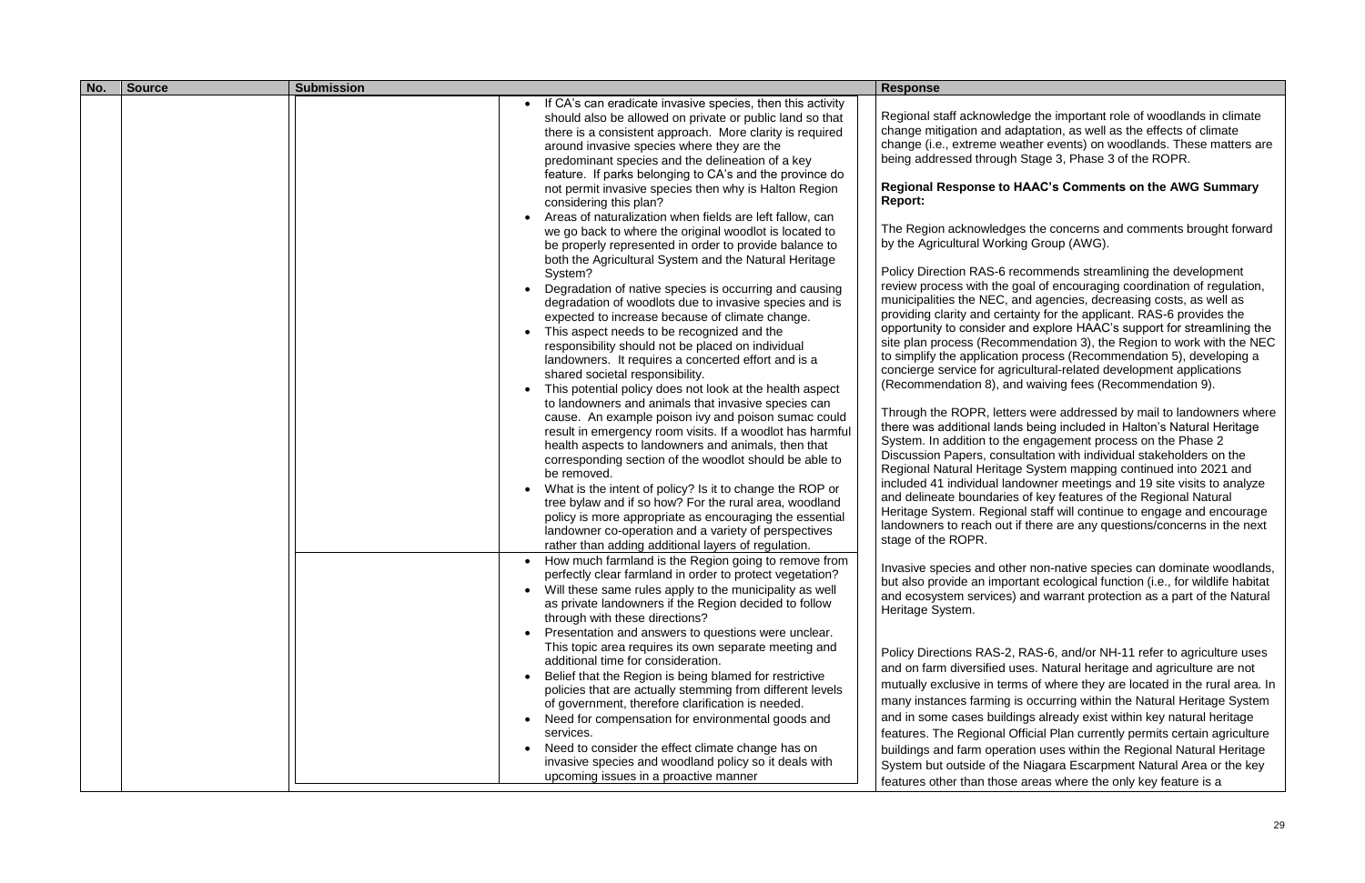| No. | Source | Submission | | Response |
|---|---|---|---|---|
| | | | • If CA's can eradicate invasive species, then this activity should also be allowed on private or public land so that there is a consistent approach. More clarity is required around invasive species where they are the predominant species and the delineation of a key feature. If parks belonging to CA's and the province do not permit invasive species then why is Halton Region considering this plan?<br>• Areas of naturalization when fields are left fallow, can we go back to where the original woodlot is located to be properly represented in order to provide balance to both the Agricultural System and the Natural Heritage System?<br>• Degradation of native species is occurring and causing degradation of woodlots due to invasive species and is expected to increase because of climate change.<br>• This aspect needs to be recognized and the responsibility should not be placed on individual landowners. It requires a concerted effort and is a shared societal responsibility.<br>• This potential policy does not look at the health aspect to landowners and animals that invasive species can cause. An example poison ivy and poison sumac could result in emergency room visits. If a woodlot has harmful health aspects to landowners and animals, then that corresponding section of the woodlot should be able to be removed.<br>• What is the intent of policy? Is it to change the ROP or tree bylaw and if so how? For the rural area, woodland policy is more appropriate as encouraging the essential landowner co-operation and a variety of perspectives rather than adding additional layers of regulation. | Regional staff acknowledge the important role of woodlands in climate change mitigation and adaptation, as well as the effects of climate change (i.e., extreme weather events) on woodlands. These matters are being addressed through Stage 3, Phase 3 of the ROPR.<br><br>**Regional Response to HAAC's Comments on the AWG Summary Report:**<br><br>The Region acknowledges the concerns and comments brought forward by the Agricultural Working Group (AWG).<br><br>Policy Direction RAS-6 recommends streamlining the development review process with the goal of encouraging coordination of regulation, municipalities the NEC, and agencies, decreasing costs, as well as providing clarity and certainty for the applicant. RAS-6 provides the opportunity to consider and explore HAAC's support for streamlining the site plan process (Recommendation 3), the Region to work with the NEC to simplify the application process (Recommendation 5), developing a concierge service for agricultural-related development applications (Recommendation 8), and waiving fees (Recommendation 9).<br><br>Through the ROPR, letters were addressed by mail to landowners where there was additional lands being included in Halton's Natural Heritage System. In addition to the engagement process on the Phase 2 Discussion Papers, consultation with individual stakeholders on the Regional Natural Heritage System mapping continued into 2021 and included 41 individual landowner meetings and 19 site visits to analyze and delineate boundaries of key features of the Regional Natural Heritage System. Regional staff will continue to engage and encourage landowners to reach out if there are any questions/concerns in the next stage of the ROPR.<br><br>Invasive species and other non-native species can dominate woodlands, but also provide an important ecological function (i.e., for wildlife habitat and ecosystem services) and warrant protection as a part of the Natural Heritage System.<br><br>Policy Directions RAS-2, RAS-6, and/or NH-11 refer to agriculture uses and on farm diversified uses. Natural heritage and agriculture are not mutually exclusive in terms of where they are located in the rural area. In many instances farming is occurring within the Natural Heritage System and in some cases buildings already exist within key natural heritage features. The Regional Official Plan currently permits certain agriculture buildings and farm operation uses within the Regional Natural Heritage System but outside of the Niagara Escarpment Natural Area or the key features other than those areas where the only key feature is a |
| | | | • How much farmland is the Region going to remove from perfectly clear farmland in order to protect vegetation?<br>• Will these same rules apply to the municipality as well as private landowners if the Region decided to follow through with these directions?<br>• Presentation and answers to questions were unclear. This topic area requires its own separate meeting and additional time for consideration.<br>• Belief that the Region is being blamed for restrictive policies that are actually stemming from different levels of government, therefore clarification is needed.<br>• Need for compensation for environmental goods and services.<br>• Need to consider the effect climate change has on invasive species and woodland policy so it deals with upcoming issues in a proactive manner | |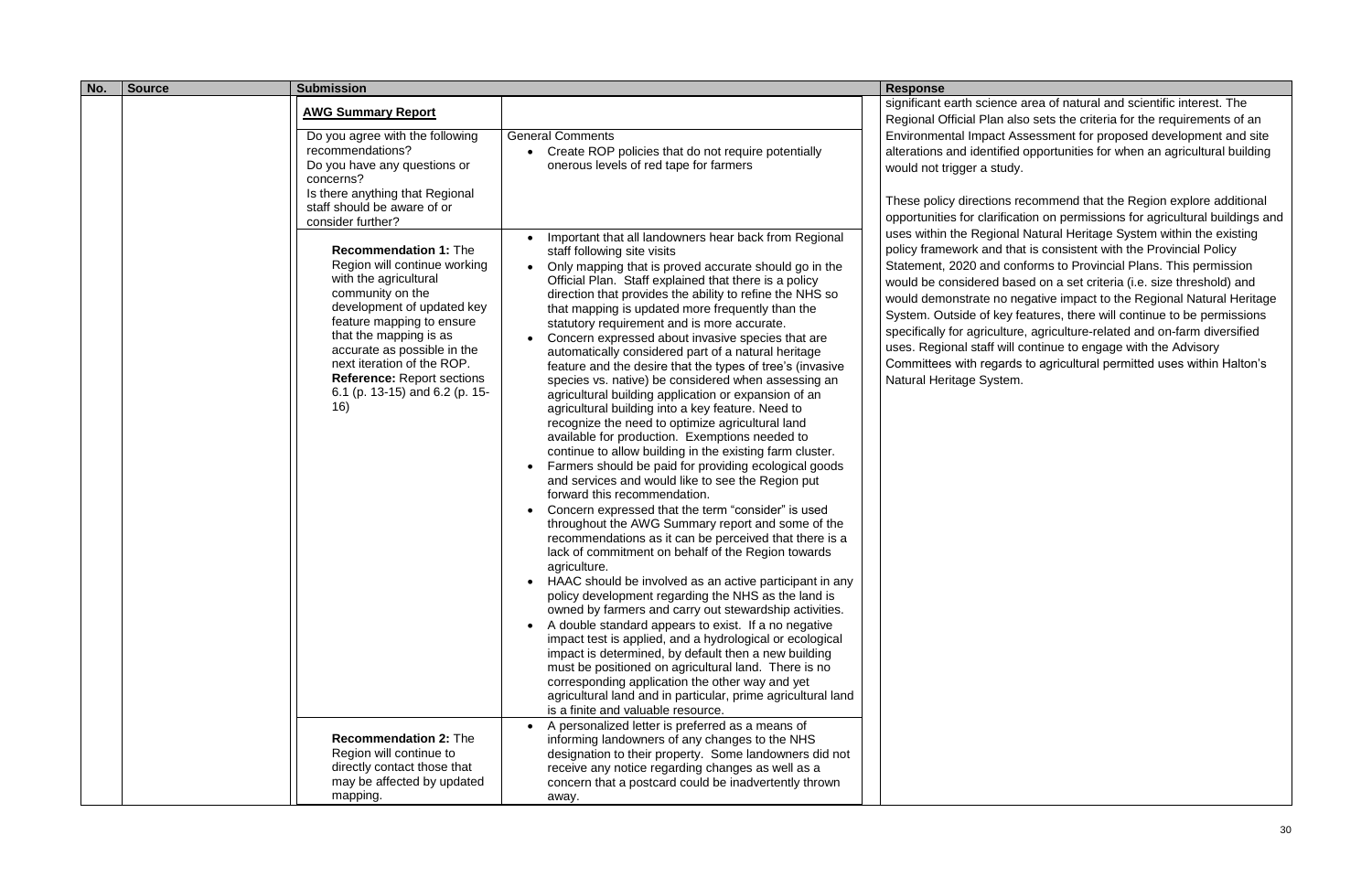| No. | Source | Submission | | Response |
|---|---|---|---|---|
| | | **AWG Summary Report** | | significant earth science area of natural and scientific interest. The Regional Official Plan also sets the criteria for the requirements of an Environmental Impact Assessment for proposed development and site alterations and identified opportunities for when an agricultural building would not trigger a study.<br><br>These policy directions recommend that the Region explore additional opportunities for clarification on permissions for agricultural buildings and uses within the Regional Natural Heritage System within the existing policy framework and that is consistent with the Provincial Policy Statement, 2020 and conforms to Provincial Plans. This permission would be considered based on a set criteria (i.e. size threshold) and would demonstrate no negative impact to the Regional Natural Heritage System. Outside of key features, there will continue to be permissions specifically for agriculture, agriculture-related and on-farm diversified uses. Regional staff will continue to engage with the Advisory Committees with regards to agricultural permitted uses within Halton's Natural Heritage System. |
| | | Do you agree with the following recommendations?<br>Do you have any questions or concerns?<br>Is there anything that Regional staff should be aware of or consider further? | General Comments<br>• Create ROP policies that do not require potentially onerous levels of red tape for farmers | |
| | | **Recommendation 1:** The Region will continue working with the agricultural community on the development of updated key feature mapping to ensure that the mapping is as accurate as possible in the next iteration of the ROP.<br>**Reference:** Report sections 6.1 (p. 13-15) and 6.2 (p. 15-16) | • Important that all landowners hear back from Regional staff following site visits<br>• Only mapping that is proved accurate should go in the Official Plan. Staff explained that there is a policy direction that provides the ability to refine the NHS so that mapping is updated more frequently than the statutory requirement and is more accurate.<br>• Concern expressed about invasive species that are automatically considered part of a natural heritage feature and the desire that the types of tree's (invasive species vs. native) be considered when assessing an agricultural building application or expansion of an agricultural building into a key feature. Need to recognize the need to optimize agricultural land available for production. Exemptions needed to continue to allow building in the existing farm cluster.<br>• Farmers should be paid for providing ecological goods and services and would like to see the Region put forward this recommendation.<br>• Concern expressed that the term "consider" is used throughout the AWG Summary report and some of the recommendations as it can be perceived that there is a lack of commitment on behalf of the Region towards agriculture.<br>• HAAC should be involved as an active participant in any policy development regarding the NHS as the land is owned by farmers and carry out stewardship activities.<br>• A double standard appears to exist. If a no negative impact test is applied, and a hydrological or ecological impact is determined, by default then a new building must be positioned on agricultural land. There is no corresponding application the other way and yet agricultural land and in particular, prime agricultural land is a finite and valuable resource. | |
| | | **Recommendation 2:** The Region will continue to directly contact those that may be affected by updated mapping. | • A personalized letter is preferred as a means of informing landowners of any changes to the NHS designation to their property. Some landowners did not receive any notice regarding changes as well as a concern that a postcard could be inadvertently thrown away. | |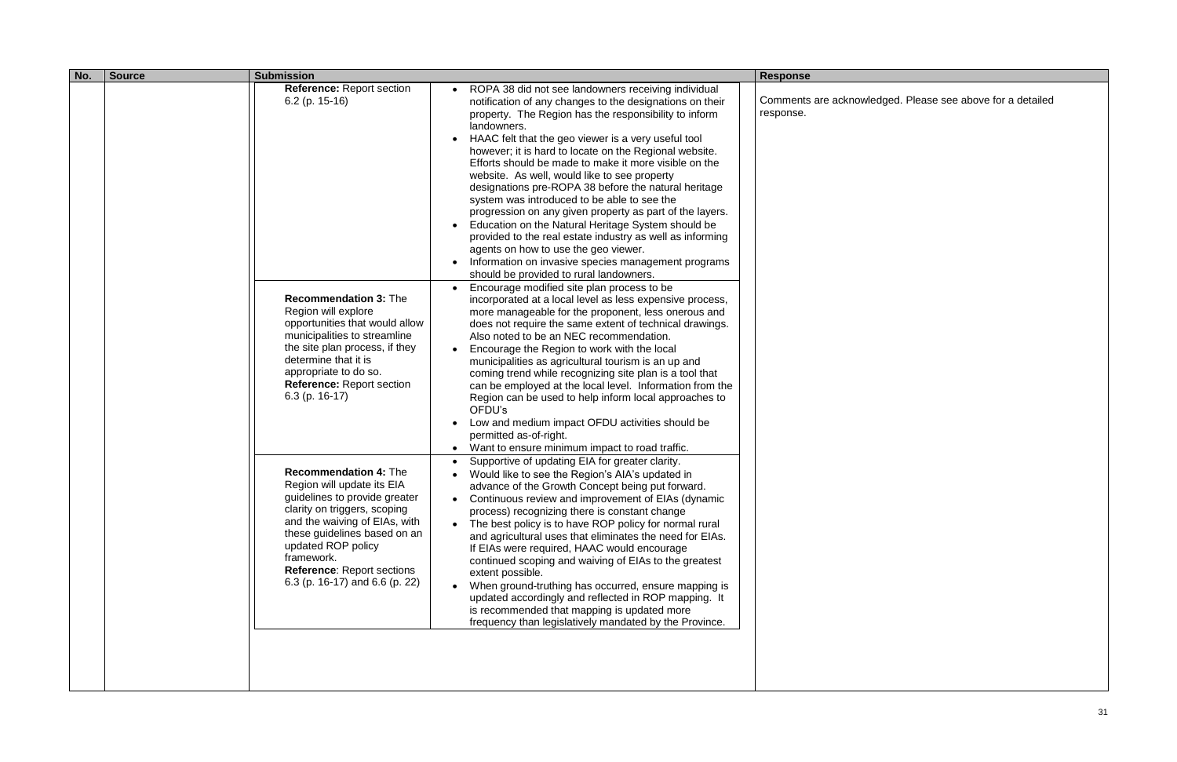| No. | Source | Submission | | Response |
|---|---|---|---|---|
| | | **Reference:** Report section 6.2 (p. 15-16) | • ROPA 38 did not see landowners receiving individual notification of any changes to the designations on their property. The Region has the responsibility to inform landowners.<br>• HAAC felt that the geo viewer is a very useful tool however; it is hard to locate on the Regional website. Efforts should be made to make it more visible on the website. As well, would like to see property designations pre-ROPA 38 before the natural heritage system was introduced to be able to see the progression on any given property as part of the layers.<br>• Education on the Natural Heritage System should be provided to the real estate industry as well as informing agents on how to use the geo viewer.<br>• Information on invasive species management programs should be provided to rural landowners. | Comments are acknowledged. Please see above for a detailed response. |
| | | **Recommendation 3:** The Region will explore opportunities that would allow municipalities to streamline the site plan process, if they determine that it is appropriate to do so.<br>**Reference:** Report section 6.3 (p. 16-17) | • Encourage modified site plan process to be incorporated at a local level as less expensive process, more manageable for the proponent, less onerous and does not require the same extent of technical drawings. Also noted to be an NEC recommendation.<br>• Encourage the Region to work with the local municipalities as agricultural tourism is an up and coming trend while recognizing site plan is a tool that can be employed at the local level. Information from the Region can be used to help inform local approaches to OFDU's<br>• Low and medium impact OFDU activities should be permitted as-of-right.<br>• Want to ensure minimum impact to road traffic. | |
| | | **Recommendation 4:** The Region will update its EIA guidelines to provide greater clarity on triggers, scoping and the waiving of EIAs, with these guidelines based on an updated ROP policy framework.<br>**Reference**: Report sections 6.3 (p. 16-17) and 6.6 (p. 22) | • Supportive of updating EIA for greater clarity.<br>• Would like to see the Region's AIA's updated in advance of the Growth Concept being put forward.<br>• Continuous review and improvement of EIAs (dynamic process) recognizing there is constant change<br>• The best policy is to have ROP policy for normal rural and agricultural uses that eliminates the need for EIAs. If EIAs were required, HAAC would encourage continued scoping and waiving of EIAs to the greatest extent possible.<br>• When ground-truthing has occurred, ensure mapping is updated accordingly and reflected in ROP mapping. It is recommended that mapping is updated more frequency than legislatively mandated by the Province. | |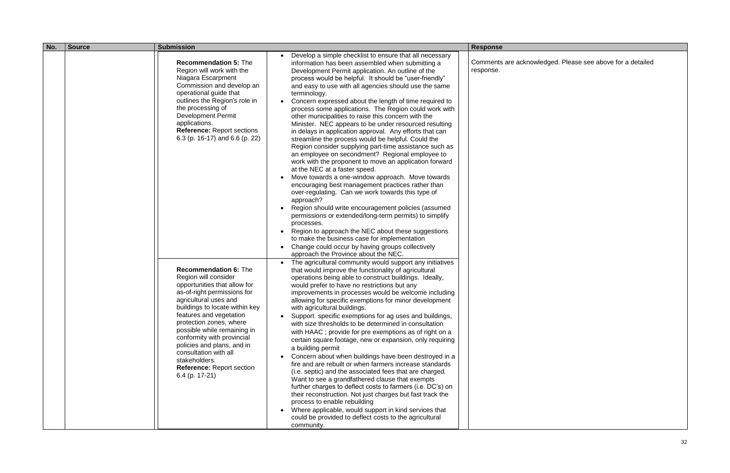| No. | Source | Submission | | Response |
|---|---|---|---|---|
| | | **Recommendation 5:** The Region will work with the Niagara Escarpment Commission and develop an operational guide that outlines the Region's role in the processing of Development Permit applications. **Reference:** Report sections 6.3 (p. 16-17) and 6.6 (p. 22) | • Develop a simple checklist to ensure that all necessary information has been assembled when submitting a Development Permit application. An outline of the process would be helpful. It should be "user-friendly" and easy to use with all agencies should use the same terminology.<br>• Concern expressed about the length of time required to process some applications. The Region could work with other municipalities to raise this concern with the Minister. NEC appears to be under resourced resulting in delays in application approval. Any efforts that can streamline the process would be helpful. Could the Region consider supplying part-time assistance such as an employee on secondment? Regional employee to work with the proponent to move an application forward at the NEC at a faster speed.<br>• Move towards a one-window approach. Move towards encouraging best management practices rather than over-regulating. Can we work towards this type of approach?<br>• Region should write encouragement policies (assumed permissions or extended/long-term permits) to simplify processes.<br>• Region to approach the NEC about these suggestions to make the business case for implementation<br>• Change could occur by having groups collectively approach the Province about the NEC. | Comments are acknowledged. Please see above for a detailed response. |
| | | **Recommendation 6:** The Region will consider opportunities that allow for as-of-right permissions for agricultural uses and buildings to locate within key features and vegetation protection zones, where possible while remaining in conformity with provincial policies and plans, and in consultation with all stakeholders. **Reference:** Report section 6.4 (p. 17-21) | • The agricultural community would support any initiatives that would improve the functionality of agricultural operations being able to construct buildings. Ideally, would prefer to have no restrictions but any improvements in processes would be welcome including allowing for specific exemptions for minor development with agricultural buildings.<br>• Support specific exemptions for ag uses and buildings, with size thresholds to be determined in consultation with HAAC ; provide for pre exemptions as of right on a certain square footage, new or expansion, only requiring a building permit<br>• Concern about when buildings have been destroyed in a fire and are rebuilt or when farmers increase standards (i.e. septic) and the associated fees that are charged. Want to see a grandfathered clause that exempts further charges to deflect costs to farmers (i.e. DC's) on their reconstruction. Not just charges but fast track the process to enable rebuilding<br>• Where applicable, would support in kind services that could be provided to deflect costs to the agricultural community. | |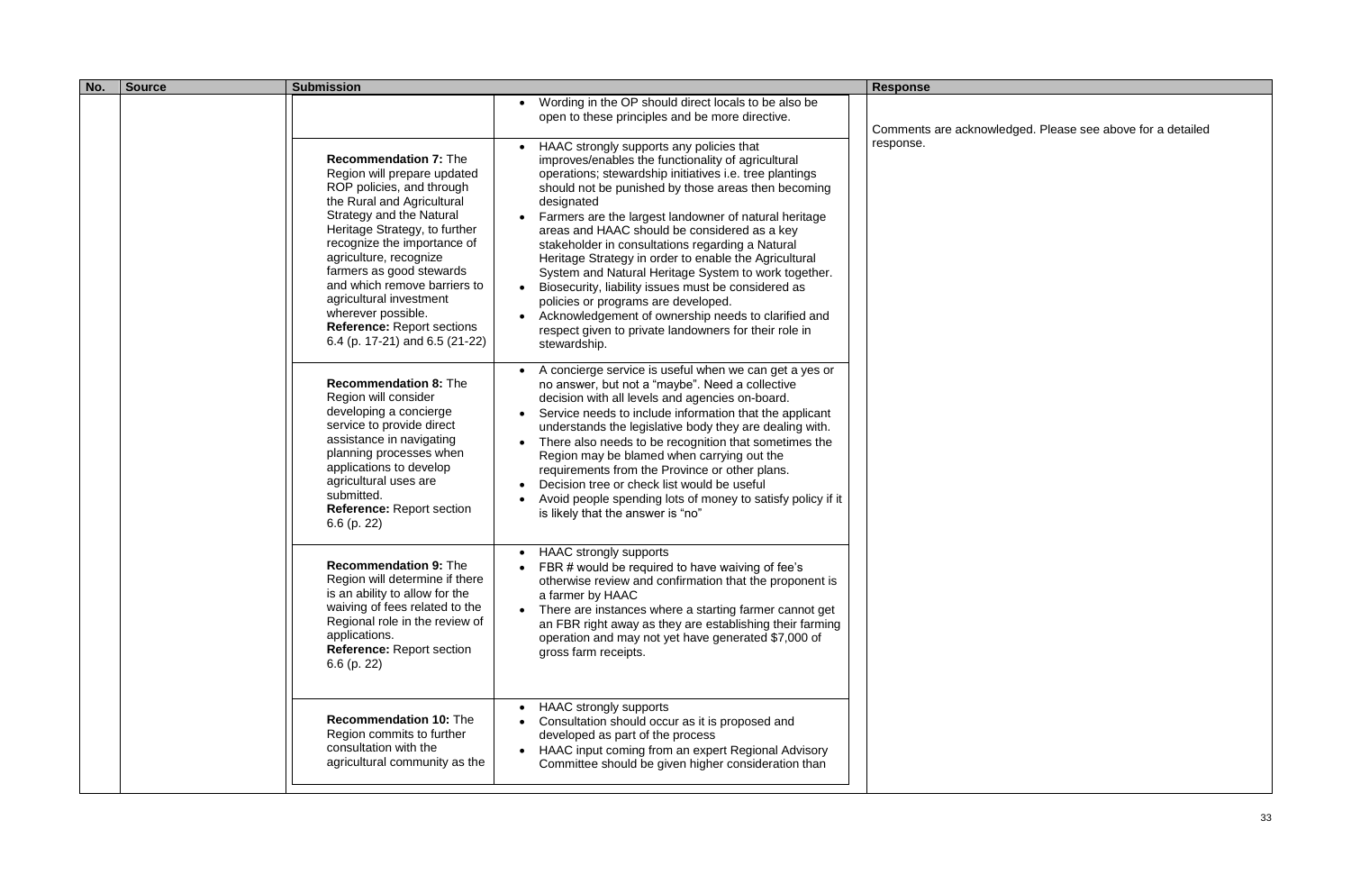| No. | Source | Submission | | Response |
|---|---|---|---|---|
| | | | • Wording in the OP should direct locals to be also be open to these principles and be more directive. | Comments are acknowledged. Please see above for a detailed response. |
| | | **Recommendation 7:** The Region will prepare updated ROP policies, and through the Rural and Agricultural Strategy and the Natural Heritage Strategy, to further recognize the importance of agriculture, recognize farmers as good stewards and which remove barriers to agricultural investment wherever possible. **Reference:** Report sections 6.4 (p. 17-21) and 6.5 (21-22) | • HAAC strongly supports any policies that improves/enables the functionality of agricultural operations; stewardship initiatives i.e. tree plantings should not be punished by those areas then becoming designated<br>• Farmers are the largest landowner of natural heritage areas and HAAC should be considered as a key stakeholder in consultations regarding a Natural Heritage Strategy in order to enable the Agricultural System and Natural Heritage System to work together.<br>• Biosecurity, liability issues must be considered as policies or programs are developed.<br>• Acknowledgement of ownership needs to clarified and respect given to private landowners for their role in stewardship. | |
| | | **Recommendation 8:** The Region will consider developing a concierge service to provide direct assistance in navigating planning processes when applications to develop agricultural uses are submitted. **Reference:** Report section 6.6 (p. 22) | • A concierge service is useful when we can get a yes or no answer, but not a "maybe". Need a collective decision with all levels and agencies on-board.<br>• Service needs to include information that the applicant understands the legislative body they are dealing with.<br>• There also needs to be recognition that sometimes the Region may be blamed when carrying out the requirements from the Province or other plans.<br>• Decision tree or check list would be useful<br>• Avoid people spending lots of money to satisfy policy if it is likely that the answer is "no" | |
| | | **Recommendation 9:** The Region will determine if there is an ability to allow for the waiving of fees related to the Regional role in the review of applications. **Reference:** Report section 6.6 (p. 22) | • HAAC strongly supports<br>• FBR # would be required to have waiving of fee's otherwise review and confirmation that the proponent is a farmer by HAAC<br>• There are instances where a starting farmer cannot get an FBR right away as they are establishing their farming operation and may not yet have generated $7,000 of gross farm receipts. | |
| | | **Recommendation 10:** The Region commits to further consultation with the agricultural community as the | • HAAC strongly supports<br>• Consultation should occur as it is proposed and developed as part of the process<br>• HAAC input coming from an expert Regional Advisory Committee should be given higher consideration than | |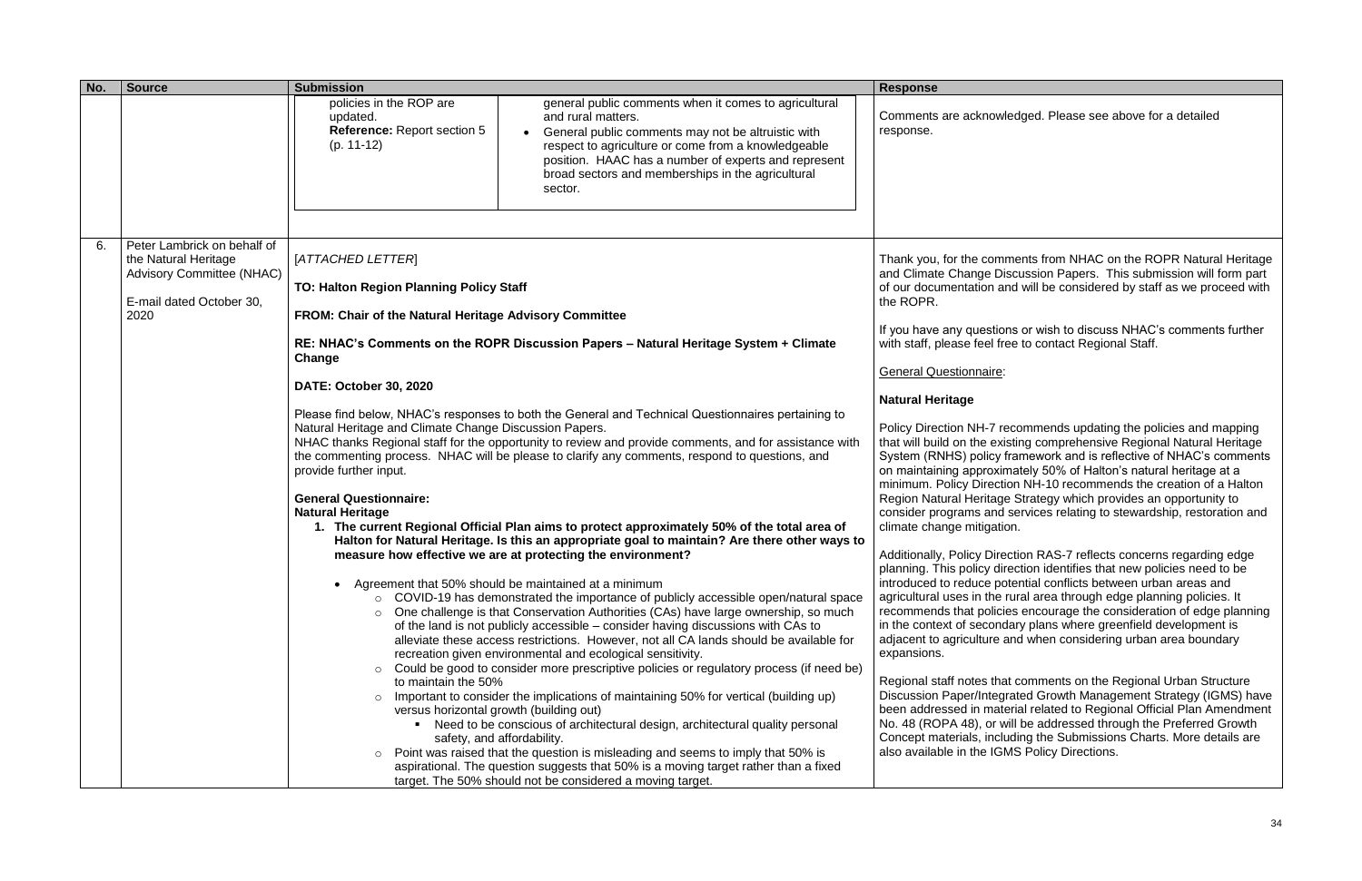| No. | Source | Submission | | Response |
|---|---|---|---|---|
| | | policies in the ROP are updated.<br>**Reference:** Report section 5 (p. 11-12) | general public comments when it comes to agricultural and rural matters.<br>• General public comments may not be altruistic with respect to agriculture or come from a knowledgeable position. HAAC has a number of experts and represent broad sectors and memberships in the agricultural sector. | Comments are acknowledged. Please see above for a detailed response. |
| 6. | Peter Lambrick on behalf of the Natural Heritage Advisory Committee (NHAC)<br><br>E-mail dated October 30, 2020 | [*ATTACHED LETTER*]<br><br>**TO: Halton Region Planning Policy Staff**<br><br>**FROM: Chair of the Natural Heritage Advisory Committee**<br><br>**RE: NHAC's Comments on the ROPR Discussion Papers – Natural Heritage System + Climate Change**<br><br>**DATE: October 30, 2020**<br><br>Please find below, NHAC's responses to both the General and Technical Questionnaires pertaining to Natural Heritage and Climate Change Discussion Papers.<br>NHAC thanks Regional staff for the opportunity to review and provide comments, and for assistance with the commenting process. NHAC will be please to clarify any comments, respond to questions, and provide further input.<br><br>**General Questionnaire:**<br>**Natural Heritage**<br>**1. The current Regional Official Plan aims to protect approximately 50% of the total area of Halton for Natural Heritage. Is this an appropriate goal to maintain? Are there other ways to measure how effective we are at protecting the environment?**<br><br>• Agreement that 50% should be maintained at a minimum<br>  ○ COVID-19 has demonstrated the importance of publicly accessible open/natural space<br>  ○ One challenge is that Conservation Authorities (CAs) have large ownership, so much of the land is not publicly accessible – consider having discussions with CAs to alleviate these access restrictions. However, not all CA lands should be available for recreation given environmental and ecological sensitivity.<br>  ○ Could be good to consider more prescriptive policies or regulatory process (if need be) to maintain the 50%<br>  ○ Important to consider the implications of maintaining 50% for vertical (building up) versus horizontal growth (building out)<br>    ▪ Need to be conscious of architectural design, architectural quality personal safety, and affordability.<br>  ○ Point was raised that the question is misleading and seems to imply that 50% is aspirational. The question suggests that 50% is a moving target rather than a fixed target. The 50% should not be considered a moving target. | | Thank you, for the comments from NHAC on the ROPR Natural Heritage and Climate Change Discussion Papers. This submission will form part of our documentation and will be considered by staff as we proceed with the ROPR.<br><br>If you have any questions or wish to discuss NHAC's comments further with staff, please feel free to contact Regional Staff.<br><br><u>General Questionnaire</u>:<br><br>**Natural Heritage**<br><br>Policy Direction NH-7 recommends updating the policies and mapping that will build on the existing comprehensive Regional Natural Heritage System (RNHS) policy framework and is reflective of NHAC's comments on maintaining approximately 50% of Halton's natural heritage at a minimum. Policy Direction NH-10 recommends the creation of a Halton Region Natural Heritage Strategy which provides an opportunity to consider programs and services relating to stewardship, restoration and climate change mitigation.<br><br>Additionally, Policy Direction RAS-7 reflects concerns regarding edge planning. This policy direction identifies that new policies need to be introduced to reduce potential conflicts between urban areas and agricultural uses in the rural area through edge planning policies. It recommends that policies encourage the consideration of edge planning in the context of secondary plans where greenfield development is adjacent to agriculture and when considering urban area boundary expansions.<br><br>Regional staff notes that comments on the Regional Urban Structure Discussion Paper/Integrated Growth Management Strategy (IGMS) have been addressed in material related to Regional Official Plan Amendment No. 48 (ROPA 48), or will be addressed through the Preferred Growth Concept materials, including the Submissions Charts. More details are also available in the IGMS Policy Directions. |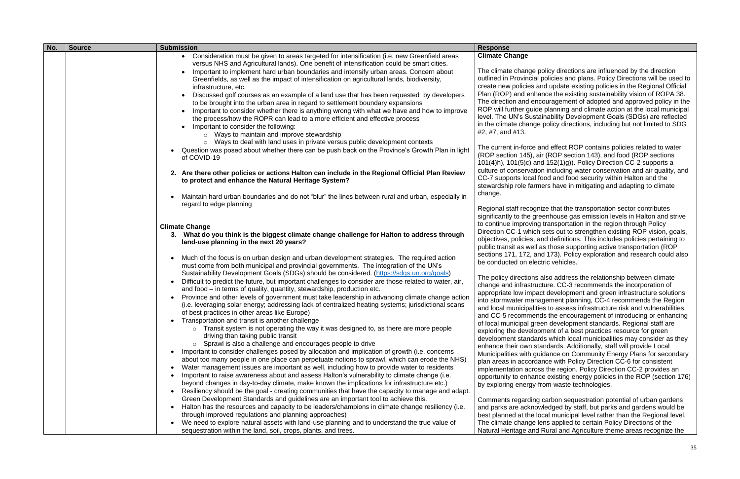| No. | Source | Submission | Response |
|---|---|---|---|
| | | • Consideration must be given to areas targeted for intensification (i.e. new Greenfield areas versus NHS and Agricultural lands). One benefit of intensification could be smart cities.<br>• Important to implement hard urban boundaries and intensify urban areas. Concern about Greenfields, as well as the impact of intensification on agricultural lands, biodiversity, infrastructure, etc.<br>• Discussed golf courses as an example of a land use that has been requested by developers to be brought into the urban area in regard to settlement boundary expansions<br>• Important to consider whether there is anything wrong with what we have and how to improve the process/how the ROPR can lead to a more efficient and effective process<br>• Important to consider the following:<br>  ○ Ways to maintain and improve stewardship<br>  ○ Ways to deal with land uses in private versus public development contexts<br>• Question was posed about whether there can be push back on the Province's Growth Plan in light of COVID-19<br><br>**2. Are there other policies or actions Halton can include in the Regional Official Plan Review to protect and enhance the Natural Heritage System?**<br><br>• Maintain hard urban boundaries and do not "blur" the lines between rural and urban, especially in regard to edge planning<br><br>**Climate Change**<br>**3. What do you think is the biggest climate change challenge for Halton to address through land-use planning in the next 20 years?**<br><br>• Much of the focus is on urban design and urban development strategies. The required action must come from both municipal and provincial governments. The integration of the UN's Sustainability Development Goals (SDGs) should be considered. (https://sdgs.un.org/goals)<br>• Difficult to predict the future, but important challenges to consider are those related to water, air, and food – in terms of quality, quantity, stewardship, production etc.<br>• Province and other levels of government must take leadership in advancing climate change action (i.e. leveraging solar energy; addressing lack of centralized heating systems; jurisdictional scans of best practices in other areas like Europe)<br>• Transportation and transit is another challenge<br>  ○ Transit system is not operating the way it was designed to, as there are more people driving than taking public transit<br>  ○ Sprawl is also a challenge and encourages people to drive<br>• Important to consider challenges posed by allocation and implication of growth (i.e. concerns about too many people in one place can perpetuate notions to sprawl, which can erode the NHS)<br>• Water management issues are important as well, including how to provide water to residents<br>• Important to raise awareness about and assess Halton's vulnerability to climate change (i.e. beyond changes in day-to-day climate, make known the implications for infrastructure etc.)<br>• Resiliency should be the goal - creating communities that have the capacity to manage and adapt. Green Development Standards and guidelines are an important tool to achieve this.<br>• Halton has the resources and capacity to be leaders/champions in climate change resiliency (i.e. through improved regulations and planning approaches)<br>• We need to explore natural assets with land-use planning and to understand the true value of sequestration within the land, soil, crops, plants, and trees. | **Climate Change**<br><br>The climate change policy directions are influenced by the direction outlined in Provincial policies and plans. Policy Directions will be used to create new policies and update existing policies in the Regional Official Plan (ROP) and enhance the existing sustainability vision of ROPA 38. The direction and encouragement of adopted and approved policy in the ROP will further guide planning and climate action at the local municipal level. The UN's Sustainability Development Goals (SDGs) are reflected in the climate change policy directions, including but not limited to SDG #2, #7, and #13.<br><br>The current in-force and effect ROP contains policies related to water (ROP section 145), air (ROP section 143), and food (ROP sections 101(4)h), 101(5)c) and 152(1)g)). Policy Direction CC-2 supports a culture of conservation including water conservation and air quality, and CC-7 supports local food and food security within Halton and the stewardship role farmers have in mitigating and adapting to climate change.<br><br>Regional staff recognize that the transportation sector contributes significantly to the greenhouse gas emission levels in Halton and strive to continue improving transportation in the region through Policy Direction CC-1 which sets out to strengthen existing ROP vision, goals, objectives, policies, and definitions. This includes policies pertaining to public transit as well as those supporting active transportation (ROP sections 171, 172, and 173). Policy exploration and research could also be conducted on electric vehicles.<br><br>The policy directions also address the relationship between climate change and infrastructure. CC-3 recommends the incorporation of appropriate low impact development and green infrastructure solutions into stormwater management planning, CC-4 recommends the Region and local municipalities to assess infrastructure risk and vulnerabilities, and CC-5 recommends the encouragement of introducing or enhancing of local municipal green development standards. Regional staff are exploring the development of a best practices resource for green development standards which local municipalities may consider as they enhance their own standards. Additionally, staff will provide Local Municipalities with guidance on Community Energy Plans for secondary plan areas in accordance with Policy Direction CC-6 for consistent implementation across the region. Policy Direction CC-2 provides an opportunity to enhance existing energy policies in the ROP (section 176) by exploring energy-from-waste technologies.<br><br>Comments regarding carbon sequestration potential of urban gardens and parks are acknowledged by staff, but parks and gardens would be best planned at the local municipal level rather than the Regional level. The climate change lens applied to certain Policy Directions of the Natural Heritage and Rural and Agriculture theme areas recognize the |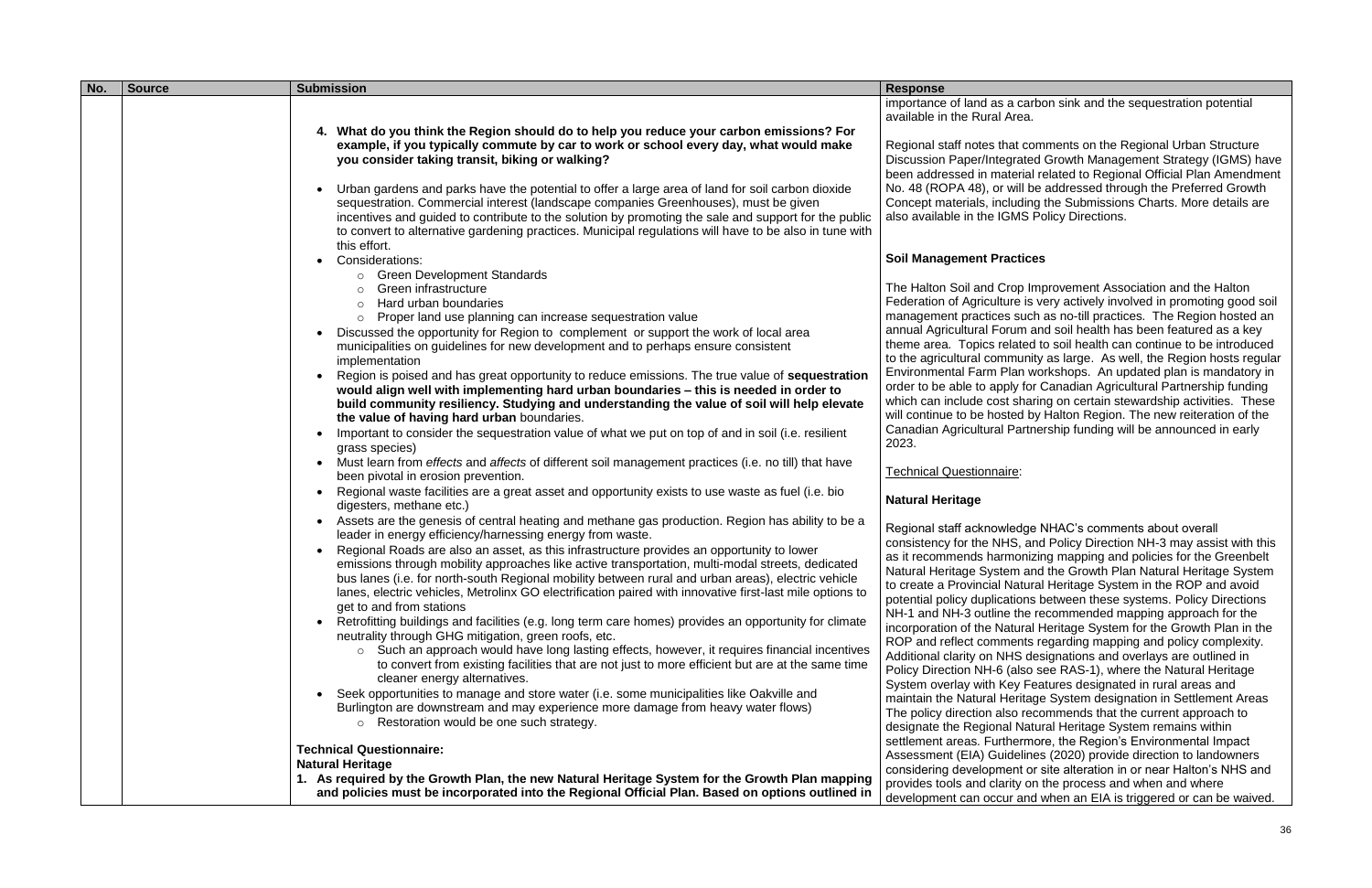| No. | Source | Submission | Response |
|---|---|---|---|
| | | 4. **What do you think the Region should do to help you reduce your carbon emissions? For example, if you typically commute by car to work or school every day, what would make you consider taking transit, biking or walking?**<br><br>• Urban gardens and parks have the potential to offer a large area of land for soil carbon dioxide sequestration. Commercial interest (landscape companies Greenhouses), must be given incentives and guided to contribute to the solution by promoting the sale and support for the public to convert to alternative gardening practices. Municipal regulations will have to be also in tune with this effort.<br>• Considerations:<br>  ○ Green Development Standards<br>  ○ Green infrastructure<br>  ○ Hard urban boundaries<br>  ○ Proper land use planning can increase sequestration value<br>• Discussed the opportunity for Region to complement or support the work of local area municipalities on guidelines for new development and to perhaps ensure consistent implementation<br>• Region is poised and has great opportunity to reduce emissions. The true value of **sequestration would align well with implementing hard urban boundaries – this is needed in order to build community resiliency. Studying and understanding the value of soil will help elevate the value of having hard urban** boundaries.<br>• Important to consider the sequestration value of what we put on top of and in soil (i.e. resilient grass species)<br>• Must learn from *effects* and *affects* of different soil management practices (i.e. no till) that have been pivotal in erosion prevention.<br>• Regional waste facilities are a great asset and opportunity exists to use waste as fuel (i.e. bio digesters, methane etc.)<br>• Assets are the genesis of central heating and methane gas production. Region has ability to be a leader in energy efficiency/harnessing energy from waste.<br>• Regional Roads are also an asset, as this infrastructure provides an opportunity to lower emissions through mobility approaches like active transportation, multi-modal streets, dedicated bus lanes (i.e. for north-south Regional mobility between rural and urban areas), electric vehicle lanes, electric vehicles, Metrolinx GO electrification paired with innovative first-last mile options to get to and from stations<br>• Retrofitting buildings and facilities (e.g. long term care homes) provides an opportunity for climate neutrality through GHG mitigation, green roofs, etc.<br>  ○ Such an approach would have long lasting effects, however, it requires financial incentives to convert from existing facilities that are not just to more efficient but are at the same time cleaner energy alternatives.<br>• Seek opportunities to manage and store water (i.e. some municipalities like Oakville and Burlington are downstream and may experience more damage from heavy water flows)<br>  ○ Restoration would be one such strategy.<br><br>**Technical Questionnaire:**<br>**Natural Heritage**<br>1. **As required by the Growth Plan, the new Natural Heritage System for the Growth Plan mapping and policies must be incorporated into the Regional Official Plan. Based on options outlined in** | importance of land as a carbon sink and the sequestration potential available in the Rural Area.<br><br>Regional staff notes that comments on the Regional Urban Structure Discussion Paper/Integrated Growth Management Strategy (IGMS) have been addressed in material related to Regional Official Plan Amendment No. 48 (ROPA 48), or will be addressed through the Preferred Growth Concept materials, including the Submissions Charts. More details are also available in the IGMS Policy Directions.<br><br>**Soil Management Practices**<br><br>The Halton Soil and Crop Improvement Association and the Halton Federation of Agriculture is very actively involved in promoting good soil management practices such as no-till practices. The Region hosted an annual Agricultural Forum and soil health has been featured as a key theme area. Topics related to soil health can continue to be introduced to the agricultural community as large. As well, the Region hosts regular Environmental Farm Plan workshops. An updated plan is mandatory in order to be able to apply for Canadian Agricultural Partnership funding which can include cost sharing on certain stewardship activities. These will continue to be hosted by Halton Region. The new reiteration of the Canadian Agricultural Partnership funding will be announced in early 2023.<br><br>Technical Questionnaire:<br><br>**Natural Heritage**<br><br>Regional staff acknowledge NHAC's comments about overall consistency for the NHS, and Policy Direction NH-3 may assist with this as it recommends harmonizing mapping and policies for the Greenbelt Natural Heritage System and the Growth Plan Natural Heritage System to create a Provincial Natural Heritage System in the ROP and avoid potential policy duplications between these systems. Policy Directions NH-1 and NH-3 outline the recommended mapping approach for the incorporation of the Natural Heritage System for the Growth Plan in the ROP and reflect comments regarding mapping and policy complexity. Additional clarity on NHS designations and overlays are outlined in Policy Direction NH-6 (also see RAS-1), where the Natural Heritage System overlay with Key Features designated in rural areas and maintain the Natural Heritage System designation in Settlement Areas. The policy direction also recommends that the current approach to designate the Regional Natural Heritage System remains within settlement areas. Furthermore, the Region's Environmental Impact Assessment (EIA) Guidelines (2020) provide direction to landowners considering development or site alteration in or near Halton's NHS and provides tools and clarity on the process and when and where development can occur and when an EIA is triggered or can be waived. |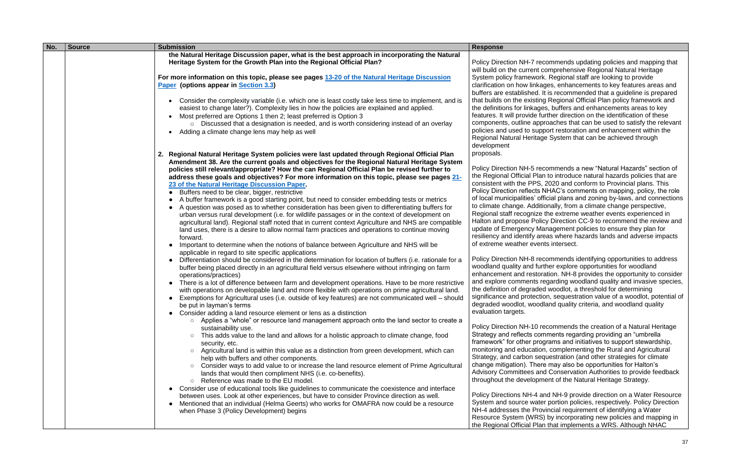| No. | Source | Submission | Response |
|---|---|---|---|
| | | **the Natural Heritage Discussion paper, what is the best approach in incorporating the Natural Heritage System for the Growth Plan into the Regional Official Plan?**<br><br>**For more information on this topic, please see pages [13-20 of the Natural Heritage Discussion Paper](#) (options appear in [Section 3.3](#))**<br><br>• Consider the complexity variable (i.e. which one is least costly take less time to implement, and is easiest to change later?). Complexity lies in how the policies are explained and applied.<br>• Most preferred are Options 1 then 2; least preferred is Option 3<br>  ○ Discussed that a designation is needed, and is worth considering instead of an overlay<br>• Adding a climate change lens may help as well<br><br>**2. Regional Natural Heritage System policies were last updated through Regional Official Plan Amendment 38. Are the current goals and objectives for the Regional Natural Heritage System policies still relevant/appropriate? How the can Regional Official Plan be revised further to address these goals and objectives? For more information on this topic, please see pages [21-23 of the Natural Heritage Discussion Paper](#).**<br>• Buffers need to be clear, bigger, restrictive<br>• A buffer framework is a good starting point, but need to consider embedding tests or metrics<br>• A question was posed as to whether consideration has been given to differentiating buffers for urban versus rural development (i.e. for wildlife passages or in the context of development on agricultural land). Regional staff noted that in current context Agriculture and NHS are compatible land uses, there is a desire to allow normal farm practices and operations to continue moving forward.<br>• Important to determine when the notions of balance between Agriculture and NHS will be applicable in regard to site specific applications<br>• Differentiation should be considered in the determination for location of buffers (i.e. rationale for a buffer being placed directly in an agricultural field versus elsewhere without infringing on farm operations/practices)<br>• There is a lot of difference between farm and development operations. Have to be more restrictive with operations on developable land and more flexible with operations on prime agricultural land.<br>• Exemptions for Agricultural uses (i.e. outside of key features) are not communicated well – should be put in layman's terms<br>• Consider adding a land resource element or lens as a distinction<br>  ○ Applies a "whole" or resource land management approach onto the land sector to create a sustainability use.<br>  ○ This adds value to the land and allows for a holistic approach to climate change, food security, etc.<br>  ○ Agricultural land is within this value as a distinction from green development, which can help with buffers and other components.<br>  ○ Consider ways to add value to or increase the land resource element of Prime Agricultural lands that would then compliment NHS (i.e. co-benefits).<br>  ○ Reference was made to the EU model.<br>• Consider use of educational tools like guidelines to communicate the coexistence and interface between uses. Look at other experiences, but have to consider Province direction as well.<br>• Mentioned that an individual (Helma Geerts) who works for OMAFRA now could be a resource when Phase 3 (Policy Development) begins | Policy Direction NH-7 recommends updating policies and mapping that will build on the current comprehensive Regional Natural Heritage System policy framework. Regional staff are looking to provide clarification on how linkages, enhancements to key features areas and buffers are established. It is recommended that a guideline is prepared that builds on the existing Regional Official Plan policy framework and the definitions for linkages, buffers and enhancements areas to key features. It will provide further direction on the identification of these components, outline approaches that can be used to satisfy the relevant policies and used to support restoration and enhancement within the Regional Natural Heritage System that can be achieved through development proposals.<br><br>Policy Direction NH-5 recommends a new "Natural Hazards" section of the Regional Official Plan to introduce natural hazards policies that are consistent with the PPS, 2020 and conform to Provincial plans. This Policy Direction reflects NHAC's comments on mapping, policy, the role of local municipalities' official plans and zoning by-laws, and connections to climate change. Additionally, from a climate change perspective, Regional staff recognize the extreme weather events experienced in Halton and propose Policy Direction CC-9 to recommend the review and update of Emergency Management policies to ensure they plan for resiliency and identify areas where hazards lands and adverse impacts of extreme weather events intersect.<br><br>Policy Direction NH-8 recommends identifying opportunities to address woodland quality and further explore opportunities for woodland enhancement and restoration. NH-8 provides the opportunity to consider and explore comments regarding woodland quality and invasive species, the definition of degraded woodlot, a threshold for determining significance and protection, sequestration value of a woodlot, potential of degraded woodlot, woodland quality criteria, and woodland quality evaluation targets.<br><br>Policy Direction NH-10 recommends the creation of a Natural Heritage Strategy and reflects comments regarding providing an "umbrella framework" for other programs and initiatives to support stewardship, monitoring and education, complementing the Rural and Agricultural Strategy, and carbon sequestration (and other strategies for climate change mitigation). There may also be opportunities for Halton's Advisory Committees and Conservation Authorities to provide feedback throughout the development of the Natural Heritage Strategy.<br><br>Policy Directions NH-4 and NH-9 provide direction on a Water Resource System and source water portion policies, respectively. Policy Direction NH-4 addresses the Provincial requirement of identifying a Water Resource System (WRS) by incorporating new policies and mapping in the Regional Official Plan that implements a WRS. Although NHAC |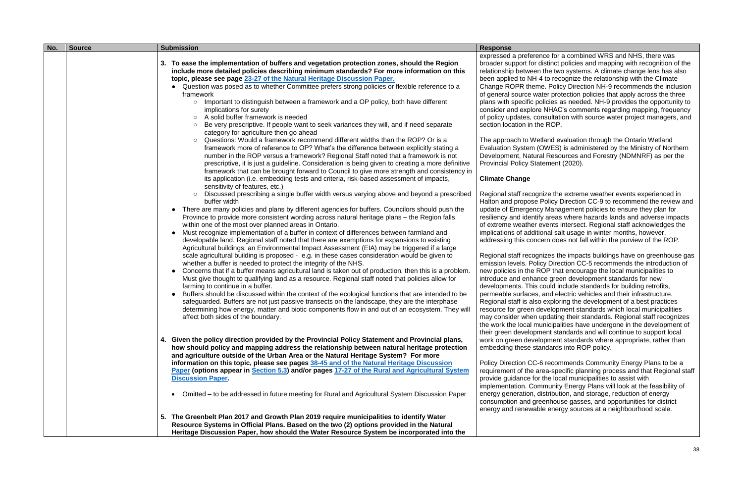| No. | Source | Submission | Response |
|---|---|---|---|
| | | **3. To ease the implementation of buffers and vegetation protection zones, should the Region include more detailed policies describing minimum standards? For more information on this topic, please see page [23-27 of the Natural Heritage Discussion Paper.](#)**<br>• Question was posed as to whether Committee prefers strong policies or flexible reference to a framework<br>&nbsp;&nbsp;○ Important to distinguish between a framework and a OP policy, both have different implications for surety<br>&nbsp;&nbsp;○ A solid buffer framework is needed<br>&nbsp;&nbsp;○ Be very prescriptive. If people want to seek variances they will, and if need separate category for agriculture then go ahead<br>&nbsp;&nbsp;○ Questions: Would a framework recommend different widths than the ROP? Or is a framework more of reference to OP? What's the difference between explicitly stating a number in the ROP versus a framework? Regional Staff noted that a framework is not prescriptive, it is just a guideline. Consideration is being given to creating a more definitive framework that can be brought forward to Council to give more strength and consistency in its application (i.e. embedding tests and criteria, risk-based assessment of impacts, sensitivity of features, etc.)<br>&nbsp;&nbsp;○ Discussed prescribing a single buffer width versus varying above and beyond a prescribed buffer width<br>• There are many policies and plans by different agencies for buffers. Councilors should push the Province to provide more consistent wording across natural heritage plans – the Region falls within one of the most over planned areas in Ontario.<br>• Must recognize implementation of a buffer in context of differences between farmland and developable land. Regional staff noted that there are exemptions for expansions to existing Agricultural buildings; an Environmental Impact Assessment (EIA) may be triggered if a large scale agricultural building is proposed - e.g. in these cases consideration would be given to whether a buffer is needed to protect the integrity of the NHS.<br>• Concerns that if a buffer means agricultural land is taken out of production, then this is a problem. Must give thought to qualifying land as a resource. Regional staff noted that policies allow for farming to continue in a buffer.<br>• Buffers should be discussed within the context of the ecological functions that are intended to be safeguarded. Buffers are not just passive transects on the landscape, they are the interphase determining how energy, matter and biotic components flow in and out of an ecosystem. They will affect both sides of the boundary.<br><br>**4. Given the policy direction provided by the Provincial Policy Statement and Provincial plans, how should policy and mapping address the relationship between natural heritage protection and agriculture outside of the Urban Area or the Natural Heritage System? For more information on this topic, please see pages [38-45 and of the Natural Heritage Discussion Paper](#) (options appear in [Section 5.3](#)) and/or pages [17-27 of the Rural and Agricultural System Discussion Paper](#).**<br><br>• Omitted – to be addressed in future meeting for Rural and Agricultural System Discussion Paper<br><br>**5. The Greenbelt Plan 2017 and Growth Plan 2019 require municipalities to identify Water Resource Systems in Official Plans. Based on the two (2) options provided in the Natural Heritage Discussion Paper, how should the Water Resource System be incorporated into the** | expressed a preference for a combined WRS and NHS, there was broader support for distinct policies and mapping with recognition of the relationship between the two systems. A climate change lens has also been applied to NH-4 to recognize the relationship with the Climate Change ROPR theme. Policy Direction NH-9 recommends the inclusion of general source water protection policies that apply across the three plans with specific policies as needed. NH-9 provides the opportunity to consider and explore NHAC's comments regarding mapping, frequency of policy updates, consultation with source water project managers, and section location in the ROP.<br><br>The approach to Wetland evaluation through the Ontario Wetland Evaluation System (OWES) is administered by the Ministry of Northern Development, Natural Resources and Forestry (NDMNRF) as per the Provincial Policy Statement (2020).<br><br>**Climate Change**<br><br>Regional staff recognize the extreme weather events experienced in Halton and propose Policy Direction CC-9 to recommend the review and update of Emergency Management policies to ensure they plan for resiliency and identify areas where hazards lands and adverse impacts of extreme weather events intersect. Regional staff acknowledges the implications of additional salt usage in winter months, however, addressing this concern does not fall within the purview of the ROP.<br><br>Regional staff recognizes the impacts buildings have on greenhouse gas emission levels. Policy Direction CC-5 recommends the introduction of new policies in the ROP that encourage the local municipalities to introduce and enhance green development standards for new developments. This could include standards for building retrofits, permeable surfaces, and electric vehicles and their infrastructure. Regional staff is also exploring the development of a best practices resource for green development standards which local municipalities may consider when updating their standards. Regional staff recognizes the work the local municipalities have undergone in the development of their green development standards and will continue to support local work on green development standards where appropriate, rather than embedding these standards into ROP policy.<br><br>Policy Direction CC-6 recommends Community Energy Plans to be a requirement of the area-specific planning process and that Regional staff provide guidance for the local municipalities to assist with implementation. Community Energy Plans will look at the feasibility of energy generation, distribution, and storage, reduction of energy consumption and greenhouse gasses, and opportunities for district energy and renewable energy sources at a neighbourhood scale. |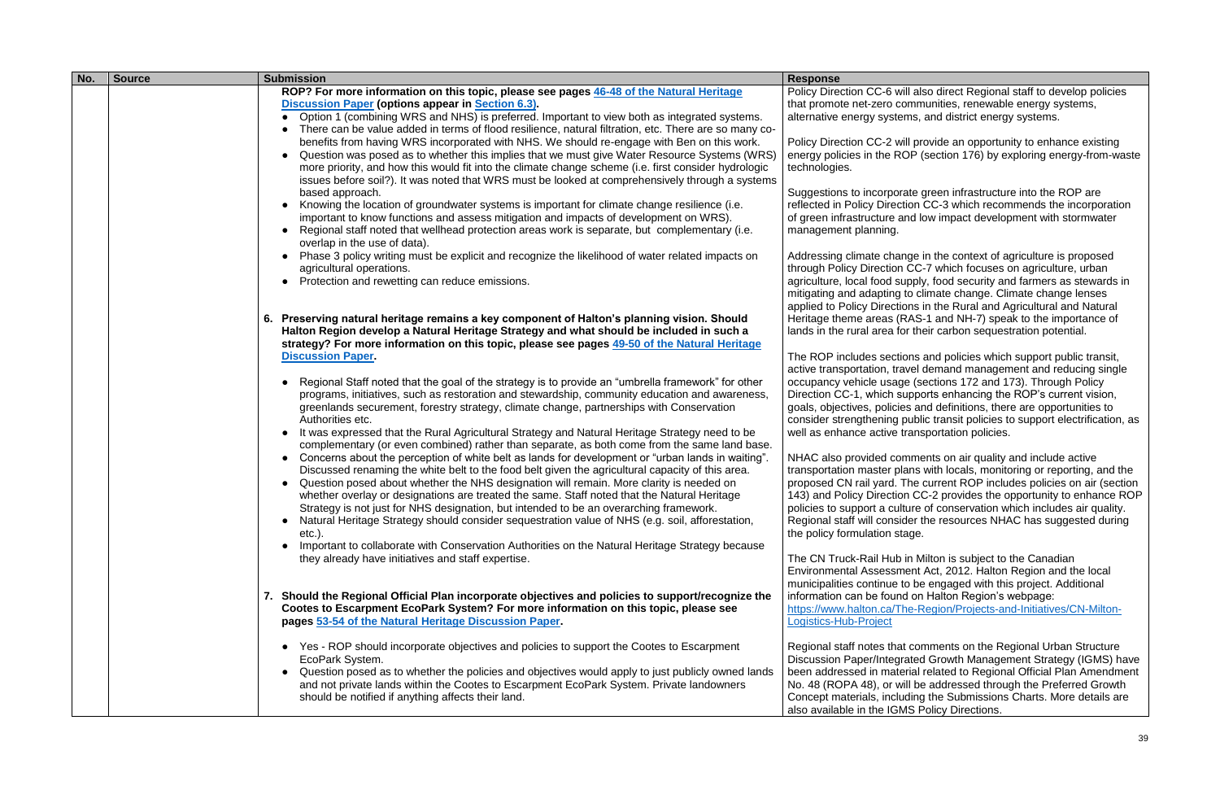| No. | Source | Submission | Response |
|---|---|---|---|
| | | **ROP? For more information on this topic, please see pages [46-48 of the Natural Heritage Discussion Paper](#) (options appear in [Section 6.3](#)).**<br>• Option 1 (combining WRS and NHS) is preferred. Important to view both as integrated systems.<br>• There can be value added in terms of flood resilience, natural filtration, etc. There are so many co-benefits from having WRS incorporated with NHS. We should re-engage with Ben on this work.<br>• Question was posed as to whether this implies that we must give Water Resource Systems (WRS) more priority, and how this would fit into the climate change scheme (i.e. first consider hydrologic issues before soil?). It was noted that WRS must be looked at comprehensively through a systems based approach.<br>• Knowing the location of groundwater systems is important for climate change resilience (i.e. important to know functions and assess mitigation and impacts of development on WRS).<br>• Regional staff noted that wellhead protection areas work is separate, but complementary (i.e. overlap in the use of data).<br>• Phase 3 policy writing must be explicit and recognize the likelihood of water related impacts on agricultural operations.<br>• Protection and rewetting can reduce emissions.<br><br>**6. Preserving natural heritage remains a key component of Halton's planning vision. Should Halton Region develop a Natural Heritage Strategy and what should be included in such a strategy? For more information on this topic, please see pages [49-50 of the Natural Heritage Discussion Paper](#).**<br>• Regional Staff noted that the goal of the strategy is to provide an "umbrella framework" for other programs, initiatives, such as restoration and stewardship, community education and awareness, greenlands securement, forestry strategy, climate change, partnerships with Conservation Authorities etc.<br>• It was expressed that the Rural Agricultural Strategy and Natural Heritage Strategy need to be complementary (or even combined) rather than separate, as both come from the same land base.<br>• Concerns about the perception of white belt as lands for development or "urban lands in waiting". Discussed renaming the white belt to the food belt given the agricultural capacity of this area.<br>• Question posed about whether the NHS designation will remain. More clarity is needed on whether overlay or designations are treated the same. Staff noted that the Natural Heritage Strategy is not just for NHS designation, but intended to be an overarching framework.<br>• Natural Heritage Strategy should consider sequestration value of NHS (e.g. soil, afforestation, etc.).<br>• Important to collaborate with Conservation Authorities on the Natural Heritage Strategy because they already have initiatives and staff expertise.<br><br>**7. Should the Regional Official Plan incorporate objectives and policies to support/recognize the Cootes to Escarpment EcoPark System? For more information on this topic, please see pages [53-54 of the Natural Heritage Discussion Paper](#).**<br>• Yes - ROP should incorporate objectives and policies to support the Cootes to Escarpment EcoPark System.<br>• Question posed as to whether the policies and objectives would apply to just publicly owned lands and not private lands within the Cootes to Escarpment EcoPark System. Private landowners should be notified if anything affects their land. | Policy Direction CC-6 will also direct Regional staff to develop policies that promote net-zero communities, renewable energy systems, alternative energy systems, and district energy systems.<br><br>Policy Direction CC-2 will provide an opportunity to enhance existing energy policies in the ROP (section 176) by exploring energy-from-waste technologies.<br><br>Suggestions to incorporate green infrastructure into the ROP are reflected in Policy Direction CC-3 which recommends the incorporation of green infrastructure and low impact development with stormwater management planning.<br><br>Addressing climate change in the context of agriculture is proposed through Policy Direction CC-7 which focuses on agriculture, urban agriculture, local food supply, food security and farmers as stewards in mitigating and adapting to climate change. Climate change lenses applied to Policy Directions in the Rural and Agricultural and Natural Heritage theme areas (RAS-1 and NH-7) speak to the importance of lands in the rural area for their carbon sequestration potential.<br><br>The ROP includes sections and policies which support public transit, active transportation, travel demand management and reducing single occupancy vehicle usage (sections 172 and 173). Through Policy Direction CC-1, which supports enhancing the ROP's current vision, goals, objectives, policies and definitions, there are opportunities to consider strengthening public transit policies to support electrification, as well as enhance active transportation policies.<br><br>NHAC also provided comments on air quality and include active transportation master plans with locals, monitoring or reporting, and the proposed CN rail yard. The current ROP includes policies on air (section 143) and Policy Direction CC-2 provides the opportunity to enhance ROP policies to support a culture of conservation which includes air quality. Regional staff will consider the resources NHAC has suggested during the policy formulation stage.<br><br>The CN Truck-Rail Hub in Milton is subject to the Canadian Environmental Assessment Act, 2012. Halton Region and the local municipalities continue to be engaged with this project. Additional information can be found on Halton Region's webpage: [https://www.halton.ca/The-Region/Projects-and-Initiatives/CN-Milton-Logistics-Hub-Project](https://www.halton.ca/The-Region/Projects-and-Initiatives/CN-Milton-Logistics-Hub-Project)<br><br>Regional staff notes that comments on the Regional Urban Structure Discussion Paper/Integrated Growth Management Strategy (IGMS) have been addressed in material related to Regional Official Plan Amendment No. 48 (ROPA 48), or will be addressed through the Preferred Growth Concept materials, including the Submissions Charts. More details are also available in the IGMS Policy Directions. |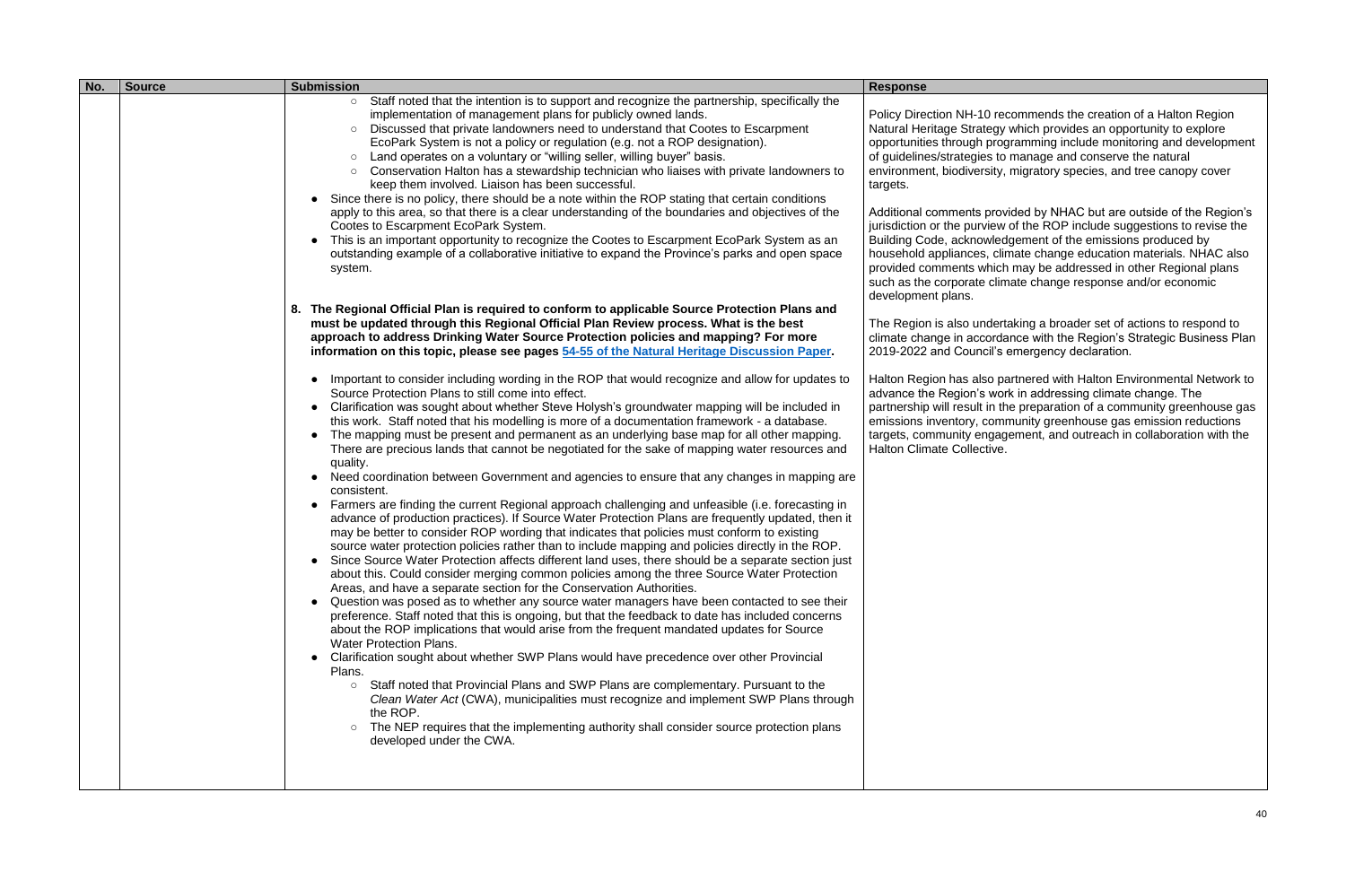| No. | Source | Submission | Response |
|---|---|---|---|
| | | ○ Staff noted that the intention is to support and recognize the partnership, specifically the implementation of management plans for publicly owned lands.<br>○ Discussed that private landowners need to understand that Cootes to Escarpment EcoPark System is not a policy or regulation (e.g. not a ROP designation).<br>○ Land operates on a voluntary or "willing seller, willing buyer" basis.<br>○ Conservation Halton has a stewardship technician who liaises with private landowners to keep them involved. Liaison has been successful.<br>• Since there is no policy, there should be a note within the ROP stating that certain conditions apply to this area, so that there is a clear understanding of the boundaries and objectives of the Cootes to Escarpment EcoPark System.<br>• This is an important opportunity to recognize the Cootes to Escarpment EcoPark System as an outstanding example of a collaborative initiative to expand the Province's parks and open space system.<br><br>**8. The Regional Official Plan is required to conform to applicable Source Protection Plans and must be updated through this Regional Official Plan Review process. What is the best approach to address Drinking Water Source Protection policies and mapping? For more information on this topic, please see pages [54-55 of the Natural Heritage Discussion Paper](#).**<br><br>• Important to consider including wording in the ROP that would recognize and allow for updates to Source Protection Plans to still come into effect.<br>• Clarification was sought about whether Steve Holysh's groundwater mapping will be included in this work. Staff noted that his modelling is more of a documentation framework - a database.<br>• The mapping must be present and permanent as an underlying base map for all other mapping. There are precious lands that cannot be negotiated for the sake of mapping water resources and quality.<br>• Need coordination between Government and agencies to ensure that any changes in mapping are consistent.<br>• Farmers are finding the current Regional approach challenging and unfeasible (i.e. forecasting in advance of production practices). If Source Water Protection Plans are frequently updated, then it may be better to consider ROP wording that indicates that policies must conform to existing source water protection policies rather than to include mapping and policies directly in the ROP.<br>• Since Source Water Protection affects different land uses, there should be a separate section just about this. Could consider merging common policies among the three Source Water Protection Areas, and have a separate section for the Conservation Authorities.<br>• Question was posed as to whether any source water managers have been contacted to see their preference. Staff noted that this is ongoing, but that the feedback to date has included concerns about the ROP implications that would arise from the frequent mandated updates for Source Water Protection Plans.<br>• Clarification sought about whether SWP Plans would have precedence over other Provincial Plans.<br>○ Staff noted that Provincial Plans and SWP Plans are complementary. Pursuant to the *Clean Water Act* (CWA), municipalities must recognize and implement SWP Plans through the ROP.<br>○ The NEP requires that the implementing authority shall consider source protection plans developed under the CWA. | Policy Direction NH-10 recommends the creation of a Halton Region Natural Heritage Strategy which provides an opportunity to explore opportunities through programming include monitoring and development of guidelines/strategies to manage and conserve the natural environment, biodiversity, migratory species, and tree canopy cover targets.<br><br>Additional comments provided by NHAC but are outside of the Region's jurisdiction or the purview of the ROP include suggestions to revise the Building Code, acknowledgement of the emissions produced by household appliances, climate change education materials. NHAC also provided comments which may be addressed in other Regional plans such as the corporate climate change response and/or economic development plans.<br><br>The Region is also undertaking a broader set of actions to respond to climate change in accordance with the Region's Strategic Business Plan 2019-2022 and Council's emergency declaration.<br><br>Halton Region has also partnered with Halton Environmental Network to advance the Region's work in addressing climate change. The partnership will result in the preparation of a community greenhouse gas emissions inventory, community greenhouse gas emission reductions targets, community engagement, and outreach in collaboration with the Halton Climate Collective. |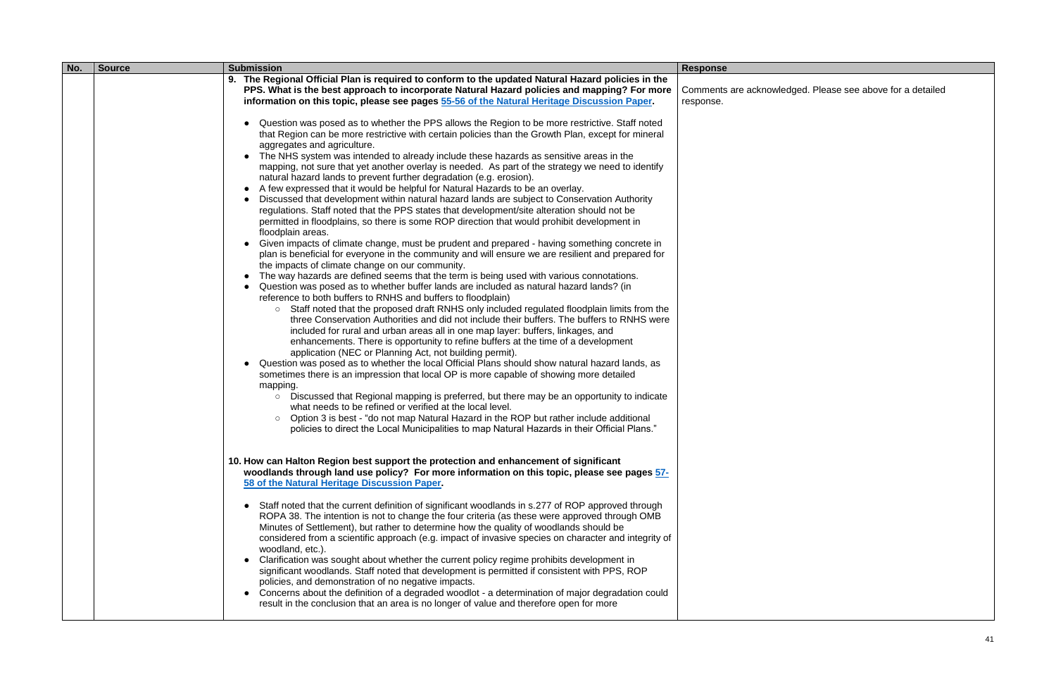| No. | Source | Submission | Response |
|---|---|---|---|
| | | **9. The Regional Official Plan is required to conform to the updated Natural Hazard policies in the PPS. What is the best approach to incorporate Natural Hazard policies and mapping? For more information on this topic, please see pages [55-56 of the Natural Heritage Discussion Paper](). **<br><br>• Question was posed as to whether the PPS allows the Region to be more restrictive. Staff noted that Region can be more restrictive with certain policies than the Growth Plan, except for mineral aggregates and agriculture.<br>• The NHS system was intended to already include these hazards as sensitive areas in the mapping, not sure that yet another overlay is needed. As part of the strategy we need to identify natural hazard lands to prevent further degradation (e.g. erosion).<br>• A few expressed that it would be helpful for Natural Hazards to be an overlay.<br>• Discussed that development within natural hazard lands are subject to Conservation Authority regulations. Staff noted that the PPS states that development/site alteration should not be permitted in floodplains, so there is some ROP direction that would prohibit development in floodplain areas.<br>• Given impacts of climate change, must be prudent and prepared - having something concrete in plan is beneficial for everyone in the community and will ensure we are resilient and prepared for the impacts of climate change on our community.<br>• The way hazards are defined seems that the term is being used with various connotations.<br>• Question was posed as to whether buffer lands are included as natural hazard lands? (in reference to both buffers to RNHS and buffers to floodplain)<br>&nbsp;&nbsp;○ Staff noted that the proposed draft RNHS only included regulated floodplain limits from the three Conservation Authorities and did not include their buffers. The buffers to RNHS were included for rural and urban areas all in one map layer: buffers, linkages, and enhancements. There is opportunity to refine buffers at the time of a development application (NEC or Planning Act, not building permit).<br>• Question was posed as to whether the local Official Plans should show natural hazard lands, as sometimes there is an impression that local OP is more capable of showing more detailed mapping.<br>&nbsp;&nbsp;○ Discussed that Regional mapping is preferred, but there may be an opportunity to indicate what needs to be refined or verified at the local level.<br>&nbsp;&nbsp;○ Option 3 is best - "do not map Natural Hazard in the ROP but rather include additional policies to direct the Local Municipalities to map Natural Hazards in their Official Plans."<br><br>**10. How can Halton Region best support the protection and enhancement of significant woodlands through land use policy? For more information on this topic, please see pages [57-58 of the Natural Heritage Discussion Paper]().**<br><br>• Staff noted that the current definition of significant woodlands in s.277 of ROP approved through ROPA 38. The intention is not to change the four criteria (as these were approved through OMB Minutes of Settlement), but rather to determine how the quality of woodlands should be considered from a scientific approach (e.g. impact of invasive species on character and integrity of woodland, etc.).<br>• Clarification was sought about whether the current policy regime prohibits development in significant woodlands. Staff noted that development is permitted if consistent with PPS, ROP policies, and demonstration of no negative impacts.<br>• Concerns about the definition of a degraded woodlot - a determination of major degradation could result in the conclusion that an area is no longer of value and therefore open for more | Comments are acknowledged. Please see above for a detailed response. |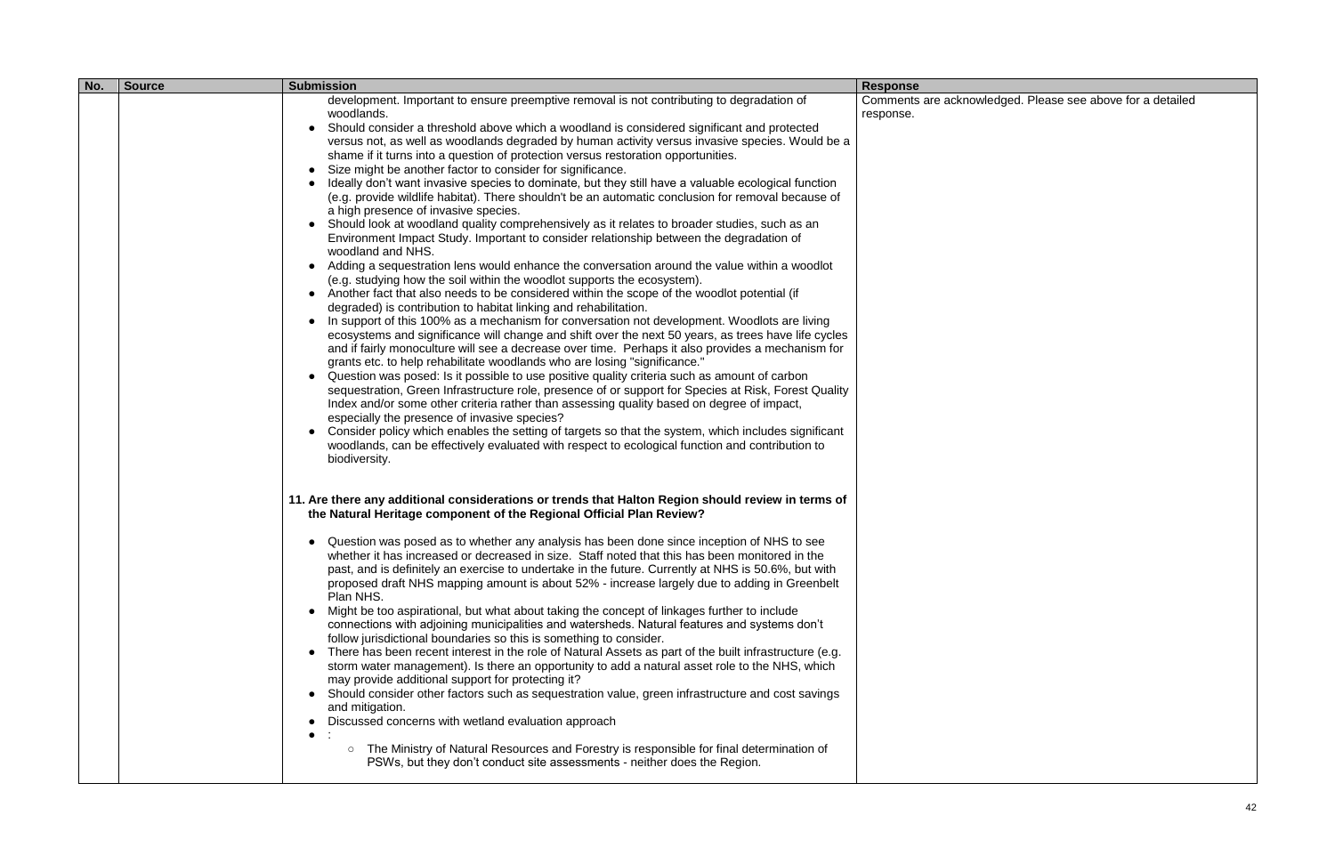| No. | Source | Submission | Response |
|---|---|---|---|
| | | development. Important to ensure preemptive removal is not contributing to degradation of woodlands.<br>• Should consider a threshold above which a woodland is considered significant and protected versus not, as well as woodlands degraded by human activity versus invasive species. Would be a shame if it turns into a question of protection versus restoration opportunities.<br>• Size might be another factor to consider for significance.<br>• Ideally don't want invasive species to dominate, but they still have a valuable ecological function (e.g. provide wildlife habitat). There shouldn't be an automatic conclusion for removal because of a high presence of invasive species.<br>• Should look at woodland quality comprehensively as it relates to broader studies, such as an Environment Impact Study. Important to consider relationship between the degradation of woodland and NHS.<br>• Adding a sequestration lens would enhance the conversation around the value within a woodlot (e.g. studying how the soil within the woodlot supports the ecosystem).<br>• Another fact that also needs to be considered within the scope of the woodlot potential (if degraded) is contribution to habitat linking and rehabilitation.<br>• In support of this 100% as a mechanism for conversation not development. Woodlots are living ecosystems and significance will change and shift over the next 50 years, as trees have life cycles and if fairly monoculture will see a decrease over time. Perhaps it also provides a mechanism for grants etc. to help rehabilitate woodlands who are losing "significance."<br>• Question was posed: Is it possible to use positive quality criteria such as amount of carbon sequestration, Green Infrastructure role, presence of or support for Species at Risk, Forest Quality Index and/or some other criteria rather than assessing quality based on degree of impact, especially the presence of invasive species?<br>• Consider policy which enables the setting of targets so that the system, which includes significant woodlands, can be effectively evaluated with respect to ecological function and contribution to biodiversity.<br><br>**11. Are there any additional considerations or trends that Halton Region should review in terms of the Natural Heritage component of the Regional Official Plan Review?**<br><br>• Question was posed as to whether any analysis has been done since inception of NHS to see whether it has increased or decreased in size. Staff noted that this has been monitored in the past, and is definitely an exercise to undertake in the future. Currently at NHS is 50.6%, but with proposed draft NHS mapping amount is about 52% - increase largely due to adding in Greenbelt Plan NHS.<br>• Might be too aspirational, but what about taking the concept of linkages further to include connections with adjoining municipalities and watersheds. Natural features and systems don't follow jurisdictional boundaries so this is something to consider.<br>• There has been recent interest in the role of Natural Assets as part of the built infrastructure (e.g. storm water management). Is there an opportunity to add a natural asset role to the NHS, which may provide additional support for protecting it?<br>• Should consider other factors such as sequestration value, green infrastructure and cost savings and mitigation.<br>• Discussed concerns with wetland evaluation approach<br>• :<br>&nbsp;&nbsp;&nbsp;&nbsp;○ The Ministry of Natural Resources and Forestry is responsible for final determination of PSWs, but they don't conduct site assessments - neither does the Region. | Comments are acknowledged. Please see above for a detailed response. |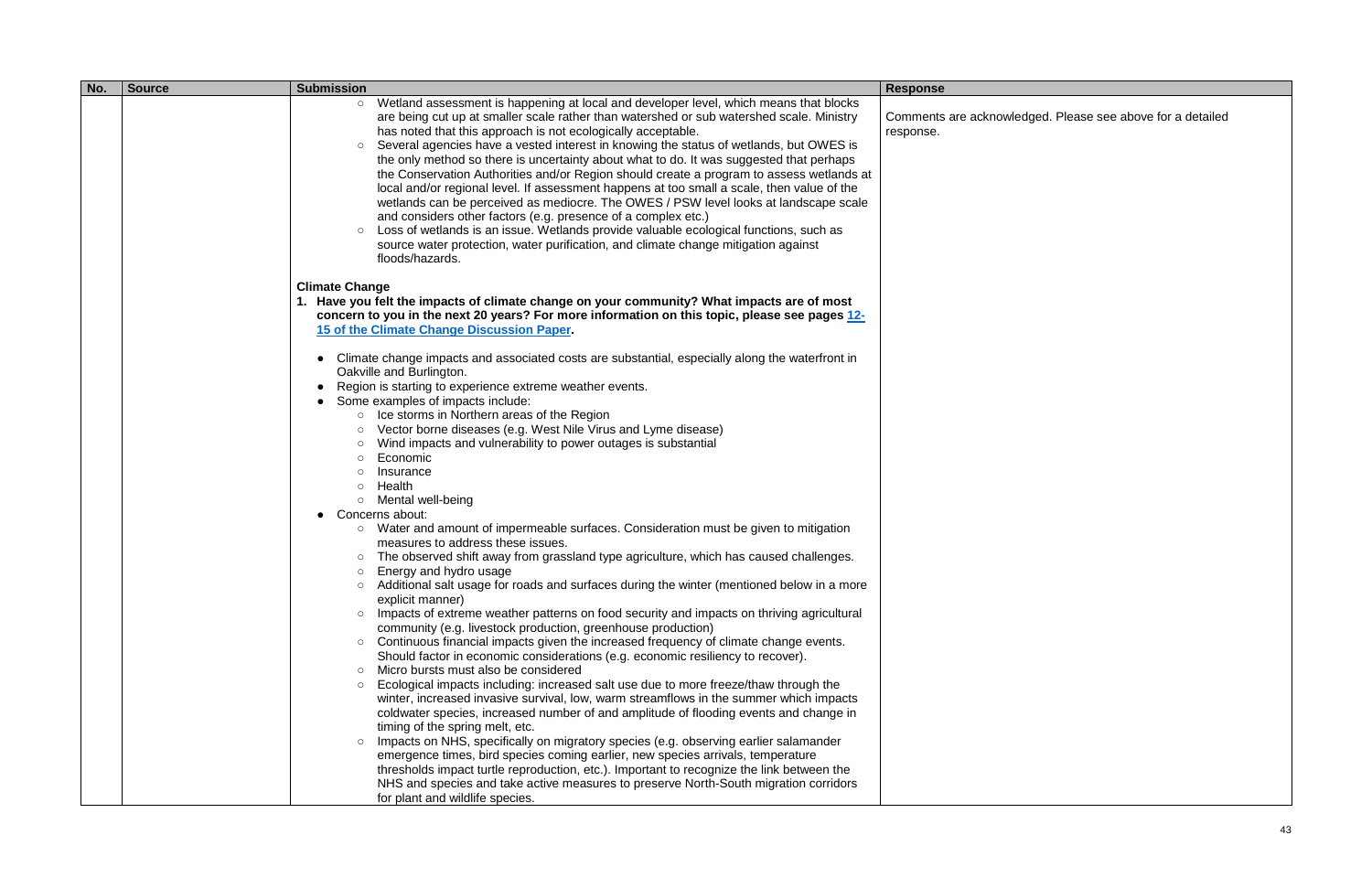| No. | Source | Submission | Response |
|---|---|---|---|
| | | ○ Wetland assessment is happening at local and developer level, which means that blocks are being cut up at smaller scale rather than watershed or sub watershed scale. Ministry has noted that this approach is not ecologically acceptable.<br>○ Several agencies have a vested interest in knowing the status of wetlands, but OWES is the only method so there is uncertainty about what to do. It was suggested that perhaps the Conservation Authorities and/or Region should create a program to assess wetlands at local and/or regional level. If assessment happens at too small a scale, then value of the wetlands can be perceived as mediocre. The OWES / PSW level looks at landscape scale and considers other factors (e.g. presence of a complex etc.)<br>○ Loss of wetlands is an issue. Wetlands provide valuable ecological functions, such as source water protection, water purification, and climate change mitigation against floods/hazards.<br><br>**Climate Change**<br>**1. Have you felt the impacts of climate change on your community? What impacts are of most concern to you in the next 20 years? For more information on this topic, please see pages 12-15 of the Climate Change Discussion Paper.**<br><br>● Climate change impacts and associated costs are substantial, especially along the waterfront in Oakville and Burlington.<br>● Region is starting to experience extreme weather events.<br>● Some examples of impacts include:<br>○ Ice storms in Northern areas of the Region<br>○ Vector borne diseases (e.g. West Nile Virus and Lyme disease)<br>○ Wind impacts and vulnerability to power outages is substantial<br>○ Economic<br>○ Insurance<br>○ Health<br>○ Mental well-being<br>● Concerns about:<br>○ Water and amount of impermeable surfaces. Consideration must be given to mitigation measures to address these issues.<br>○ The observed shift away from grassland type agriculture, which has caused challenges.<br>○ Energy and hydro usage<br>○ Additional salt usage for roads and surfaces during the winter (mentioned below in a more explicit manner)<br>○ Impacts of extreme weather patterns on food security and impacts on thriving agricultural community (e.g. livestock production, greenhouse production)<br>○ Continuous financial impacts given the increased frequency of climate change events. Should factor in economic considerations (e.g. economic resiliency to recover).<br>○ Micro bursts must also be considered<br>○ Ecological impacts including: increased salt use due to more freeze/thaw through the winter, increased invasive survival, low, warm streamflows in the summer which impacts coldwater species, increased number of and amplitude of flooding events and change in timing of the spring melt, etc.<br>○ Impacts on NHS, specifically on migratory species (e.g. observing earlier salamander emergence times, bird species coming earlier, new species arrivals, temperature thresholds impact turtle reproduction, etc.). Important to recognize the link between the NHS and species and take active measures to preserve North-South migration corridors for plant and wildlife species. | Comments are acknowledged. Please see above for a detailed response. |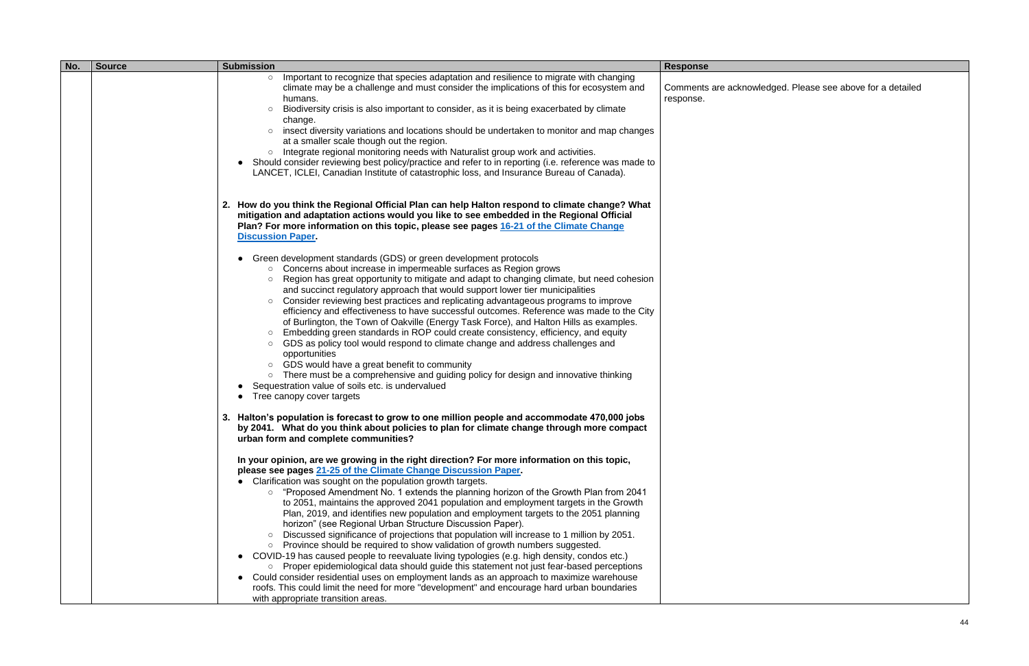| No. | Source | Submission | Response |
|---|---|---|---|
| | | ○ Important to recognize that species adaptation and resilience to migrate with changing climate may be a challenge and must consider the implications of this for ecosystem and humans.<br>○ Biodiversity crisis is also important to consider, as it is being exacerbated by climate change.<br>○ insect diversity variations and locations should be undertaken to monitor and map changes at a smaller scale though out the region.<br>○ Integrate regional monitoring needs with Naturalist group work and activities.<br>● Should consider reviewing best policy/practice and refer to in reporting (i.e. reference was made to LANCET, ICLEI, Canadian Institute of catastrophic loss, and Insurance Bureau of Canada).<br><br>**2. How do you think the Regional Official Plan can help Halton respond to climate change? What mitigation and adaptation actions would you like to see embedded in the Regional Official Plan? For more information on this topic, please see pages [16-21 of the Climate Change Discussion Paper](#).**<br><br>● Green development standards (GDS) or green development protocols<br>○ Concerns about increase in impermeable surfaces as Region grows<br>○ Region has great opportunity to mitigate and adapt to changing climate, but need cohesion and succinct regulatory approach that would support lower tier municipalities<br>○ Consider reviewing best practices and replicating advantageous programs to improve efficiency and effectiveness to have successful outcomes. Reference was made to the City of Burlington, the Town of Oakville (Energy Task Force), and Halton Hills as examples.<br>○ Embedding green standards in ROP could create consistency, efficiency, and equity<br>○ GDS as policy tool would respond to climate change and address challenges and opportunities<br>○ GDS would have a great benefit to community<br>○ There must be a comprehensive and guiding policy for design and innovative thinking<br>● Sequestration value of soils etc. is undervalued<br>● Tree canopy cover targets<br><br>**3. Halton's population is forecast to grow to one million people and accommodate 470,000 jobs by 2041. What do you think about policies to plan for climate change through more compact urban form and complete communities?**<br><br>**In your opinion, are we growing in the right direction? For more information on this topic, please see pages [21-25 of the Climate Change Discussion Paper](#).**<br>● Clarification was sought on the population growth targets.<br>○ "Proposed Amendment No. 1 extends the planning horizon of the Growth Plan from 2041 to 2051, maintains the approved 2041 population and employment targets in the Growth Plan, 2019, and identifies new population and employment targets to the 2051 planning horizon" (see Regional Urban Structure Discussion Paper).<br>○ Discussed significance of projections that population will increase to 1 million by 2051.<br>○ Province should be required to show validation of growth numbers suggested.<br>● COVID-19 has caused people to reevaluate living typologies (e.g. high density, condos etc.)<br>○ Proper epidemiological data should guide this statement not just fear-based perceptions<br>● Could consider residential uses on employment lands as an approach to maximize warehouse roofs. This could limit the need for more "development" and encourage hard urban boundaries with appropriate transition areas. | Comments are acknowledged. Please see above for a detailed response. |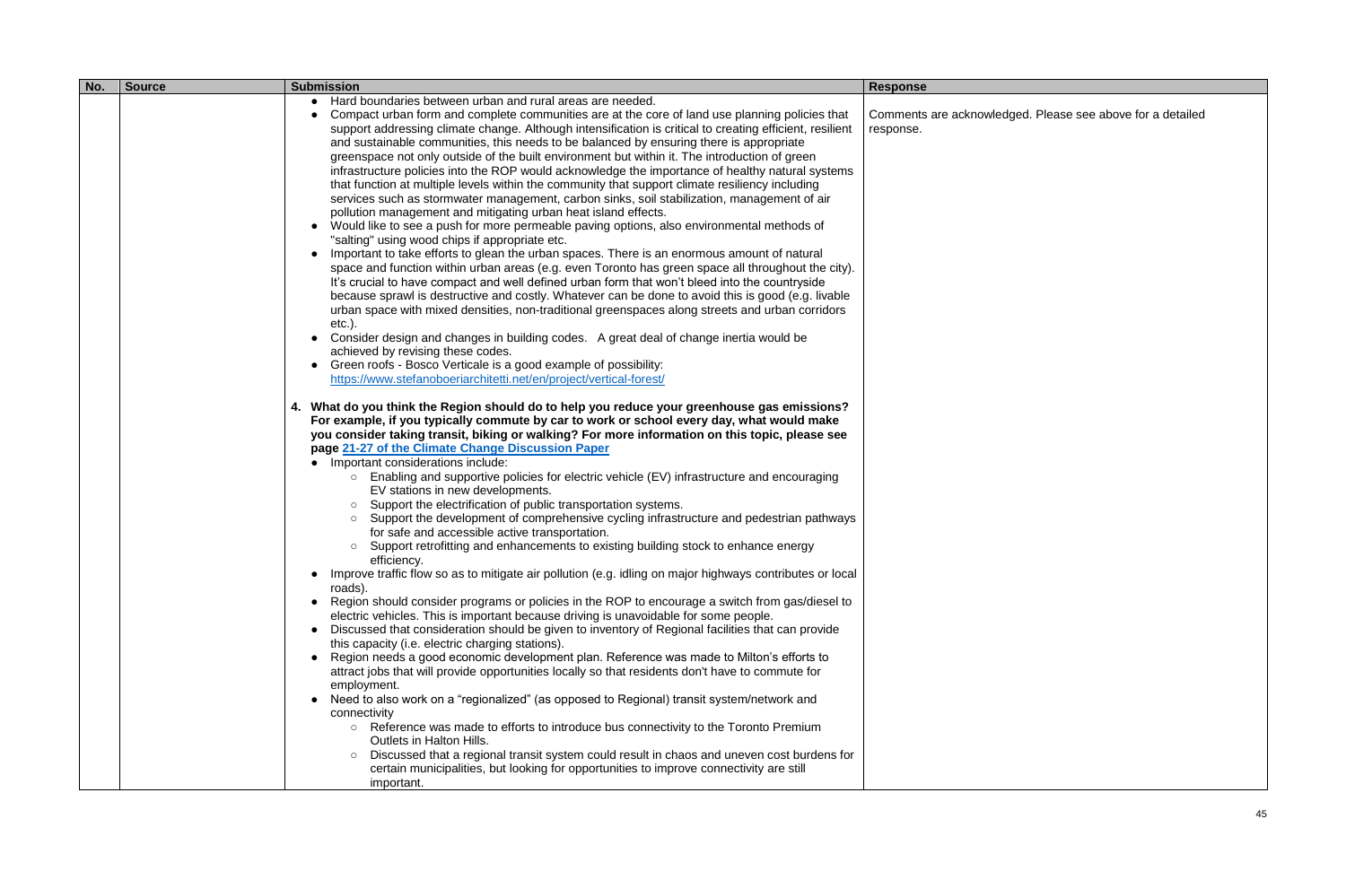| No. | Source | Submission | Response |
| --- | --- | --- | --- |
| | | • Hard boundaries between urban and rural areas are needed.<br>• Compact urban form and complete communities are at the core of land use planning policies that support addressing climate change. Although intensification is critical to creating efficient, resilient and sustainable communities, this needs to be balanced by ensuring there is appropriate greenspace not only outside of the built environment but within it. The introduction of green infrastructure policies into the ROP would acknowledge the importance of healthy natural systems that function at multiple levels within the community that support climate resiliency including services such as stormwater management, carbon sinks, soil stabilization, management of air pollution management and mitigating urban heat island effects.<br>• Would like to see a push for more permeable paving options, also environmental methods of "salting" using wood chips if appropriate etc.<br>• Important to take efforts to glean the urban spaces. There is an enormous amount of natural space and function within urban areas (e.g. even Toronto has green space all throughout the city). It's crucial to have compact and well defined urban form that won't bleed into the countryside because sprawl is destructive and costly. Whatever can be done to avoid this is good (e.g. livable urban space with mixed densities, non-traditional greenspaces along streets and urban corridors etc.).<br>• Consider design and changes in building codes. A great deal of change inertia would be achieved by revising these codes.<br>• Green roofs - Bosco Verticale is a good example of possibility: https://www.stefanoboeriarchitetti.net/en/project/vertical-forest/<br><br>**4. What do you think the Region should do to help you reduce your greenhouse gas emissions? For example, if you typically commute by car to work or school every day, what would make you consider taking transit, biking or walking? For more information on this topic, please see page 21-27 of the Climate Change Discussion Paper**<br>• Important considerations include:<br>○ Enabling and supportive policies for electric vehicle (EV) infrastructure and encouraging EV stations in new developments.<br>○ Support the electrification of public transportation systems.<br>○ Support the development of comprehensive cycling infrastructure and pedestrian pathways for safe and accessible active transportation.<br>○ Support retrofitting and enhancements to existing building stock to enhance energy efficiency.<br>• Improve traffic flow so as to mitigate air pollution (e.g. idling on major highways contributes or local roads).<br>• Region should consider programs or policies in the ROP to encourage a switch from gas/diesel to electric vehicles. This is important because driving is unavoidable for some people.<br>• Discussed that consideration should be given to inventory of Regional facilities that can provide this capacity (i.e. electric charging stations).<br>• Region needs a good economic development plan. Reference was made to Milton's efforts to attract jobs that will provide opportunities locally so that residents don't have to commute for employment.<br>• Need to also work on a "regionalized" (as opposed to Regional) transit system/network and connectivity<br>○ Reference was made to efforts to introduce bus connectivity to the Toronto Premium Outlets in Halton Hills.<br>○ Discussed that a regional transit system could result in chaos and uneven cost burdens for certain municipalities, but looking for opportunities to improve connectivity are still important. | Comments are acknowledged. Please see above for a detailed response. |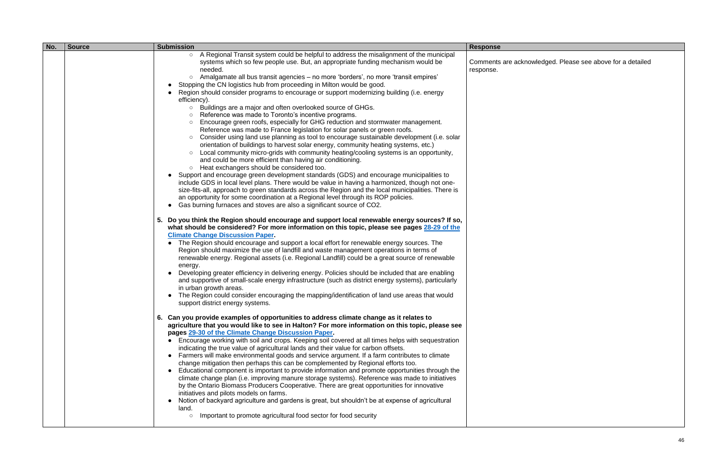| No. | Source | Submission | Response |
| --- | --- | --- | --- |
| | | ○ A Regional Transit system could be helpful to address the misalignment of the municipal systems which so few people use. But, an appropriate funding mechanism would be needed.<br>○ Amalgamate all bus transit agencies – no more 'borders', no more 'transit empires'<br>● Stopping the CN logistics hub from proceeding in Milton would be good.<br>● Region should consider programs to encourage or support modernizing building (i.e. energy efficiency).<br>○ Buildings are a major and often overlooked source of GHGs.<br>○ Reference was made to Toronto's incentive programs.<br>○ Encourage green roofs, especially for GHG reduction and stormwater management. Reference was made to France legislation for solar panels or green roofs.<br>○ Consider using land use planning as tool to encourage sustainable development (i.e. solar orientation of buildings to harvest solar energy, community heating systems, etc.)<br>○ Local community micro-grids with community heating/cooling systems is an opportunity, and could be more efficient than having air conditioning.<br>○ Heat exchangers should be considered too.<br>● Support and encourage green development standards (GDS) and encourage municipalities to include GDS in local level plans. There would be value in having a harmonized, though not one-size-fits-all, approach to green standards across the Region and the local municipalities. There is an opportunity for some coordination at a Regional level through its ROP policies.<br>● Gas burning furnaces and stoves are also a significant source of $CO_2$.<br><br>**5. Do you think the Region should encourage and support local renewable energy sources? If so, what should be considered? For more information on this topic, please see pages [28-29 of the Climate Change Discussion Paper](#).**<br>● The Region should encourage and support a local effort for renewable energy sources. The Region should maximize the use of landfill and waste management operations in terms of renewable energy. Regional assets (i.e. Regional Landfill) could be a great source of renewable energy.<br>● Developing greater efficiency in delivering energy. Policies should be included that are enabling and supportive of small-scale energy infrastructure (such as district energy systems), particularly in urban growth areas.<br>● The Region could consider encouraging the mapping/identification of land use areas that would support district energy systems.<br><br>**6. Can you provide examples of opportunities to address climate change as it relates to agriculture that you would like to see in Halton? For more information on this topic, please see pages [29-30 of the Climate Change Discussion Paper](#).**<br>● Encourage working with soil and crops. Keeping soil covered at all times helps with sequestration indicating the true value of agricultural lands and their value for carbon offsets.<br>● Farmers will make environmental goods and service argument. If a farm contributes to climate change mitigation then perhaps this can be complemented by Regional efforts too.<br>● Educational component is important to provide information and promote opportunities through the climate change plan (i.e. improving manure storage systems). Reference was made to initiatives by the Ontario Biomass Producers Cooperative. There are great opportunities for innovative initiatives and pilots models on farms.<br>● Notion of backyard agriculture and gardens is great, but shouldn't be at expense of agricultural land.<br>○ Important to promote agricultural food sector for food security | Comments are acknowledged. Please see above for a detailed response. |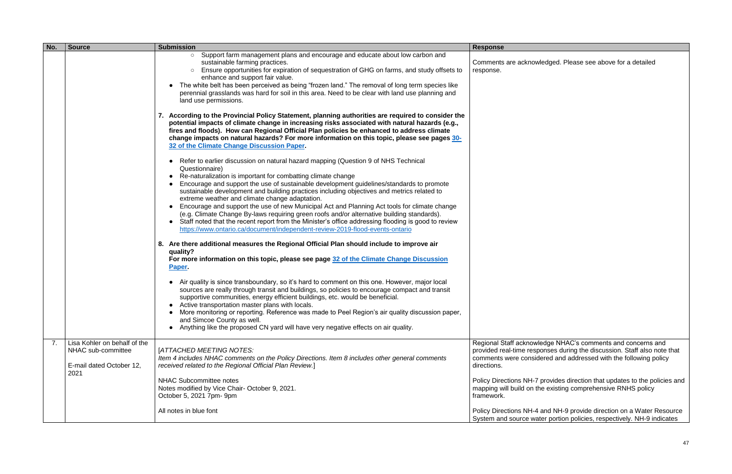| No. | Source | Submission | Response |
|---|---|---|---|
| | | ○ Support farm management plans and encourage and educate about low carbon and sustainable farming practices.<br>○ Ensure opportunities for expiration of sequestration of GHG on farms, and study offsets to enhance and support fair value.<br>● The white belt has been perceived as being "frozen land." The removal of long term species like perennial grasslands was hard for soil in this area. Need to be clear with land use planning and land use permissions.<br><br>**7. According to the Provincial Policy Statement, planning authorities are required to consider the potential impacts of climate change in increasing risks associated with natural hazards (e.g., fires and floods). How can Regional Official Plan policies be enhanced to address climate change impacts on natural hazards? For more information on this topic, please see pages [30-32 of the Climate Change Discussion Paper].**<br><br>● Refer to earlier discussion on natural hazard mapping (Question 9 of NHS Technical Questionnaire)<br>● Re-naturalization is important for combatting climate change<br>● Encourage and support the use of sustainable development guidelines/standards to promote sustainable development and building practices including objectives and metrics related to extreme weather and climate change adaptation.<br>● Encourage and support the use of new Municipal Act and Planning Act tools for climate change (e.g. Climate Change By-laws requiring green roofs and/or alternative building standards).<br>● Staff noted that the recent report from the Minister's office addressing flooding is good to review https://www.ontario.ca/document/independent-review-2019-flood-events-ontario<br><br>**8. Are there additional measures the Regional Official Plan should include to improve air quality?**<br>**For more information on this topic, please see page [32 of the Climate Change Discussion Paper].**<br><br>● Air quality is since transboundary, so it's hard to comment on this one. However, major local sources are really through transit and buildings, so policies to encourage compact and transit supportive communities, energy efficient buildings, etc. would be beneficial.<br>● Active transportation master plans with locals.<br>● More monitoring or reporting. Reference was made to Peel Region's air quality discussion paper, and Simcoe County as well.<br>● Anything like the proposed CN yard will have very negative effects on air quality. | Comments are acknowledged. Please see above for a detailed response. |
| 7. | Lisa Kohler on behalf of the NHAC sub-committee<br><br>E-mail dated October 12, 2021 | *[ATTACHED MEETING NOTES:*<br>*Item 4 includes NHAC comments on the Policy Directions. Item 8 includes other general comments received related to the Regional Official Plan Review.]*<br><br>NHAC Subcommittee notes<br>Notes modified by Vice Chair- October 9, 2021.<br>October 5, 2021 7pm- 9pm<br><br>All notes in blue font | Regional Staff acknowledge NHAC's comments and concerns and provided real-time responses during the discussion. Staff also note that comments were considered and addressed with the following policy directions.<br><br>Policy Directions NH-7 provides direction that updates to the policies and mapping will build on the existing comprehensive RNHS policy framework.<br><br>Policy Directions NH-4 and NH-9 provide direction on a Water Resource System and source water portion policies, respectively. NH-9 indicates |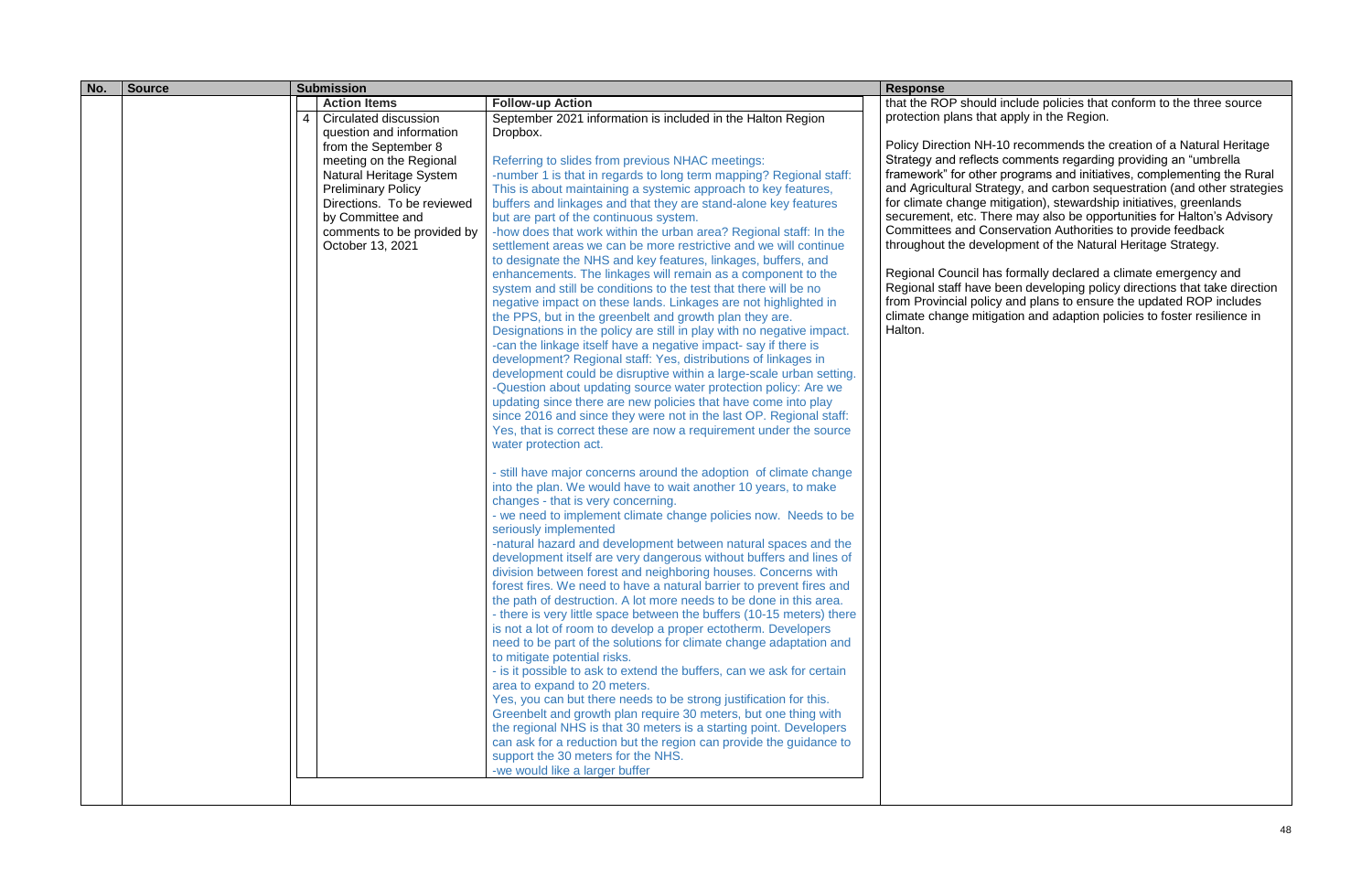| No. | Source | Submission | | | Response |
|---|---|---|---|---|---|
| | | | **Action Items** | **Follow-up Action** | that the ROP should include policies that conform to the three source protection plans that apply in the Region.<br><br>Policy Direction NH-10 recommends the creation of a Natural Heritage Strategy and reflects comments regarding providing an "umbrella framework" for other programs and initiatives, complementing the Rural and Agricultural Strategy, and carbon sequestration (and other strategies for climate change mitigation), stewardship initiatives, greenlands securement, etc. There may also be opportunities for Halton's Advisory Committees and Conservation Authorities to provide feedback throughout the development of the Natural Heritage Strategy.<br><br>Regional Council has formally declared a climate emergency and Regional staff have been developing policy directions that take direction from Provincial policy and plans to ensure the updated ROP includes climate change mitigation and adaption policies to foster resilience in Halton. |
| | | 4 | Circulated discussion question and information from the September 8 meeting on the Regional Natural Heritage System Preliminary Policy Directions. To be reviewed by Committee and comments to be provided by October 13, 2021 | September 2021 information is included in the Halton Region Dropbox.<br><br>Referring to slides from previous NHAC meetings:<br>-number 1 is that in regards to long term mapping? Regional staff: This is about maintaining a systemic approach to key features, buffers and linkages and that they are stand-alone key features but are part of the continuous system.<br>-how does that work within the urban area? Regional staff: In the settlement areas we can be more restrictive and we will continue to designate the NHS and key features, linkages, buffers, and enhancements. The linkages will remain as a component to the system and still be conditions to the test that there will be no negative impact on these lands. Linkages are not highlighted in the PPS, but in the greenbelt and growth plan they are. Designations in the policy are still in play with no negative impact.<br>-can the linkage itself have a negative impact- say if there is development? Regional staff: Yes, distributions of linkages in development could be disruptive within a large-scale urban setting.<br>-Question about updating source water protection policy: Are we updating since there are new policies that have come into play since 2016 and since they were not in the last OP. Regional staff: Yes, that is correct these are now a requirement under the source water protection act.<br><br>- still have major concerns around the adoption of climate change into the plan. We would have to wait another 10 years, to make changes - that is very concerning.<br>- we need to implement climate change policies now. Needs to be seriously implemented<br>-natural hazard and development between natural spaces and the development itself are very dangerous without buffers and lines of division between forest and neighboring houses. Concerns with forest fires. We need to have a natural barrier to prevent fires and the path of destruction. A lot more needs to be done in this area.<br>- there is very little space between the buffers (10-15 meters) there is not a lot of room to develop a proper ectotherm. Developers need to be part of the solutions for climate change adaptation and to mitigate potential risks.<br>- is it possible to ask to extend the buffers, can we ask for certain area to expand to 20 meters.<br>Yes, you can but there needs to be strong justification for this. Greenbelt and growth plan require 30 meters, but one thing with the regional NHS is that 30 meters is a starting point. Developers can ask for a reduction but the region can provide the guidance to support the 30 meters for the NHS.<br>-we would like a larger buffer | |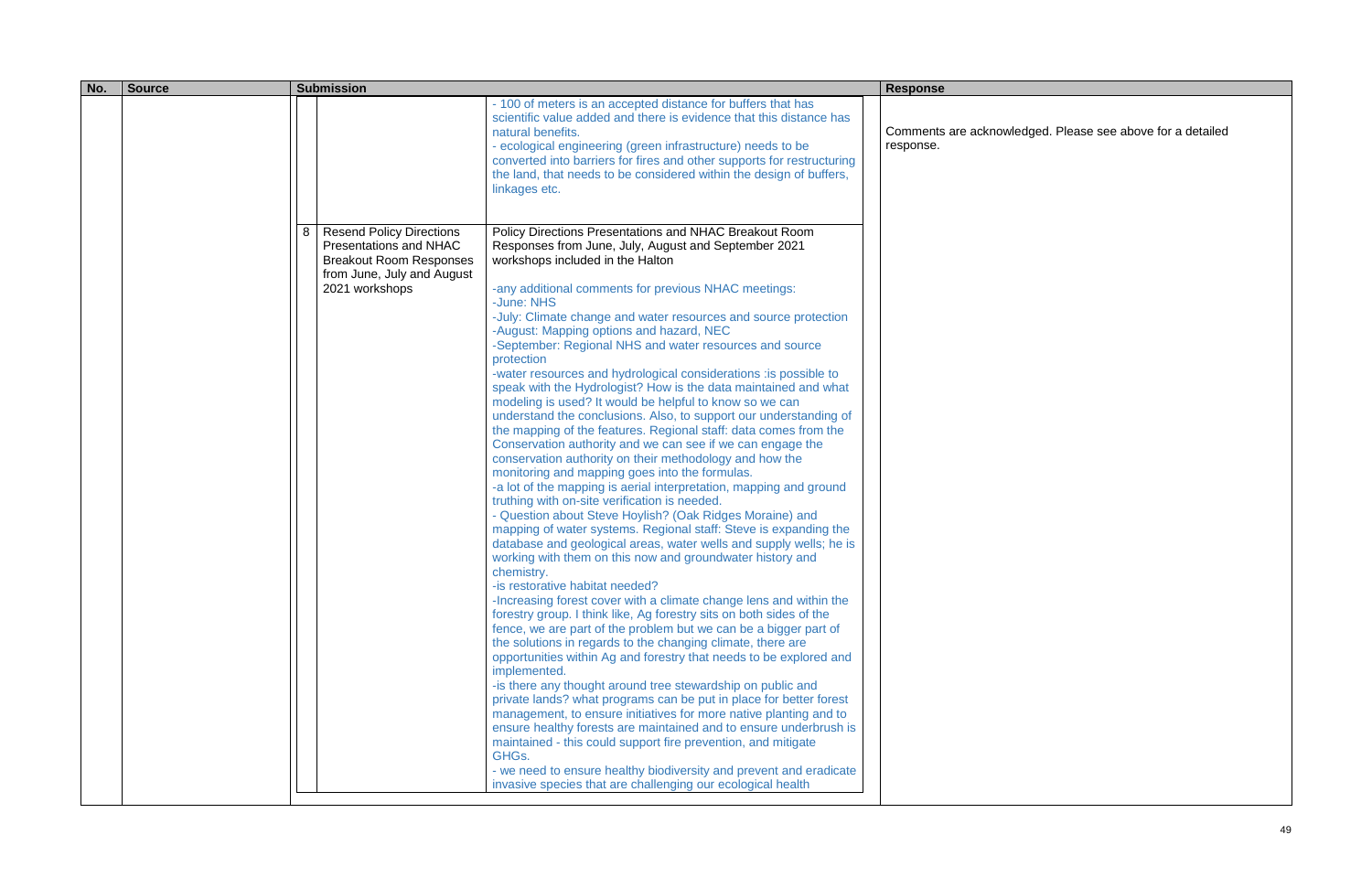| No. | Source | Submission | | | Response |
|---|---|---|---|---|---|
| | | | | - 100 of meters is an accepted distance for buffers that has scientific value added and there is evidence that this distance has natural benefits.<br>- ecological engineering (green infrastructure) needs to be converted into barriers for fires and other supports for restructuring the land, that needs to be considered within the design of buffers, linkages etc. | Comments are acknowledged. Please see above for a detailed response. |
| | | 8 | Resend Policy Directions Presentations and NHAC Breakout Room Responses from June, July and August 2021 workshops | Policy Directions Presentations and NHAC Breakout Room Responses from June, July, August and September 2021 workshops included in the Halton<br><br>-any additional comments for previous NHAC meetings:<br>-June: NHS<br>-July: Climate change and water resources and source protection<br>-August: Mapping options and hazard, NEC<br>-September: Regional NHS and water resources and source protection<br>-water resources and hydrological considerations :is possible to speak with the Hydrologist? How is the data maintained and what modeling is used? It would be helpful to know so we can understand the conclusions. Also, to support our understanding of the mapping of the features. Regional staff: data comes from the Conservation authority and we can see if we can engage the conservation authority on their methodology and how the monitoring and mapping goes into the formulas.<br>-a lot of the mapping is aerial interpretation, mapping and ground truthing with on-site verification is needed.<br>- Question about Steve Hoylish? (Oak Ridges Moraine) and mapping of water systems. Regional staff: Steve is expanding the database and geological areas, water wells and supply wells; he is working with them on this now and groundwater history and chemistry.<br>-is restorative habitat needed?<br>-Increasing forest cover with a climate change lens and within the forestry group. I think like, Ag forestry sits on both sides of the fence, we are part of the problem but we can be a bigger part of the solutions in regards to the changing climate, there are opportunities within Ag and forestry that needs to be explored and implemented.<br>-is there any thought around tree stewardship on public and private lands? what programs can be put in place for better forest management, to ensure initiatives for more native planting and to ensure healthy forests are maintained and to ensure underbrush is maintained - this could support fire prevention, and mitigate GHGs.<br>- we need to ensure healthy biodiversity and prevent and eradicate invasive species that are challenging our ecological health | |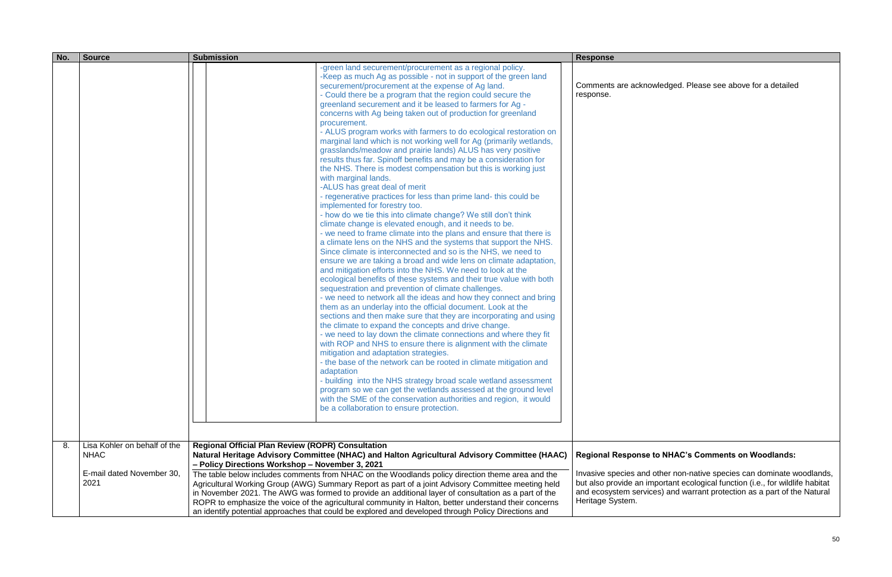| No. | Source | Submission | Response |
|---|---|---|---|
| | | -green land securement/procurement as a regional policy.<br>-Keep as much Ag as possible - not in support of the green land securement/procurement at the expense of Ag land.<br>- Could there be a program that the region could secure the greenland securement and it be leased to farmers for Ag - concerns with Ag being taken out of production for greenland procurement.<br>- ALUS program works with farmers to do ecological restoration on marginal land which is not working well for Ag (primarily wetlands, grasslands/meadow and prairie lands) ALUS has very positive results thus far. Spinoff benefits and may be a consideration for the NHS. There is modest compensation but this is working just with marginal lands.<br>-ALUS has great deal of merit<br>- regenerative practices for less than prime land- this could be implemented for forestry too.<br>- how do we tie this into climate change? We still don't think climate change is elevated enough, and it needs to be.<br>- we need to frame climate into the plans and ensure that there is a climate lens on the NHS and the systems that support the NHS. Since climate is interconnected and so is the NHS, we need to ensure we are taking a broad and wide lens on climate adaptation, and mitigation efforts into the NHS. We need to look at the ecological benefits of these systems and their true value with both sequestration and prevention of climate challenges.<br>- we need to network all the ideas and how they connect and bring them as an underlay into the official document. Look at the sections and then make sure that they are incorporating and using the climate to expand the concepts and drive change.<br>- we need to lay down the climate connections and where they fit with ROP and NHS to ensure there is alignment with the climate mitigation and adaptation strategies.<br>- the base of the network can be rooted in climate mitigation and adaptation<br>- building into the NHS strategy broad scale wetland assessment program so we can get the wetlands assessed at the ground level with the SME of the conservation authorities and region, it would be a collaboration to ensure protection. | Comments are acknowledged. Please see above for a detailed response. |
| 8. | Lisa Kohler on behalf of the NHAC<br><br>E-mail dated November 30, 2021 | **Regional Official Plan Review (ROPR) Consultation**<br>**Natural Heritage Advisory Committee (NHAC) and Halton Agricultural Advisory Committee (HAAC) – Policy Directions Workshop – November 3, 2021**<br>The table below includes comments from NHAC on the Woodlands policy direction theme area and the Agricultural Working Group (AWG) Summary Report as part of a joint Advisory Committee meeting held in November 2021. The AWG was formed to provide an additional layer of consultation as a part of the ROPR to emphasize the voice of the agricultural community in Halton, better understand their concerns an identify potential approaches that could be explored and developed through Policy Directions and | **Regional Response to NHAC's Comments on Woodlands:**<br><br>Invasive species and other non-native species can dominate woodlands, but also provide an important ecological function (i.e., for wildlife habitat and ecosystem services) and warrant protection as a part of the Natural Heritage System. |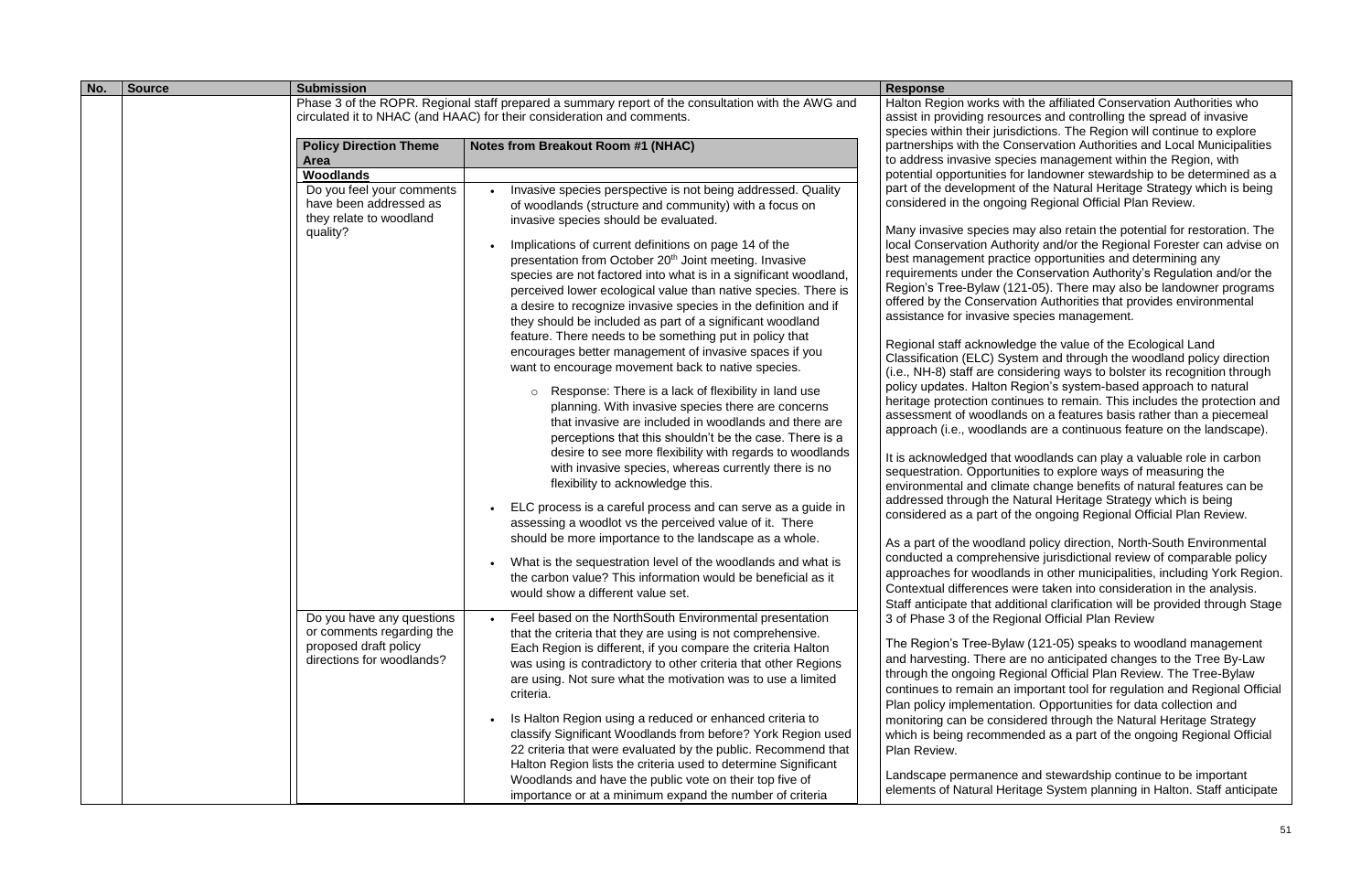| No. | Source | Submission | Response |
|---|---|---|---|
| | | Phase 3 of the ROPR. Regional staff prepared a summary report of the consultation with the AWG and circulated it to NHAC (and HAAC) for their consideration and comments.<br><br>**Policy Direction Theme Area** / **Notes from Breakout Room #1 (NHAC)**<br><br>**Woodlands**<br><br>*Do you feel your comments have been addressed as they relate to woodland quality?*<br><br>• Invasive species perspective is not being addressed. Quality of woodlands (structure and community) with a focus on invasive species should be evaluated.<br>• Implications of current definitions on page 14 of the presentation from October 20th Joint meeting. Invasive species are not factored into what is in a significant woodland, perceived lower ecological value than native species. There is a desire to recognize invasive species in the definition and if they should be included as part of a significant woodland feature. There needs to be something put in policy that encourages better management of invasive spaces if you want to encourage movement back to native species.<br>  ○ Response: There is a lack of flexibility in land use planning. With invasive species there are concerns that invasive are included in woodlands and there are perceptions that this shouldn't be the case. There is a desire to see more flexibility with regards to woodlands with invasive species, whereas currently there is no flexibility to acknowledge this.<br>• ELC process is a careful process and can serve as a guide in assessing a woodlot vs the perceived value of it. There should be more importance to the landscape as a whole.<br>• What is the sequestration level of the woodlands and what is the carbon value? This information would be beneficial as it would show a different value set.<br><br>*Do you have any questions or comments regarding the proposed draft policy directions for woodlands?*<br><br>• Feel based on the NorthSouth Environmental presentation that the criteria that they are using is not comprehensive. Each Region is different, if you compare the criteria Halton was using is contradictory to other criteria that other Regions are using. Not sure what the motivation was to use a limited criteria.<br>• Is Halton Region using a reduced or enhanced criteria to classify Significant Woodlands from before? York Region used 22 criteria that were evaluated by the public. Recommend that Halton Region lists the criteria used to determine Significant Woodlands and have the public vote on their top five of importance or at a minimum expand the number of criteria | Halton Region works with the affiliated Conservation Authorities who assist in providing resources and controlling the spread of invasive species within their jurisdictions. The Region will continue to explore partnerships with the Conservation Authorities and Local Municipalities to address invasive species management within the Region, with potential opportunities for landowner stewardship to be determined as a part of the development of the Natural Heritage Strategy which is being considered in the ongoing Regional Official Plan Review.<br><br>Many invasive species may also retain the potential for restoration. The local Conservation Authority and/or the Regional Forester can advise on best management practice opportunities and determining any requirements under the Conservation Authority's Regulation and/or the Region's Tree-Bylaw (121-05). There may also be landowner programs offered by the Conservation Authorities that provides environmental assistance for invasive species management.<br><br>Regional staff acknowledge the value of the Ecological Land Classification (ELC) System and through the woodland policy direction (i.e., NH-8) staff are considering ways to bolster its recognition through policy updates. Halton Region's system-based approach to natural heritage protection continues to remain. This includes the protection and assessment of woodlands on a features basis rather than a piecemeal approach (i.e., woodlands are a continuous feature on the landscape).<br><br>It is acknowledged that woodlands can play a valuable role in carbon sequestration. Opportunities to explore ways of measuring the environmental and climate change benefits of natural features can be addressed through the Natural Heritage Strategy which is being considered as a part of the ongoing Regional Official Plan Review.<br><br>As a part of the woodland policy direction, North-South Environmental conducted a comprehensive jurisdictional review of comparable policy approaches for woodlands in other municipalities, including York Region. Contextual differences were taken into consideration in the analysis. Staff anticipate that additional clarification will be provided through Stage 3 of Phase 3 of the Regional Official Plan Review<br><br>The Region's Tree-Bylaw (121-05) speaks to woodland management and harvesting. There are no anticipated changes to the Tree By-Law through the ongoing Regional Official Plan Review. The Tree-Bylaw continues to remain an important tool for regulation and Regional Official Plan policy implementation. Opportunities for data collection and monitoring can be considered through the Natural Heritage Strategy which is being recommended as a part of the ongoing Regional Official Plan Review.<br><br>Landscape permanence and stewardship continue to be important elements of Natural Heritage System planning in Halton. Staff anticipate |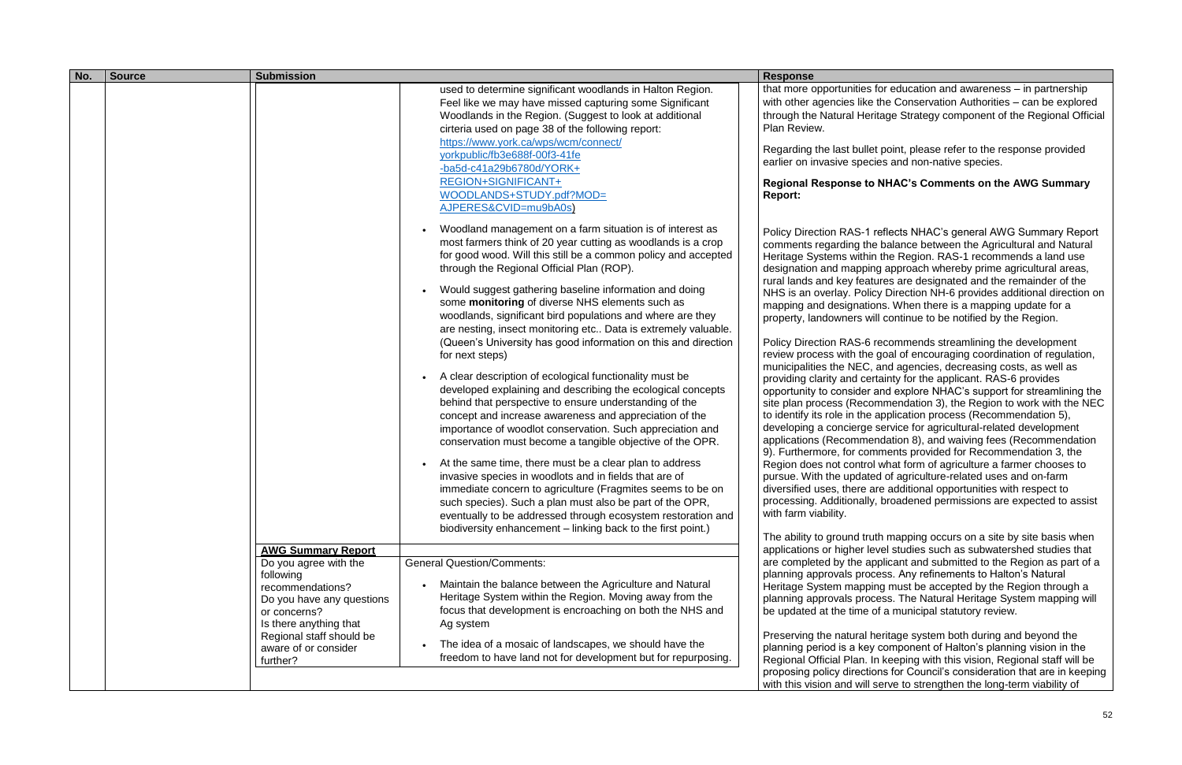| No. | Source | Submission | | Response |
|---|---|---|---|---|
| | | | used to determine significant woodlands in Halton Region. Feel like we may have missed capturing some Significant Woodlands in the Region. (Suggest to look at additional cirteria used on page 38 of the following report: https://www.york.ca/wps/wcm/connect/yorkpublic/fb3e688f-00f3-41fe-ba5d-c41a29b6780d/YORK+REGION+SIGNIFICANT+WOODLANDS+STUDY.pdf?MOD=AJPERES&CVID=mu9bA0s)<br><br>• Woodland management on a farm situation is of interest as most farmers think of 20 year cutting as woodlands is a crop for good wood. Will this still be a common policy and accepted through the Regional Official Plan (ROP).<br><br>• Would suggest gathering baseline information and doing some **monitoring** of diverse NHS elements such as woodlands, significant bird populations and where are they are nesting, insect monitoring etc.. Data is extremely valuable. (Queen's University has good information on this and direction for next steps)<br><br>• A clear description of ecological functionality must be developed explaining and describing the ecological concepts behind that perspective to ensure understanding of the concept and increase awareness and appreciation of the importance of woodlot conservation. Such appreciation and conservation must become a tangible objective of the OPR.<br><br>• At the same time, there must be a clear plan to address invasive species in woodlots and in fields that are of immediate concern to agriculture (Fragmites seems to be on such species). Such a plan must also be part of the OPR, eventually to be addressed through ecosystem restoration and biodiversity enhancement – linking back to the first point.) | that more opportunities for education and awareness – in partnership with other agencies like the Conservation Authorities – can be explored through the Natural Heritage Strategy component of the Regional Official Plan Review.<br><br>Regarding the last bullet point, please refer to the response provided earlier on invasive species and non-native species.<br><br>**Regional Response to NHAC's Comments on the AWG Summary Report:**<br><br>Policy Direction RAS-1 reflects NHAC's general AWG Summary Report comments regarding the balance between the Agricultural and Natural Heritage Systems within the Region. RAS-1 recommends a land use designation and mapping approach whereby prime agricultural areas, rural lands and key features are designated and the remainder of the NHS is an overlay. Policy Direction NH-6 provides additional direction on mapping and designations. When there is a mapping update for a property, landowners will continue to be notified by the Region.<br><br>Policy Direction RAS-6 recommends streamlining the development review process with the goal of encouraging coordination of regulation, municipalities the NEC, and agencies, decreasing costs, as well as providing clarity and certainty for the applicant. RAS-6 provides opportunity to consider and explore NHAC's support for streamlining the site plan process (Recommendation 3), the Region to work with the NEC to identify its role in the application process (Recommendation 5), developing a concierge service for agricultural-related development applications (Recommendation 8), and waiving fees (Recommendation 9). Furthermore, for comments provided for Recommendation 3, the Region does not control what form of agriculture a farmer chooses to pursue. With the updated of agriculture-related uses and on-farm diversified uses, there are additional opportunities with respect to processing. Additionally, broadened permissions are expected to assist with farm viability.<br><br>The ability to ground truth mapping occurs on a site by site basis when applications or higher level studies such as subwatershed studies that are completed by the applicant and submitted to the Region as part of a planning approvals process. Any refinements to Halton's Natural Heritage System mapping must be accepted by the Region through a planning approvals process. The Natural Heritage System mapping will be updated at the time of a municipal statutory review.<br><br>Preserving the natural heritage system both during and beyond the planning period is a key component of Halton's planning vision in the Regional Official Plan. In keeping with this vision, Regional staff will be proposing policy directions for Council's consideration that are in keeping with this vision and will serve to strengthen the long-term viability of |
| | | **AWG Summary Report**<br><br>Do you agree with the following recommendations?<br>Do you have any questions or concerns?<br>Is there anything that Regional staff should be aware of or consider further? | General Question/Comments:<br><br>• Maintain the balance between the Agriculture and Natural Heritage System within the Region. Moving away from the focus that development is encroaching on both the NHS and Ag system<br><br>• The idea of a mosaic of landscapes, we should have the freedom to have land not for development but for repurposing. | |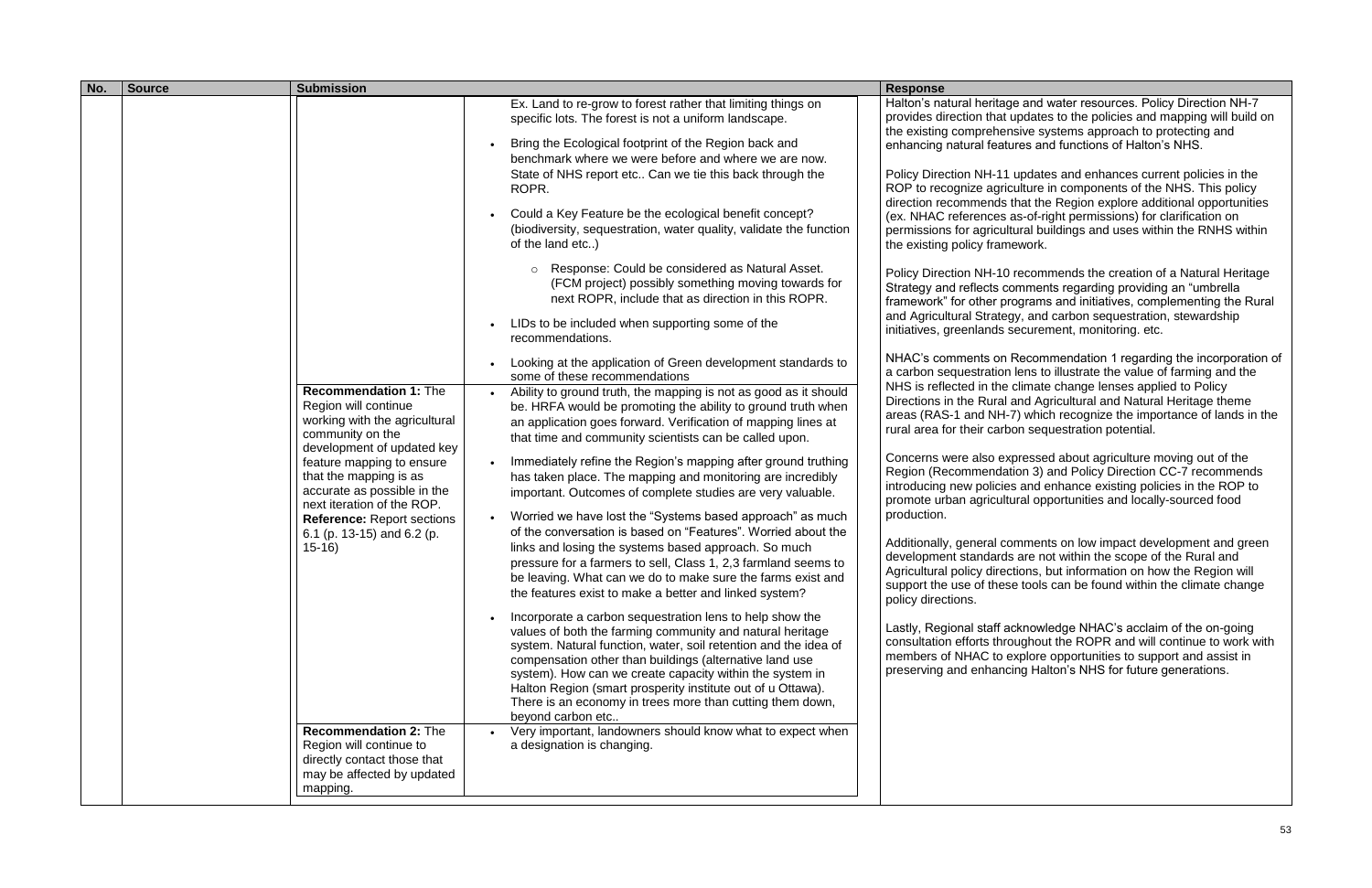| No. | Source | Submission | | Response |
|---|---|---|---|---|
| | | | Ex. Land to re-grow to forest rather that limiting things on specific lots. The forest is not a uniform landscape.<br><br>• Bring the Ecological footprint of the Region back and benchmark where we were before and where we are now. State of NHS report etc.. Can we tie this back through the ROPR.<br><br>• Could a Key Feature be the ecological benefit concept? (biodiversity, sequestration, water quality, validate the function of the land etc..)<br><br>  ○ Response: Could be considered as Natural Asset. (FCM project) possibly something moving towards for next ROPR, include that as direction in this ROPR.<br><br>• LIDs to be included when supporting some of the recommendations.<br><br>• Looking at the application of Green development standards to some of these recommendations | Halton's natural heritage and water resources. Policy Direction NH-7 provides direction that updates to the policies and mapping will build on the existing comprehensive systems approach to protecting and enhancing natural features and functions of Halton's NHS.<br><br>Policy Direction NH-11 updates and enhances current policies in the ROP to recognize agriculture in components of the NHS. This policy direction recommends that the Region explore additional opportunities (ex. NHAC references as-of-right permissions) for clarification on permissions for agricultural buildings and uses within the RNHS within the existing policy framework.<br><br>Policy Direction NH-10 recommends the creation of a Natural Heritage Strategy and reflects comments regarding providing an "umbrella framework" for other programs and initiatives, complementing the Rural and Agricultural Strategy, and carbon sequestration, stewardship initiatives, greenlands securement, monitoring. etc.<br><br>NHAC's comments on Recommendation 1 regarding the incorporation of a carbon sequestration lens to illustrate the value of farming and the NHS is reflected in the climate change lenses applied to Policy Directions in the Rural and Agricultural and Natural Heritage theme areas (RAS-1 and NH-7) which recognize the importance of lands in the rural area for their carbon sequestration potential.<br><br>Concerns were also expressed about agriculture moving out of the Region (Recommendation 3) and Policy Direction CC-7 recommends introducing new policies and enhance existing policies in the ROP to promote urban agricultural opportunities and locally-sourced food production.<br><br>Additionally, general comments on low impact development and green development standards are not within the scope of the Rural and Agricultural policy directions, but information on how the Region will support the use of these tools can be found within the climate change policy directions.<br><br>Lastly, Regional staff acknowledge NHAC's acclaim of the on-going consultation efforts throughout the ROPR and will continue to work with members of NHAC to explore opportunities to support and assist in preserving and enhancing Halton's NHS for future generations. |
| | | **Recommendation 1:** The Region will continue working with the agricultural community on the development of updated key feature mapping to ensure that the mapping is as accurate as possible in the next iteration of the ROP.<br>**Reference:** Report sections 6.1 (p. 13-15) and 6.2 (p. 15-16) | • Ability to ground truth, the mapping is not as good as it should be. HRFA would be promoting the ability to ground truth when an application goes forward. Verification of mapping lines at that time and community scientists can be called upon.<br><br>• Immediately refine the Region's mapping after ground truthing has taken place. The mapping and monitoring are incredibly important. Outcomes of complete studies are very valuable.<br><br>• Worried we have lost the "Systems based approach" as much of the conversation is based on "Features". Worried about the links and losing the systems based approach. So much pressure for a farmers to sell, Class 1, 2,3 farmland seems to be leaving. What can we do to make sure the farms exist and the features exist to make a better and linked system?<br><br>• Incorporate a carbon sequestration lens to help show the values of both the farming community and natural heritage system. Natural function, water, soil retention and the idea of compensation other than buildings (alternative land use system). How can we create capacity within the system in Halton Region (smart prosperity institute out of u Ottawa). There is an economy in trees more than cutting them down, beyond carbon etc.. | |
| | | **Recommendation 2:** The Region will continue to directly contact those that may be affected by updated mapping. | • Very important, landowners should know what to expect when a designation is changing. | |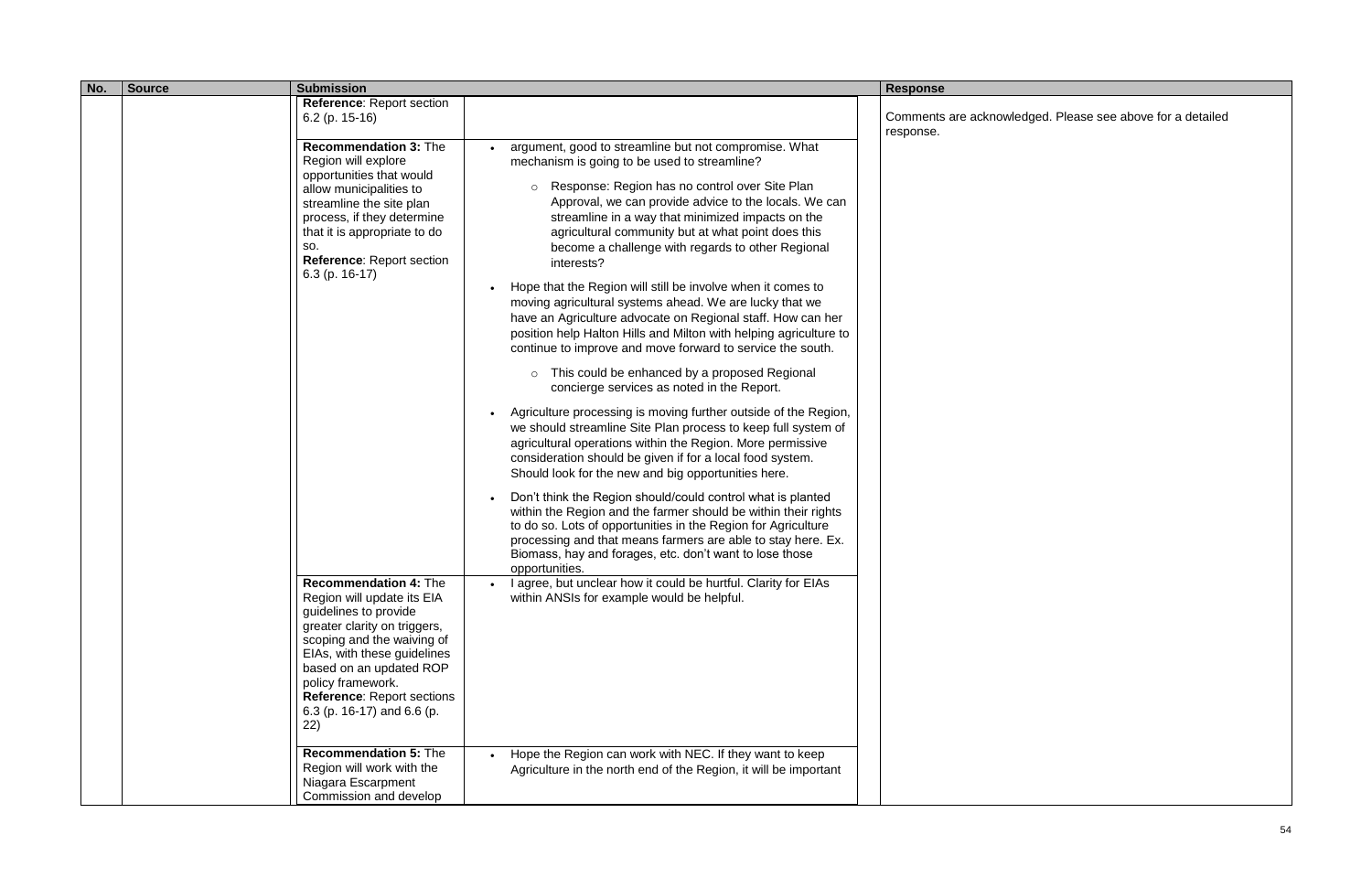| No. | Source | Submission | | Response |
|---|---|---|---|---|
| | | **Reference**: Report section 6.2 (p. 15-16) | | Comments are acknowledged. Please see above for a detailed response. |
| | | **Recommendation 3:** The Region will explore opportunities that would allow municipalities to streamline the site plan process, if they determine that it is appropriate to do so. **Reference**: Report section 6.3 (p. 16-17) | • argument, good to streamline but not compromise. What mechanism is going to be used to streamline?<br>  ○ Response: Region has no control over Site Plan Approval, we can provide advice to the locals. We can streamline in a way that minimized impacts on the agricultural community but at what point does this become a challenge with regards to other Regional interests?<br>• Hope that the Region will still be involve when it comes to moving agricultural systems ahead. We are lucky that we have an Agriculture advocate on Regional staff. How can her position help Halton Hills and Milton with helping agriculture to continue to improve and move forward to service the south.<br>  ○ This could be enhanced by a proposed Regional concierge services as noted in the Report.<br>• Agriculture processing is moving further outside of the Region, we should streamline Site Plan process to keep full system of agricultural operations within the Region. More permissive consideration should be given if for a local food system. Should look for the new and big opportunities here.<br>• Don't think the Region should/could control what is planted within the Region and the farmer should be within their rights to do so. Lots of opportunities in the Region for Agriculture processing and that means farmers are able to stay here. Ex. Biomass, hay and forages, etc. don't want to lose those opportunities. | |
| | | **Recommendation 4:** The Region will update its EIA guidelines to provide greater clarity on triggers, scoping and the waiving of EIAs, with these guidelines based on an updated ROP policy framework. **Reference**: Report sections 6.3 (p. 16-17) and 6.6 (p. 22) | • I agree, but unclear how it could be hurtful. Clarity for EIAs within ANSIs for example would be helpful. | |
| | | **Recommendation 5:** The Region will work with the Niagara Escarpment Commission and develop | • Hope the Region can work with NEC. If they want to keep Agriculture in the north end of the Region, it will be important | |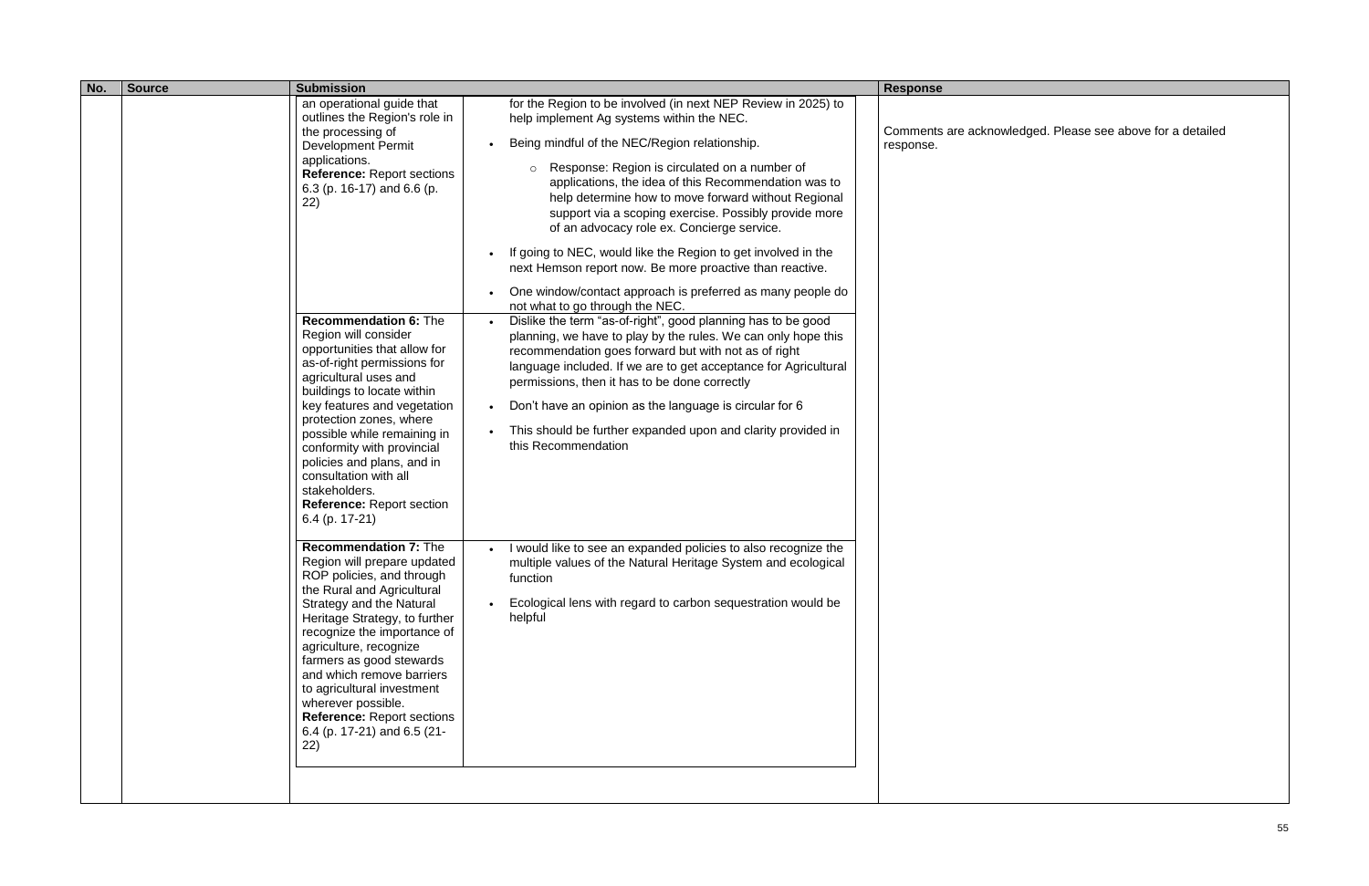| No. | Source | Submission | | Response |
|---|---|---|---|---|
| | | an operational guide that outlines the Region's role in the processing of Development Permit applications.<br>**Reference:** Report sections 6.3 (p. 16-17) and 6.6 (p. 22) | for the Region to be involved (in next NEP Review in 2025) to help implement Ag systems within the NEC.<br>• Being mindful of the NEC/Region relationship.<br>&nbsp;&nbsp;○ Response: Region is circulated on a number of applications, the idea of this Recommendation was to help determine how to move forward without Regional support via a scoping exercise. Possibly provide more of an advocacy role ex. Concierge service.<br>• If going to NEC, would like the Region to get involved in the next Hemson report now. Be more proactive than reactive.<br>• One window/contact approach is preferred as many people do not what to go through the NEC. | Comments are acknowledged. Please see above for a detailed response. |
| | | **Recommendation 6:** The Region will consider opportunities that allow for as-of-right permissions for agricultural uses and buildings to locate within key features and vegetation protection zones, where possible while remaining in conformity with provincial policies and plans, and in consultation with all stakeholders.<br>**Reference:** Report section 6.4 (p. 17-21) | • Dislike the term "as-of-right", good planning has to be good planning, we have to play by the rules. We can only hope this recommendation goes forward but with not as of right language included. If we are to get acceptance for Agricultural permissions, then it has to be done correctly<br>• Don't have an opinion as the language is circular for 6<br>• This should be further expanded upon and clarity provided in this Recommendation | |
| | | **Recommendation 7:** The Region will prepare updated ROP policies, and through the Rural and Agricultural Strategy and the Natural Heritage Strategy, to further recognize the importance of agriculture, recognize farmers as good stewards and which remove barriers to agricultural investment wherever possible.<br>**Reference:** Report sections 6.4 (p. 17-21) and 6.5 (21-22) | • I would like to see an expanded policies to also recognize the multiple values of the Natural Heritage System and ecological function<br>• Ecological lens with regard to carbon sequestration would be helpful | |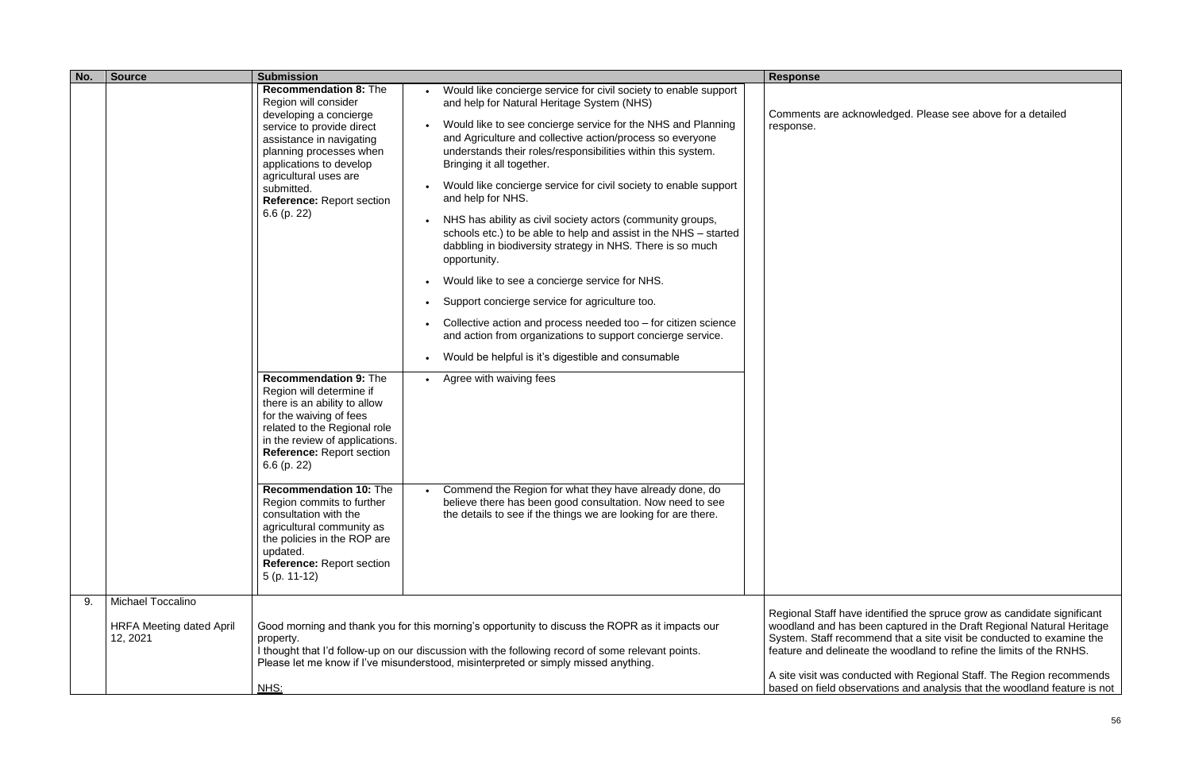| No. | Source | Submission | | Response |
|---|---|---|---|---|
| | | **Recommendation 8:** The Region will consider developing a concierge service to provide direct assistance in navigating planning processes when applications to develop agricultural uses are submitted.<br>**Reference:** Report section 6.6 (p. 22) | • Would like concierge service for civil society to enable support and help for Natural Heritage System (NHS)<br>• Would like to see concierge service for the NHS and Planning and Agriculture and collective action/process so everyone understands their roles/responsibilities within this system. Bringing it all together.<br>• Would like concierge service for civil society to enable support and help for NHS.<br>• NHS has ability as civil society actors (community groups, schools etc.) to be able to help and assist in the NHS – started dabbling in biodiversity strategy in NHS. There is so much opportunity.<br>• Would like to see a concierge service for NHS.<br>• Support concierge service for agriculture too.<br>• Collective action and process needed too – for citizen science and action from organizations to support concierge service.<br>• Would be helpful is it's digestible and consumable | Comments are acknowledged. Please see above for a detailed response. |
| | | **Recommendation 9:** The Region will determine if there is an ability to allow for the waiving of fees related to the Regional role in the review of applications.<br>**Reference:** Report section 6.6 (p. 22) | • Agree with waiving fees | |
| | | **Recommendation 10:** The Region commits to further consultation with the agricultural community as the policies in the ROP are updated.<br>**Reference:** Report section 5 (p. 11-12) | • Commend the Region for what they have already done, do believe there has been good consultation. Now need to see the details to see if the things we are looking for are there. | |
| 9. | Michael Toccalino<br><br>HRFA Meeting dated April 12, 2021 | Good morning and thank you for this morning's opportunity to discuss the ROPR as it impacts our property.<br>I thought that I'd follow-up on our discussion with the following record of some relevant points. Please let me know if I've misunderstood, misinterpreted or simply missed anything.<br><br><u>NHS:</u> | | Regional Staff have identified the spruce grow as candidate significant woodland and has been captured in the Draft Regional Natural Heritage System. Staff recommend that a site visit be conducted to examine the feature and delineate the woodland to refine the limits of the RNHS.<br><br>A site visit was conducted with Regional Staff. The Region recommends based on field observations and analysis that the woodland feature is not |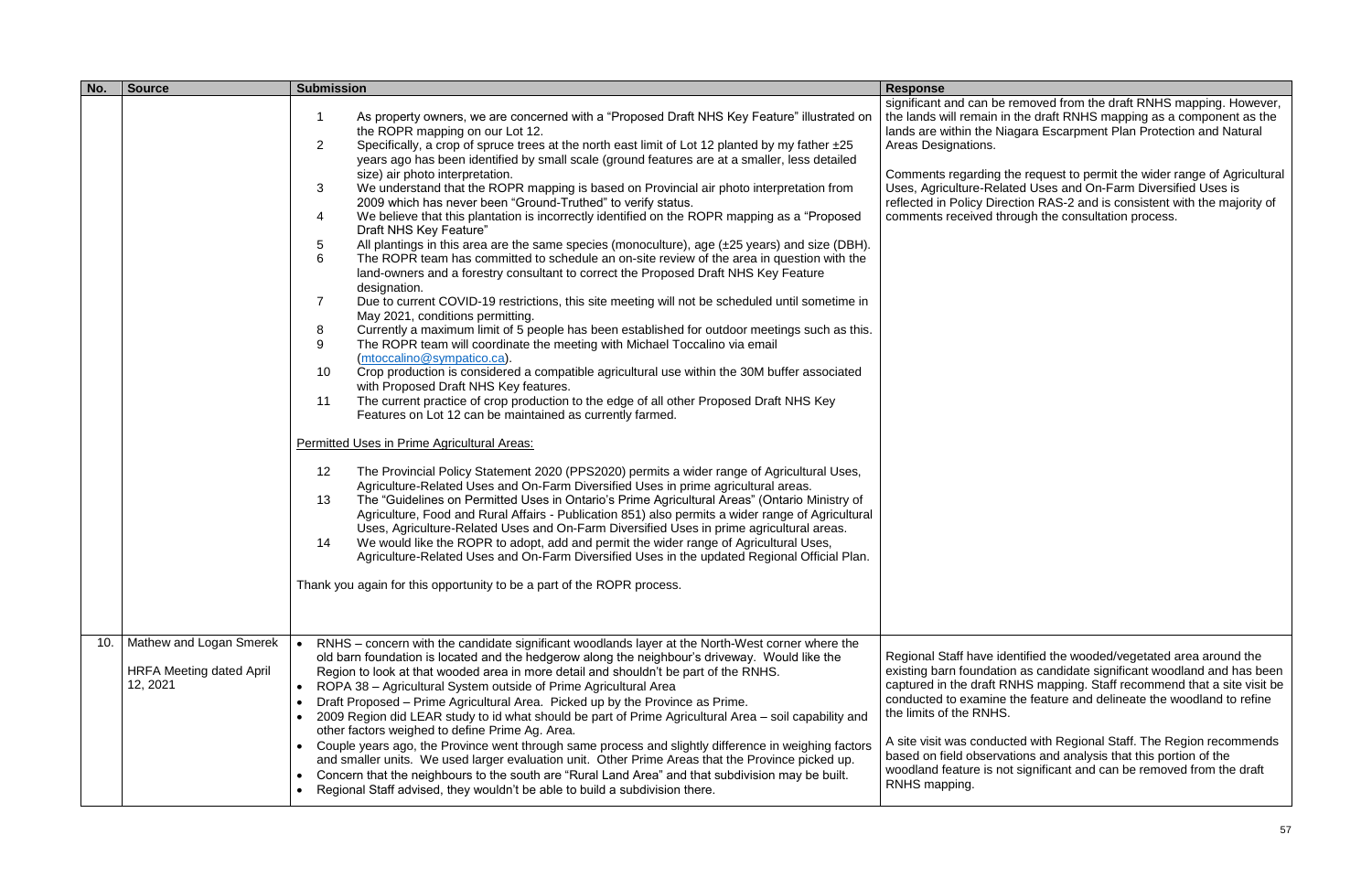| No. | Source | Submission | Response |
|---|---|---|---|
| | | 1 As property owners, we are concerned with a "Proposed Draft NHS Key Feature" illustrated on the ROPR mapping on our Lot 12.<br>2 Specifically, a crop of spruce trees at the north east limit of Lot 12 planted by my father ±25 years ago has been identified by small scale (ground features are at a smaller, less detailed size) air photo interpretation.<br>3 We understand that the ROPR mapping is based on Provincial air photo interpretation from 2009 which has never been "Ground-Truthed" to verify status.<br>4 We believe that this plantation is incorrectly identified on the ROPR mapping as a "Proposed Draft NHS Key Feature"<br>5 All plantings in this area are the same species (monoculture), age (±25 years) and size (DBH).<br>6 The ROPR team has committed to schedule an on-site review of the area in question with the land-owners and a forestry consultant to correct the Proposed Draft NHS Key Feature designation.<br>7 Due to current COVID-19 restrictions, this site meeting will not be scheduled until sometime in May 2021, conditions permitting.<br>8 Currently a maximum limit of 5 people has been established for outdoor meetings such as this.<br>9 The ROPR team will coordinate the meeting with Michael Toccalino via email (mtoccalino@sympatico.ca).<br>10 Crop production is considered a compatible agricultural use within the 30M buffer associated with Proposed Draft NHS Key features.<br>11 The current practice of crop production to the edge of all other Proposed Draft NHS Key Features on Lot 12 can be maintained as currently farmed.<br><br>Permitted Uses in Prime Agricultural Areas:<br><br>12 The Provincial Policy Statement 2020 (PPS2020) permits a wider range of Agricultural Uses, Agriculture-Related Uses and On-Farm Diversified Uses in prime agricultural areas.<br>13 The "Guidelines on Permitted Uses in Ontario's Prime Agricultural Areas" (Ontario Ministry of Agriculture, Food and Rural Affairs - Publication 851) also permits a wider range of Agricultural Uses, Agriculture-Related Uses and On-Farm Diversified Uses in prime agricultural areas.<br>14 We would like the ROPR to adopt, add and permit the wider range of Agricultural Uses, Agriculture-Related Uses and On-Farm Diversified Uses in the updated Regional Official Plan.<br><br>Thank you again for this opportunity to be a part of the ROPR process. | significant and can be removed from the draft RNHS mapping. However, the lands will remain in the draft RNHS mapping as a component as the lands are within the Niagara Escarpment Plan Protection and Natural Areas Designations.<br><br>Comments regarding the request to permit the wider range of Agricultural Uses, Agriculture-Related Uses and On-Farm Diversified Uses is reflected in Policy Direction RAS-2 and is consistent with the majority of comments received through the consultation process. |
| 10. | Mathew and Logan Smerek<br><br>HRFA Meeting dated April 12, 2021 | • RNHS – concern with the candidate significant woodlands layer at the North-West corner where the old barn foundation is located and the hedgerow along the neighbour's driveway. Would like the Region to look at that wooded area in more detail and shouldn't be part of the RNHS.<br>• ROPA 38 – Agricultural System outside of Prime Agricultural Area<br>• Draft Proposed – Prime Agricultural Area. Picked up by the Province as Prime.<br>• 2009 Region did LEAR study to id what should be part of Prime Agricultural Area – soil capability and other factors weighed to define Prime Ag. Area.<br>• Couple years ago, the Province went through same process and slightly difference in weighing factors and smaller units. We used larger evaluation unit. Other Prime Areas that the Province picked up.<br>• Concern that the neighbours to the south are "Rural Land Area" and that subdivision may be built.<br>• Regional Staff advised, they wouldn't be able to build a subdivision there. | Regional Staff have identified the wooded/vegetated area around the existing barn foundation as candidate significant woodland and has been captured in the draft RNHS mapping. Staff recommend that a site visit be conducted to examine the feature and delineate the woodland to refine the limits of the RNHS.<br><br>A site visit was conducted with Regional Staff. The Region recommends based on field observations and analysis that this portion of the woodland feature is not significant and can be removed from the draft RNHS mapping. |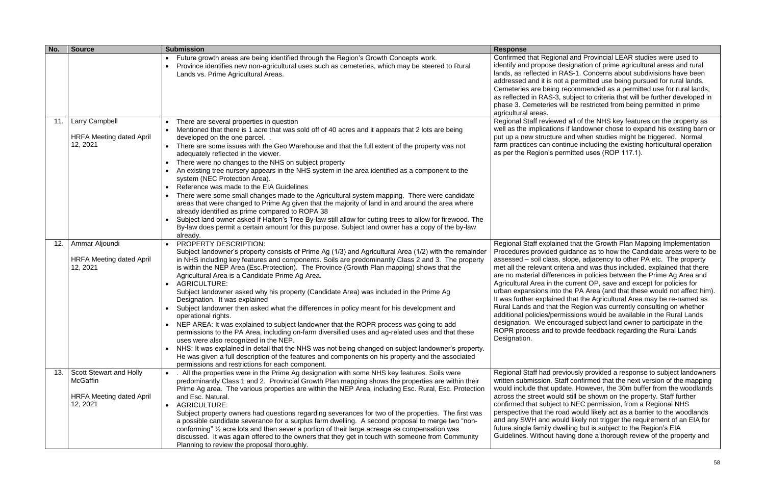| No. | Source | Submission | Response |
|---|---|---|---|
| | | • Future growth areas are being identified through the Region's Growth Concepts work.<br>• Province identifies new non-agricultural uses such as cemeteries, which may be steered to Rural Lands vs. Prime Agricultural Areas. | Confirmed that Regional and Provincial LEAR studies were used to identify and propose designation of prime agricultural areas and rural lands, as reflected in RAS-1. Concerns about subdivisions have been addressed and it is not a permitted use being pursued for rural lands. Cemeteries are being recommended as a permitted use for rural lands, as reflected in RAS-3, subject to criteria that will be further developed in phase 3. Cemeteries will be restricted from being permitted in prime agricultural areas. |
| 11. | Larry Campbell<br><br>HRFA Meeting dated April 12, 2021 | • There are several properties in question<br>• Mentioned that there is 1 acre that was sold off of 40 acres and it appears that 2 lots are being developed on the one parcel. .<br>• There are some issues with the Geo Warehouse and that the full extent of the property was not adequately reflected in the viewer.<br>• There were no changes to the NHS on subject property<br>• An existing tree nursery appears in the NHS system in the area identified as a component to the system (NEC Protection Area).<br>• Reference was made to the EIA Guidelines<br>• There were some small changes made to the Agricultural system mapping. There were candidate areas that were changed to Prime Ag given that the majority of land in and around the area where already identified as prime compared to ROPA 38<br>• Subject land owner asked if Halton's Tree By-law still allow for cutting trees to allow for firewood. The By-law does permit a certain amount for this purpose. Subject land owner has a copy of the by-law already. | Regional Staff reviewed all of the NHS key features on the property as well as the implications if landowner chose to expand his existing barn or put up a new structure and when studies might be triggered. Normal farm practices can continue including the existing horticultural operation as per the Region's permitted uses (ROP 117.1). |
| 12. | Ammar Aljoundi<br><br>HRFA Meeting dated April 12, 2021 | • PROPERTY DESCRIPTION:<br>Subject landowner's property consists of Prime Ag (1/3) and Agricultural Area (1/2) with the remainder in NHS including key features and components. Soils are predominantly Class 2 and 3. The property is within the NEP Area (Esc.Protection). The Province (Growth Plan mapping) shows that the Agricultural Area is a Candidate Prime Ag Area.<br>• AGRICULTURE:<br>Subject landowner asked why his property (Candidate Area) was included in the Prime Ag Designation. It was explained<br>• Subject landowner then asked what the differences in policy meant for his development and operational rights.<br>• NEP AREA: It was explained to subject landowner that the ROPR process was going to add permissions to the PA Area, including on-farm diversified uses and ag-related uses and that these uses were also recognized in the NEP.<br>• NHS: It was explained in detail that the NHS was not being changed on subject landowner's property. He was given a full description of the features and components on his property and the associated permissions and restrictions for each component. | Regional Staff explained that the Growth Plan Mapping Implementation Procedures provided guidance as to how the Candidate areas were to be assessed – soil class, slope, adjacency to other PA etc. The property met all the relevant criteria and was thus included. explained that there are no material differences in policies between the Prime Ag Area and Agricultural Area in the current OP, save and except for policies for urban expansions into the PA Area (and that these would not affect him). It was further explained that the Agricultural Area may be re-named as Rural Lands and that the Region was currently consulting on whether additional policies/permissions would be available in the Rural Lands designation. We encouraged subject land owner to participate in the ROPR process and to provide feedback regarding the Rural Lands Designation. |
| 13. | Scott Stewart and Holly McGaffin<br><br>HRFA Meeting dated April 12, 2021 | • . All the properties were in the Prime Ag designation with some NHS key features. Soils were predominantly Class 1 and 2. Provincial Growth Plan mapping shows the properties are within their Prime Ag area. The various properties are within the NEP Area, including Esc. Rural, Esc. Protection and Esc. Natural.<br>• AGRICULTURE:<br>Subject property owners had questions regarding severances for two of the properties. The first was a possible candidate severance for a surplus farm dwelling. A second proposal to merge two "non-conforming" ½ acre lots and then sever a portion of their large acreage as compensation was discussed. It was again offered to the owners that they get in touch with someone from Community Planning to review the proposal thoroughly. | Regional Staff had previously provided a response to subject landowners written submission. Staff confirmed that the next version of the mapping would include that update. However, the 30m buffer from the woodlands across the street would still be shown on the property. Staff further confirmed that subject to NEC permission, from a Regional NHS perspective that the road would likely act as a barrier to the woodlands and any SWH and would likely not trigger the requirement of an EIA for future single family dwelling but is subject to the Region's EIA Guidelines. Without having done a thorough review of the property and |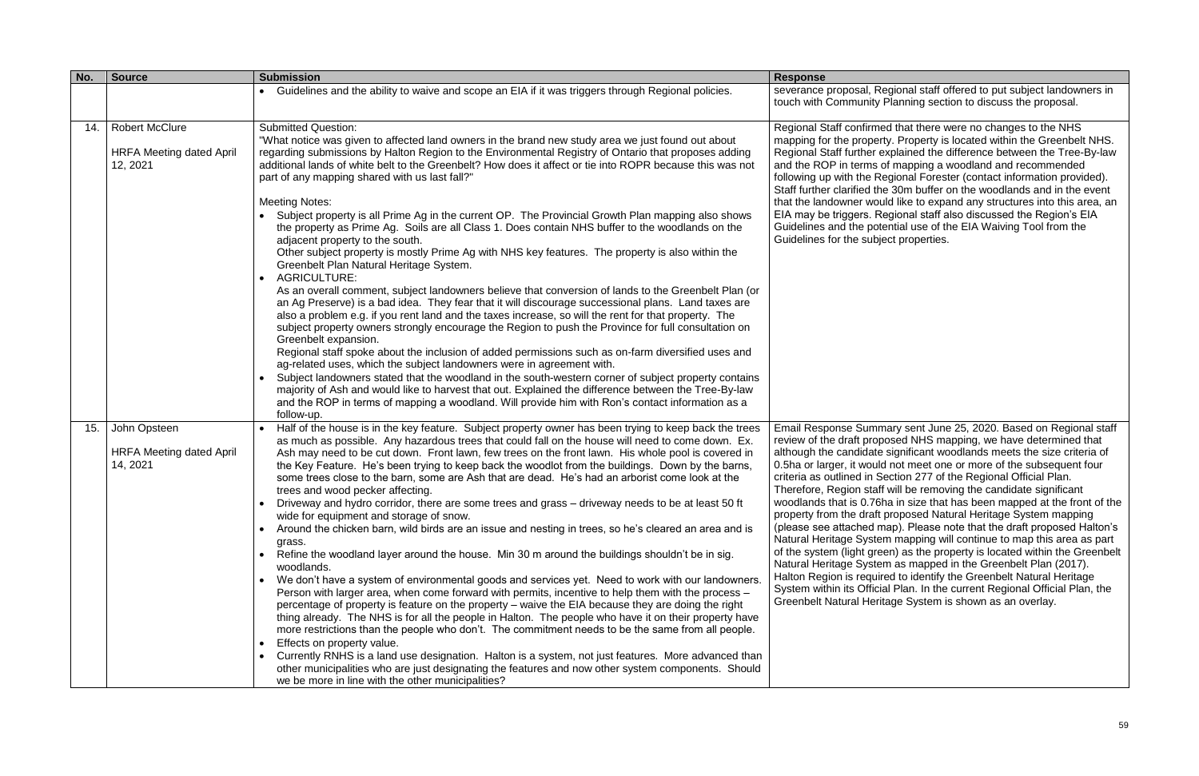| No. | Source | Submission | Response |
|---|---|---|---|
| | | • Guidelines and the ability to waive and scope an EIA if it was triggers through Regional policies. | severance proposal, Regional staff offered to put subject landowners in touch with Community Planning section to discuss the proposal. |
| 14. | Robert McClure<br><br>HRFA Meeting dated April 12, 2021 | Submitted Question:<br>"What notice was given to affected land owners in the brand new study area we just found out about regarding submissions by Halton Region to the Environmental Registry of Ontario that proposes adding additional lands of white belt to the Greenbelt? How does it affect or tie into ROPR because this was not part of any mapping shared with us last fall?"<br><br>Meeting Notes:<br>• Subject property is all Prime Ag in the current OP. The Provincial Growth Plan mapping also shows the property as Prime Ag. Soils are all Class 1. Does contain NHS buffer to the woodlands on the adjacent property to the south.<br>Other subject property is mostly Prime Ag with NHS key features. The property is also within the Greenbelt Plan Natural Heritage System.<br>• AGRICULTURE:<br>As an overall comment, subject landowners believe that conversion of lands to the Greenbelt Plan (or an Ag Preserve) is a bad idea. They fear that it will discourage successional plans. Land taxes are also a problem e.g. if you rent land and the taxes increase, so will the rent for that property. The subject property owners strongly encourage the Region to push the Province for full consultation on Greenbelt expansion.<br>Regional staff spoke about the inclusion of added permissions such as on-farm diversified uses and ag-related uses, which the subject landowners were in agreement with.<br>• Subject landowners stated that the woodland in the south-western corner of subject property contains majority of Ash and would like to harvest that out. Explained the difference between the Tree-By-law and the ROP in terms of mapping a woodland. Will provide him with Ron's contact information as a follow-up. | Regional Staff confirmed that there were no changes to the NHS mapping for the property. Property is located within the Greenbelt NHS. Regional Staff further explained the difference between the Tree-By-law and the ROP in terms of mapping a woodland and recommended following up with the Regional Forester (contact information provided). Staff further clarified the 30m buffer on the woodlands and in the event that the landowner would like to expand any structures into this area, an EIA may be triggers. Regional staff also discussed the Region's EIA Guidelines and the potential use of the EIA Waiving Tool from the Guidelines for the subject properties. |
| 15. | John Opsteen<br><br>HRFA Meeting dated April 14, 2021 | • Half of the house is in the key feature. Subject property owner has been trying to keep back the trees as much as possible. Any hazardous trees that could fall on the house will need to come down. Ex. Ash may need to be cut down. Front lawn, few trees on the front lawn. His whole pool is covered in the Key Feature. He's been trying to keep back the woodlot from the buildings. Down by the barns, some trees close to the barn, some are Ash that are dead. He's had an arborist come look at the trees and wood pecker affecting.<br>• Driveway and hydro corridor, there are some trees and grass – driveway needs to be at least 50 ft wide for equipment and storage of snow.<br>• Around the chicken barn, wild birds are an issue and nesting in trees, so he's cleared an area and is grass.<br>• Refine the woodland layer around the house. Min 30 m around the buildings shouldn't be in sig. woodlands.<br>• We don't have a system of environmental goods and services yet. Need to work with our landowners. Person with larger area, when come forward with permits, incentive to help them with the process – percentage of property is feature on the property – waive the EIA because they are doing the right thing already. The NHS is for all the people in Halton. The people who have it on their property have more restrictions than the people who don't. The commitment needs to be the same from all people.<br>• Effects on property value.<br>• Currently RNHS is a land use designation. Halton is a system, not just features. More advanced than other municipalities who are just designating the features and now other system components. Should we be more in line with the other municipalities? | Email Response Summary sent June 25, 2020. Based on Regional staff review of the draft proposed NHS mapping, we have determined that although the candidate significant woodlands meets the size criteria of 0.5ha or larger, it would not meet one or more of the subsequent four criteria as outlined in Section 277 of the Regional Official Plan. Therefore, Region staff will be removing the candidate significant woodlands that is 0.76ha in size that has been mapped at the front of the property from the draft proposed Natural Heritage System mapping (please see attached map). Please note that the draft proposed Halton's Natural Heritage System mapping will continue to map this area as part of the system (light green) as the property is located within the Greenbelt Natural Heritage System as mapped in the Greenbelt Plan (2017). Halton Region is required to identify the Greenbelt Natural Heritage System within its Official Plan. In the current Regional Official Plan, the Greenbelt Natural Heritage System is shown as an overlay. |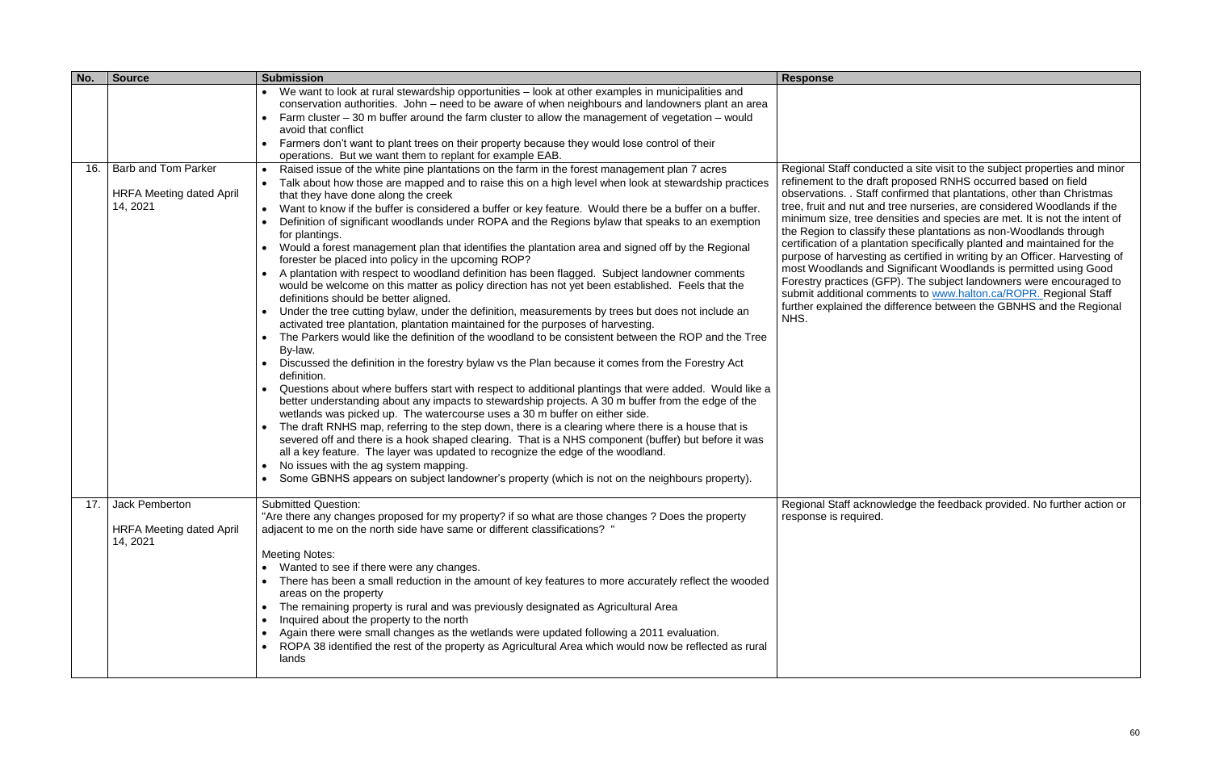| No. | Source | Submission | Response |
|---|---|---|---|
| | | • We want to look at rural stewardship opportunities – look at other examples in municipalities and conservation authorities. John – need to be aware of when neighbours and landowners plant an area<br>• Farm cluster – 30 m buffer around the farm cluster to allow the management of vegetation – would avoid that conflict<br>• Farmers don't want to plant trees on their property because they would lose control of their operations. But we want them to replant for example EAB. | |
| 16. | Barb and Tom Parker<br><br>HRFA Meeting dated April 14, 2021 | • Raised issue of the white pine plantations on the farm in the forest management plan 7 acres<br>• Talk about how those are mapped and to raise this on a high level when look at stewardship practices that they have done along the creek<br>• Want to know if the buffer is considered a buffer or key feature. Would there be a buffer on a buffer.<br>• Definition of significant woodlands under ROPA and the Regions bylaw that speaks to an exemption for plantings.<br>• Would a forest management plan that identifies the plantation area and signed off by the Regional forester be placed into policy in the upcoming ROP?<br>• A plantation with respect to woodland definition has been flagged. Subject landowner comments would be welcome on this matter as policy direction has not yet been established. Feels that the definitions should be better aligned.<br>• Under the tree cutting bylaw, under the definition, measurements by trees but does not include an activated tree plantation, plantation maintained for the purposes of harvesting.<br>• The Parkers would like the definition of the woodland to be consistent between the ROP and the Tree By-law.<br>• Discussed the definition in the forestry bylaw vs the Plan because it comes from the Forestry Act definition.<br>• Questions about where buffers start with respect to additional plantings that were added. Would like a better understanding about any impacts to stewardship projects. A 30 m buffer from the edge of the wetlands was picked up. The watercourse uses a 30 m buffer on either side.<br>• The draft RNHS map, referring to the step down, there is a clearing where there is a house that is severed off and there is a hook shaped clearing. That is a NHS component (buffer) but before it was all a key feature. The layer was updated to recognize the edge of the woodland.<br>• No issues with the ag system mapping.<br>• Some GBNHS appears on subject landowner's property (which is not on the neighbours property). | Regional Staff conducted a site visit to the subject properties and minor refinement to the draft proposed RNHS occurred based on field observations. . Staff confirmed that plantations, other than Christmas tree, fruit and nut and tree nurseries, are considered Woodlands if the minimum size, tree densities and species are met. It is not the intent of the Region to classify these plantations as non-Woodlands through certification of a plantation specifically planted and maintained for the purpose of harvesting as certified in writing by an Officer. Harvesting of most Woodlands and Significant Woodlands is permitted using Good Forestry practices (GFP). The subject landowners were encouraged to submit additional comments to www.halton.ca/ROPR. Regional Staff further explained the difference between the GBNHS and the Regional NHS. |
| 17. | Jack Pemberton<br><br>HRFA Meeting dated April 14, 2021 | Submitted Question:<br>"Are there any changes proposed for my property? if so what are those changes ? Does the property adjacent to me on the north side have same or different classifications? "<br><br>Meeting Notes:<br>• Wanted to see if there were any changes.<br>• There has been a small reduction in the amount of key features to more accurately reflect the wooded areas on the property<br>• The remaining property is rural and was previously designated as Agricultural Area<br>• Inquired about the property to the north<br>• Again there were small changes as the wetlands were updated following a 2011 evaluation.<br>• ROPA 38 identified the rest of the property as Agricultural Area which would now be reflected as rural lands | Regional Staff acknowledge the feedback provided. No further action or response is required. |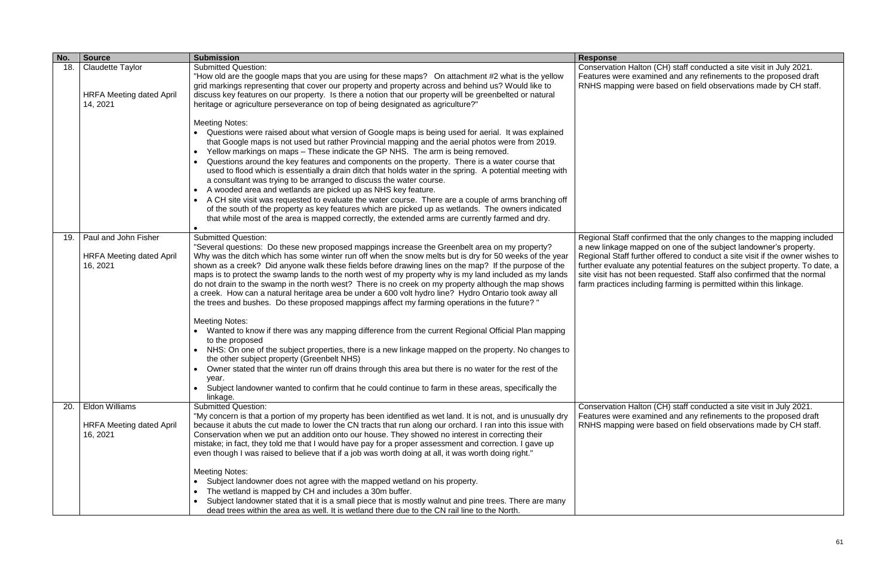| No. | Source | Submission | Response |
|---|---|---|---|
| 18. | Claudette Taylor<br><br>HRFA Meeting dated April 14, 2021 | Submitted Question:<br>"How old are the google maps that you are using for these maps? On attachment #2 what is the yellow grid markings representing that cover our property and property across and behind us? Would like to discuss key features on our property. Is there a notion that our property will be greenbelted or natural heritage or agriculture perseverance on top of being designated as agriculture?"<br><br>Meeting Notes:<br>• Questions were raised about what version of Google maps is being used for aerial. It was explained that Google maps is not used but rather Provincial mapping and the aerial photos were from 2019.<br>• Yellow markings on maps – These indicate the GP NHS. The arm is being removed.<br>• Questions around the key features and components on the property. There is a water course that used to flood which is essentially a drain ditch that holds water in the spring. A potential meeting with a consultant was trying to be arranged to discuss the water course.<br>• A wooded area and wetlands are picked up as NHS key feature.<br>• A CH site visit was requested to evaluate the water course. There are a couple of arms branching off of the south of the property as key features which are picked up as wetlands. The owners indicated that while most of the area is mapped correctly, the extended arms are currently farmed and dry.<br>• | Conservation Halton (CH) staff conducted a site visit in July 2021. Features were examined and any refinements to the proposed draft RNHS mapping were based on field observations made by CH staff. |
| 19. | Paul and John Fisher<br><br>HRFA Meeting dated April 16, 2021 | Submitted Question:<br>"Several questions: Do these new proposed mappings increase the Greenbelt area on my property? Why was the ditch which has some winter run off when the snow melts but is dry for 50 weeks of the year shown as a creek? Did anyone walk these fields before drawing lines on the map? If the purpose of the maps is to protect the swamp lands to the north west of my property why is my land included as my lands do not drain to the swamp in the north west? There is no creek on my property although the map shows a creek. How can a natural heritage area be under a 600 volt hydro line? Hydro Ontario took away all the trees and bushes. Do these proposed mappings affect my farming operations in the future? "<br><br>Meeting Notes:<br>• Wanted to know if there was any mapping difference from the current Regional Official Plan mapping to the proposed<br>• NHS: On one of the subject properties, there is a new linkage mapped on the property. No changes to the other subject property (Greenbelt NHS)<br>• Owner stated that the winter run off drains through this area but there is no water for the rest of the year.<br>• Subject landowner wanted to confirm that he could continue to farm in these areas, specifically the linkage. | Regional Staff confirmed that the only changes to the mapping included a new linkage mapped on one of the subject landowner's property. Regional Staff further offered to conduct a site visit if the owner wishes to further evaluate any potential features on the subject property. To date, a site visit has not been requested. Staff also confirmed that the normal farm practices including farming is permitted within this linkage. |
| 20. | Eldon Williams<br><br>HRFA Meeting dated April 16, 2021 | Submitted Question:<br>"My concern is that a portion of my property has been identified as wet land. It is not, and is unusually dry because it abuts the cut made to lower the CN tracts that run along our orchard. I ran into this issue with Conservation when we put an addition onto our house. They showed no interest in correcting their mistake; in fact, they told me that I would have pay for a proper assessment and correction. I gave up even though I was raised to believe that if a job was worth doing at all, it was worth doing right."<br><br>Meeting Notes:<br>• Subject landowner does not agree with the mapped wetland on his property.<br>• The wetland is mapped by CH and includes a 30m buffer.<br>• Subject landowner stated that it is a small piece that is mostly walnut and pine trees. There are many dead trees within the area as well. It is wetland there due to the CN rail line to the North. | Conservation Halton (CH) staff conducted a site visit in July 2021. Features were examined and any refinements to the proposed draft RNHS mapping were based on field observations made by CH staff. |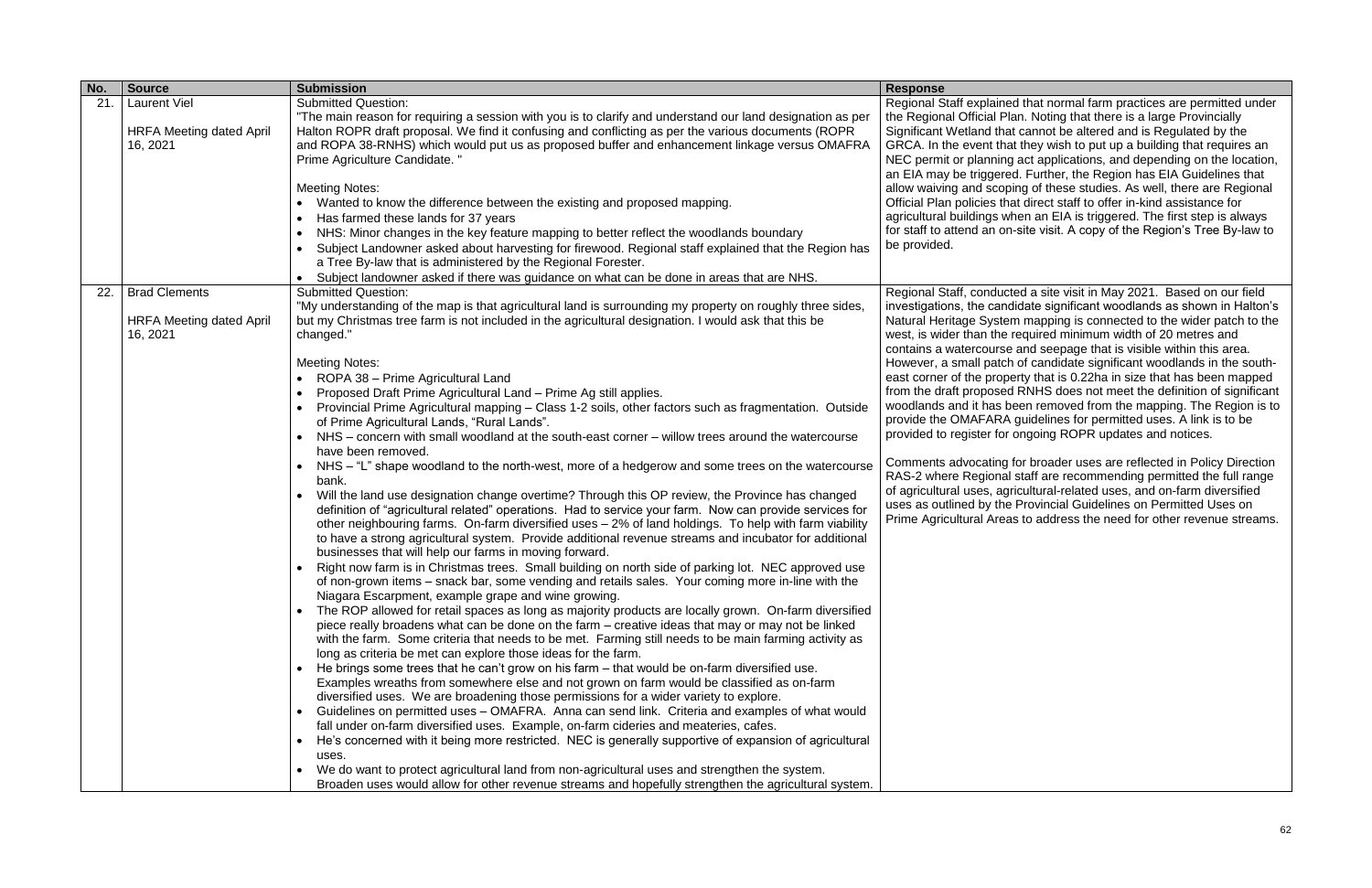| No. | Source | Submission | Response |
|---|---|---|---|
| 21. | Laurent Viel<br><br>HRFA Meeting dated April 16, 2021 | Submitted Question:<br>"The main reason for requiring a session with you is to clarify and understand our land designation as per Halton ROPR draft proposal. We find it confusing and conflicting as per the various documents (ROPR and ROPA 38-RNHS) which would put us as proposed buffer and enhancement linkage versus OMAFRA Prime Agriculture Candidate. "<br><br>Meeting Notes:<br>• Wanted to know the difference between the existing and proposed mapping.<br>• Has farmed these lands for 37 years<br>• NHS: Minor changes in the key feature mapping to better reflect the woodlands boundary<br>• Subject Landowner asked about harvesting for firewood. Regional staff explained that the Region has a Tree By-law that is administered by the Regional Forester.<br>• Subject landowner asked if there was guidance on what can be done in areas that are NHS. | Regional Staff explained that normal farm practices are permitted under the Regional Official Plan. Noting that there is a large Provincially Significant Wetland that cannot be altered and is Regulated by the GRCA. In the event that they wish to put up a building that requires an NEC permit or planning act applications, and depending on the location, an EIA may be triggered. Further, the Region has EIA Guidelines that allow waiving and scoping of these studies. As well, there are Regional Official Plan policies that direct staff to offer in-kind assistance for agricultural buildings when an EIA is triggered. The first step is always for staff to attend an on-site visit. A copy of the Region's Tree By-law to be provided. |
| 22. | Brad Clements<br><br>HRFA Meeting dated April 16, 2021 | Submitted Question:<br>"My understanding of the map is that agricultural land is surrounding my property on roughly three sides, but my Christmas tree farm is not included in the agricultural designation. I would ask that this be changed."<br><br>Meeting Notes:<br>• ROPA 38 – Prime Agricultural Land<br>• Proposed Draft Prime Agricultural Land – Prime Ag still applies.<br>• Provincial Prime Agricultural mapping – Class 1-2 soils, other factors such as fragmentation. Outside of Prime Agricultural Lands, "Rural Lands".<br>• NHS – concern with small woodland at the south-east corner – willow trees around the watercourse have been removed.<br>• NHS – "L" shape woodland to the north-west, more of a hedgerow and some trees on the watercourse bank.<br>• Will the land use designation change overtime? Through this OP review, the Province has changed definition of "agricultural related" operations. Had to service your farm. Now can provide services for other neighbouring farms. On-farm diversified uses – 2% of land holdings. To help with farm viability to have a strong agricultural system. Provide additional revenue streams and incubator for additional businesses that will help our farms in moving forward.<br>• Right now farm is in Christmas trees. Small building on north side of parking lot. NEC approved use of non-grown items – snack bar, some vending and retails sales. Your coming more in-line with the Niagara Escarpment, example grape and wine growing.<br>• The ROP allowed for retail spaces as long as majority products are locally grown. On-farm diversified piece really broadens what can be done on the farm – creative ideas that may or may not be linked with the farm. Some criteria that needs to be met. Farming still needs to be main farming activity as long as criteria be met can explore those ideas for the farm.<br>• He brings some trees that he can't grow on his farm – that would be on-farm diversified use. Examples wreaths from somewhere else and not grown on farm would be classified as on-farm diversified uses. We are broadening those permissions for a wider variety to explore.<br>• Guidelines on permitted uses – OMAFRA. Anna can send link. Criteria and examples of what would fall under on-farm diversified uses. Example, on-farm cideries and meateries, cafes.<br>• He's concerned with it being more restricted. NEC is generally supportive of expansion of agricultural uses.<br>• We do want to protect agricultural land from non-agricultural uses and strengthen the system. Broaden uses would allow for other revenue streams and hopefully strengthen the agricultural system. | Regional Staff, conducted a site visit in May 2021. Based on our field investigations, the candidate significant woodlands as shown in Halton's Natural Heritage System mapping is connected to the wider patch to the west, is wider than the required minimum width of 20 metres and contains a watercourse and seepage that is visible within this area. However, a small patch of candidate significant woodlands in the south-east corner of the property that is 0.22ha in size that has been mapped from the draft proposed RNHS does not meet the definition of significant woodlands and it has been removed from the mapping. The Region is to provide the OMAFARA guidelines for permitted uses. A link is to be provided to register for ongoing ROPR updates and notices.<br><br>Comments advocating for broader uses are reflected in Policy Direction RAS-2 where Regional staff are recommending permitted the full range of agricultural uses, agricultural-related uses, and on-farm diversified uses as outlined by the Provincial Guidelines on Permitted Uses on Prime Agricultural Areas to address the need for other revenue streams. |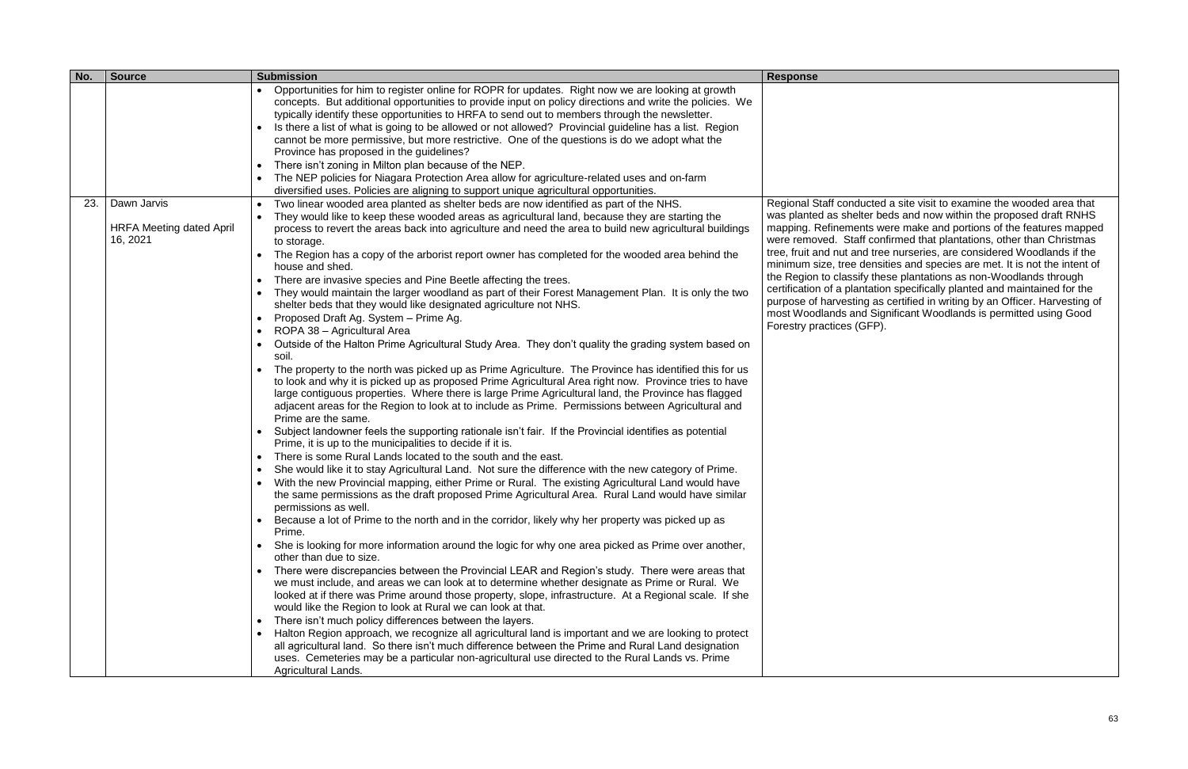| No. | Source | Submission | Response |
|---|---|---|---|
| | | • Opportunities for him to register online for ROPR for updates. Right now we are looking at growth concepts. But additional opportunities to provide input on policy directions and write the policies. We typically identify these opportunities to HRFA to send out to members through the newsletter.<br>• Is there a list of what is going to be allowed or not allowed? Provincial guideline has a list. Region cannot be more permissive, but more restrictive. One of the questions is do we adopt what the Province has proposed in the guidelines?<br>• There isn't zoning in Milton plan because of the NEP.<br>• The NEP policies for Niagara Protection Area allow for agriculture-related uses and on-farm diversified uses. Policies are aligning to support unique agricultural opportunities. | |
| 23. | Dawn Jarvis<br><br>HRFA Meeting dated April 16, 2021 | • Two linear wooded area planted as shelter beds are now identified as part of the NHS.<br>• They would like to keep these wooded areas as agricultural land, because they are starting the process to revert the areas back into agriculture and need the area to build new agricultural buildings to storage.<br>• The Region has a copy of the arborist report owner has completed for the wooded area behind the house and shed.<br>• There are invasive species and Pine Beetle affecting the trees.<br>• They would maintain the larger woodland as part of their Forest Management Plan. It is only the two shelter beds that they would like designated agriculture not NHS.<br>• Proposed Draft Ag. System – Prime Ag.<br>• ROPA 38 – Agricultural Area<br>• Outside of the Halton Prime Agricultural Study Area. They don't quality the grading system based on soil.<br>• The property to the north was picked up as Prime Agriculture. The Province has identified this for us to look and why it is picked up as proposed Prime Agricultural Area right now. Province tries to have large contiguous properties. Where there is large Prime Agricultural land, the Province has flagged adjacent areas for the Region to look at to include as Prime. Permissions between Agricultural and Prime are the same.<br>• Subject landowner feels the supporting rationale isn't fair. If the Provincial identifies as potential Prime, it is up to the municipalities to decide if it is.<br>• There is some Rural Lands located to the south and the east.<br>• She would like it to stay Agricultural Land. Not sure the difference with the new category of Prime.<br>• With the new Provincial mapping, either Prime or Rural. The existing Agricultural Land would have the same permissions as the draft proposed Prime Agricultural Area. Rural Land would have similar permissions as well.<br>• Because a lot of Prime to the north and in the corridor, likely why her property was picked up as Prime.<br>• She is looking for more information around the logic for why one area picked as Prime over another, other than due to size.<br>• There were discrepancies between the Provincial LEAR and Region's study. There were areas that we must include, and areas we can look at to determine whether designate as Prime or Rural. We looked at if there was Prime around those property, slope, infrastructure. At a Regional scale. If she would like the Region to look at Rural we can look at that.<br>• There isn't much policy differences between the layers.<br>• Halton Region approach, we recognize all agricultural land is important and we are looking to protect all agricultural land. So there isn't much difference between the Prime and Rural Land designation uses. Cemeteries may be a particular non-agricultural use directed to the Rural Lands vs. Prime Agricultural Lands. | Regional Staff conducted a site visit to examine the wooded area that was planted as shelter beds and now within the proposed draft RNHS mapping. Refinements were make and portions of the features mapped were removed. Staff confirmed that plantations, other than Christmas tree, fruit and nut and tree nurseries, are considered Woodlands if the minimum size, tree densities and species are met. It is not the intent of the Region to classify these plantations as non-Woodlands through certification of a plantation specifically planted and maintained for the purpose of harvesting as certified in writing by an Officer. Harvesting of most Woodlands and Significant Woodlands is permitted using Good Forestry practices (GFP). |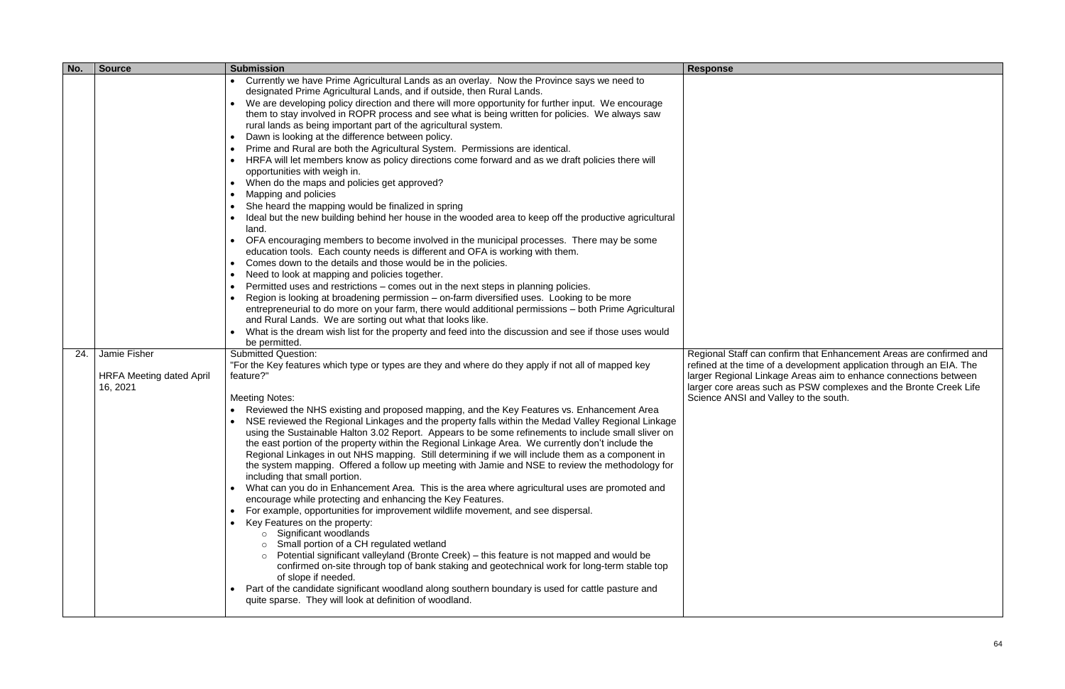| No. | Source | Submission | Response |
|---|---|---|---|
| | | • Currently we have Prime Agricultural Lands as an overlay. Now the Province says we need to designated Prime Agricultural Lands, and if outside, then Rural Lands.<br>• We are developing policy direction and there will more opportunity for further input. We encourage them to stay involved in ROPR process and see what is being written for policies. We always saw rural lands as being important part of the agricultural system.<br>• Dawn is looking at the difference between policy.<br>• Prime and Rural are both the Agricultural System. Permissions are identical.<br>• HRFA will let members know as policy directions come forward and as we draft policies there will opportunities with weigh in.<br>• When do the maps and policies get approved?<br>• Mapping and policies<br>• She heard the mapping would be finalized in spring<br>• Ideal but the new building behind her house in the wooded area to keep off the productive agricultural land.<br>• OFA encouraging members to become involved in the municipal processes. There may be some education tools. Each county needs is different and OFA is working with them.<br>• Comes down to the details and those would be in the policies.<br>• Need to look at mapping and policies together.<br>• Permitted uses and restrictions – comes out in the next steps in planning policies.<br>• Region is looking at broadening permission – on-farm diversified uses. Looking to be more entrepreneurial to do more on your farm, there would additional permissions – both Prime Agricultural and Rural Lands. We are sorting out what that looks like.<br>• What is the dream wish list for the property and feed into the discussion and see if those uses would be permitted. | |
| 24. | Jamie Fisher<br><br>HRFA Meeting dated April 16, 2021 | Submitted Question:<br>"For the Key features which type or types are they and where do they apply if not all of mapped key feature?"<br><br>Meeting Notes:<br>• Reviewed the NHS existing and proposed mapping, and the Key Features vs. Enhancement Area<br>• NSE reviewed the Regional Linkages and the property falls within the Medad Valley Regional Linkage using the Sustainable Halton 3.02 Report. Appears to be some refinements to include small sliver on the east portion of the property within the Regional Linkage Area. We currently don't include the Regional Linkages in out NHS mapping. Still determining if we will include them as a component in the system mapping. Offered a follow up meeting with Jamie and NSE to review the methodology for including that small portion.<br>• What can you do in Enhancement Area. This is the area where agricultural uses are promoted and encourage while protecting and enhancing the Key Features.<br>• For example, opportunities for improvement wildlife movement, and see dispersal.<br>• Key Features on the property:<br>  ○ Significant woodlands<br>  ○ Small portion of a CH regulated wetland<br>  ○ Potential significant valleyland (Bronte Creek) – this feature is not mapped and would be confirmed on-site through top of bank staking and geotechnical work for long-term stable top of slope if needed.<br>• Part of the candidate significant woodland along southern boundary is used for cattle pasture and quite sparse. They will look at definition of woodland. | Regional Staff can confirm that Enhancement Areas are confirmed and refined at the time of a development application through an EIA. The larger Regional Linkage Areas aim to enhance connections between larger core areas such as PSW complexes and the Bronte Creek Life Science ANSI and Valley to the south. |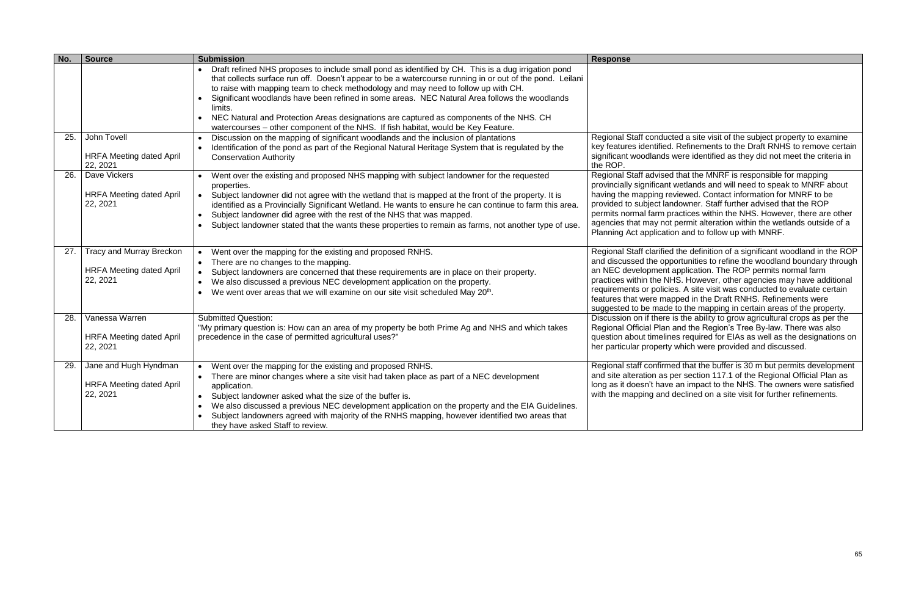| No. | Source | Submission | Response |
|---|---|---|---|
| | | • Draft refined NHS proposes to include small pond as identified by CH. This is a dug irrigation pond that collects surface run off. Doesn't appear to be a watercourse running in or out of the pond. Leilani to raise with mapping team to check methodology and may need to follow up with CH.<br>• Significant woodlands have been refined in some areas. NEC Natural Area follows the woodlands limits.<br>• NEC Natural and Protection Areas designations are captured as components of the NHS. CH watercourses – other component of the NHS. If fish habitat, would be Key Feature. | |
| 25. | John Tovell<br><br>HRFA Meeting dated April 22, 2021 | • Discussion on the mapping of significant woodlands and the inclusion of plantations<br>• Identification of the pond as part of the Regional Natural Heritage System that is regulated by the Conservation Authority | Regional Staff conducted a site visit of the subject property to examine key features identified. Refinements to the Draft RNHS to remove certain significant woodlands were identified as they did not meet the criteria in the ROP. |
| 26. | Dave Vickers<br><br>HRFA Meeting dated April 22, 2021 | • Went over the existing and proposed NHS mapping with subject landowner for the requested properties.<br>• Subject landowner did not agree with the wetland that is mapped at the front of the property. It is identified as a Provincially Significant Wetland. He wants to ensure he can continue to farm this area.<br>• Subject landowner did agree with the rest of the NHS that was mapped.<br>• Subject landowner stated that the wants these properties to remain as farms, not another type of use. | Regional Staff advised that the MNRF is responsible for mapping provincially significant wetlands and will need to speak to MNRF about having the mapping reviewed. Contact information for MNRF to be provided to subject landowner. Staff further advised that the ROP permits normal farm practices within the NHS. However, there are other agencies that may not permit alteration within the wetlands outside of a Planning Act application and to follow up with MNRF. |
| 27. | Tracy and Murray Breckon<br><br>HRFA Meeting dated April 22, 2021 | • Went over the mapping for the existing and proposed RNHS.<br>• There are no changes to the mapping.<br>• Subject landowners are concerned that these requirements are in place on their property.<br>• We also discussed a previous NEC development application on the property.<br>• We went over areas that we will examine on our site visit scheduled May 20th. | Regional Staff clarified the definition of a significant woodland in the ROP and discussed the opportunities to refine the woodland boundary through an NEC development application. The ROP permits normal farm practices within the NHS. However, other agencies may have additional requirements or policies. A site visit was conducted to evaluate certain features that were mapped in the Draft RNHS. Refinements were suggested to be made to the mapping in certain areas of the property. |
| 28. | Vanessa Warren<br><br>HRFA Meeting dated April 22, 2021 | Submitted Question:<br>"My primary question is: How can an area of my property be both Prime Ag and NHS and which takes precedence in the case of permitted agricultural uses?" | Discussion on if there is the ability to grow agricultural crops as per the Regional Official Plan and the Region's Tree By-law. There was also question about timelines required for EIAs as well as the designations on her particular property which were provided and discussed. |
| 29. | Jane and Hugh Hyndman<br><br>HRFA Meeting dated April 22, 2021 | • Went over the mapping for the existing and proposed RNHS.<br>• There are minor changes where a site visit had taken place as part of a NEC development application.<br>• Subject landowner asked what the size of the buffer is.<br>• We also discussed a previous NEC development application on the property and the EIA Guidelines.<br>• Subject landowners agreed with majority of the RNHS mapping, however identified two areas that they have asked Staff to review. | Regional staff confirmed that the buffer is 30 m but permits development and site alteration as per section 117.1 of the Regional Official Plan as long as it doesn't have an impact to the NHS. The owners were satisfied with the mapping and declined on a site visit for further refinements. |